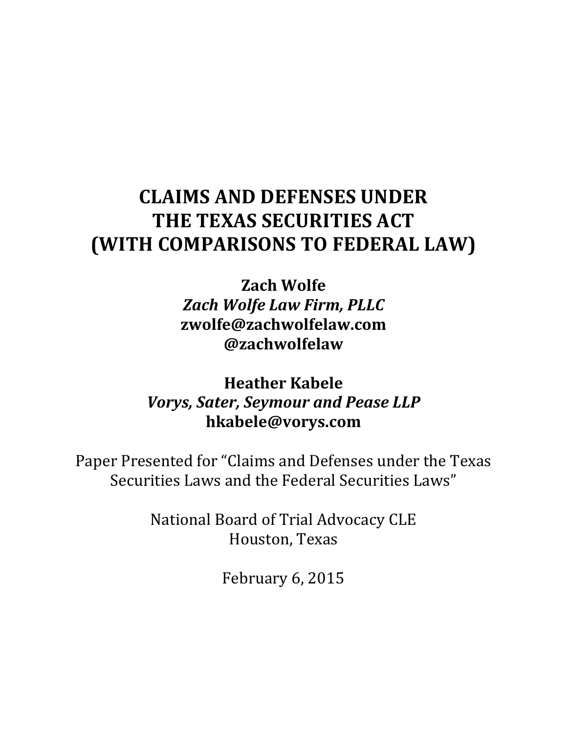# CLAIMS AND DEFENSES UNDER THE TEXAS SECURITIES ACT (WITH COMPARISONS TO FEDERAL LAW)

**Zach Wolfe**
***Zach Wolfe Law Firm, PLLC***
**zwolfe@zachwolfelaw.com**
**@zachwolfelaw**

**Heather Kabele**
***Vorys, Sater, Seymour and Pease LLP***
**hkabele@vorys.com**

Paper Presented for "Claims and Defenses under the Texas Securities Laws and the Federal Securities Laws"

National Board of Trial Advocacy CLE
Houston, Texas

February 6, 2015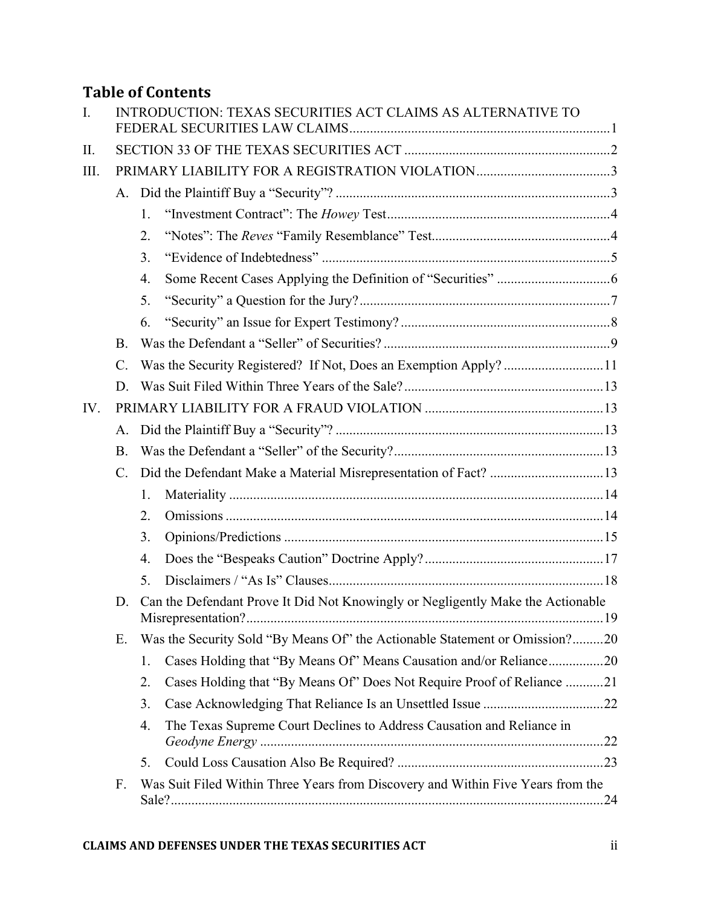# Table of Contents

I. INTRODUCTION: TEXAS SECURITIES ACT CLAIMS AS ALTERNATIVE TO FEDERAL SECURITIES LAW CLAIMS .......... 1

II. SECTION 33 OF THE TEXAS SECURITIES ACT .......... 2

III. PRIMARY LIABILITY FOR A REGISTRATION VIOLATION .......... 3

- A. Did the Plaintiff Buy a "Security"? .......... 3
  1. "Investment Contract": The *Howey* Test .......... 4
  2. "Notes": The *Reves* "Family Resemblance" Test .......... 4
  3. "Evidence of Indebtedness" .......... 5
  4. Some Recent Cases Applying the Definition of "Securities" .......... 6
  5. "Security" a Question for the Jury? .......... 7
  6. "Security" an Issue for Expert Testimony? .......... 8
- B. Was the Defendant a "Seller" of Securities? .......... 9
- C. Was the Security Registered? If Not, Does an Exemption Apply? .......... 11
- D. Was Suit Filed Within Three Years of the Sale? .......... 13

IV. PRIMARY LIABILITY FOR A FRAUD VIOLATION .......... 13

- A. Did the Plaintiff Buy a "Security"? .......... 13
- B. Was the Defendant a "Seller" of the Security? .......... 13
- C. Did the Defendant Make a Material Misrepresentation of Fact? .......... 13
  1. Materiality .......... 14
  2. Omissions .......... 14
  3. Opinions/Predictions .......... 15
  4. Does the "Bespeaks Caution" Doctrine Apply? .......... 17
  5. Disclaimers / "As Is" Clauses .......... 18
- D. Can the Defendant Prove It Did Not Knowingly or Negligently Make the Actionable Misrepresentation? .......... 19
- E. Was the Security Sold "By Means Of" the Actionable Statement or Omission? .......... 20
  1. Cases Holding that "By Means Of" Means Causation and/or Reliance .......... 20
  2. Cases Holding that "By Means Of" Does Not Require Proof of Reliance .......... 21
  3. Case Acknowledging That Reliance Is an Unsettled Issue .......... 22
  4. The Texas Supreme Court Declines to Address Causation and Reliance in *Geodyne Energy* .......... 22
  5. Could Loss Causation Also Be Required? .......... 23
- F. Was Suit Filed Within Three Years from Discovery and Within Five Years from the Sale? .......... 24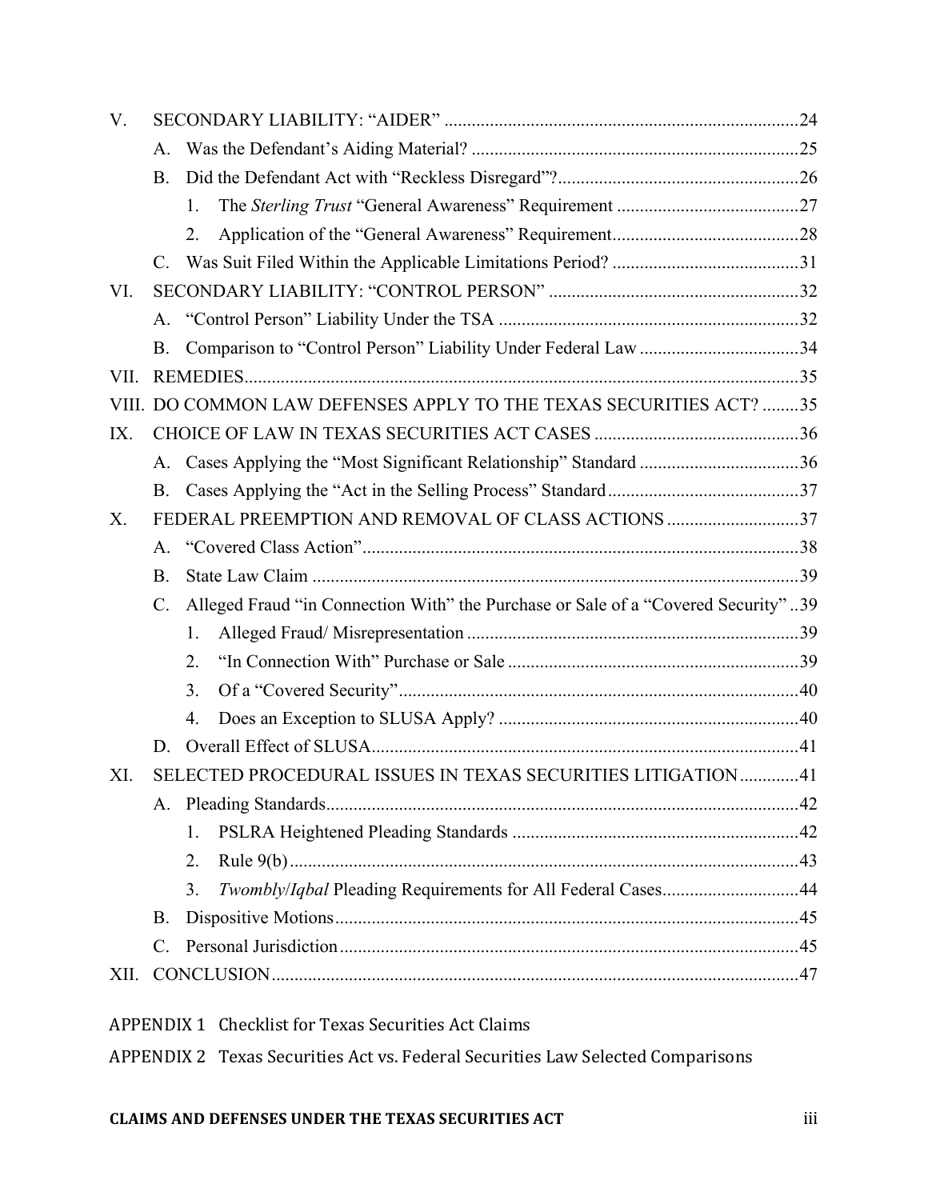- V. SECONDARY LIABILITY: "AIDER" .....24
  - A. Was the Defendant's Aiding Material? .....25
  - B. Did the Defendant Act with "Reckless Disregard"? .....26
    1. The *Sterling Trust* "General Awareness" Requirement .....27
    2. Application of the "General Awareness" Requirement .....28
  - C. Was Suit Filed Within the Applicable Limitations Period? .....31
- VI. SECONDARY LIABILITY: "CONTROL PERSON" .....32
  - A. "Control Person" Liability Under the TSA .....32
  - B. Comparison to "Control Person" Liability Under Federal Law .....34
- VII. REMEDIES .....35
- VIII. DO COMMON LAW DEFENSES APPLY TO THE TEXAS SECURITIES ACT? .....35
- IX. CHOICE OF LAW IN TEXAS SECURITIES ACT CASES .....36
  - A. Cases Applying the "Most Significant Relationship" Standard .....36
  - B. Cases Applying the "Act in the Selling Process" Standard .....37
- X. FEDERAL PREEMPTION AND REMOVAL OF CLASS ACTIONS .....37
  - A. "Covered Class Action" .....38
  - B. State Law Claim .....39
  - C. Alleged Fraud "in Connection With" the Purchase or Sale of a "Covered Security" .....39
    1. Alleged Fraud/ Misrepresentation .....39
    2. "In Connection With" Purchase or Sale .....39
    3. Of a "Covered Security" .....40
    4. Does an Exception to SLUSA Apply? .....40
  - D. Overall Effect of SLUSA .....41
- XI. SELECTED PROCEDURAL ISSUES IN TEXAS SECURITIES LITIGATION .....41
  - A. Pleading Standards .....42
    1. PSLRA Heightened Pleading Standards .....42
    2. Rule 9(b) .....43
    3. *Twombly*/*Iqbal* Pleading Requirements for All Federal Cases .....44
  - B. Dispositive Motions .....45
  - C. Personal Jurisdiction .....45
- XII. CONCLUSION .....47

APPENDIX 1 Checklist for Texas Securities Act Claims

APPENDIX 2 Texas Securities Act vs. Federal Securities Law Selected Comparisons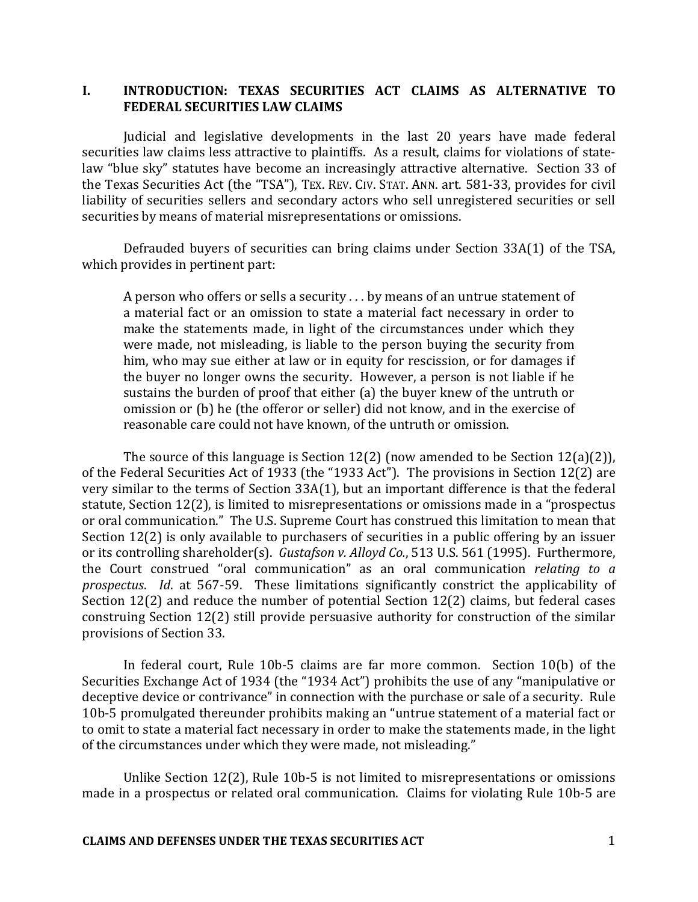## I. INTRODUCTION: TEXAS SECURITIES ACT CLAIMS AS ALTERNATIVE TO FEDERAL SECURITIES LAW CLAIMS

Judicial and legislative developments in the last 20 years have made federal securities law claims less attractive to plaintiffs. As a result, claims for violations of state-law "blue sky" statutes have become an increasingly attractive alternative. Section 33 of the Texas Securities Act (the "TSA"), TEX. REV. CIV. STAT. ANN. art. 581-33, provides for civil liability of securities sellers and secondary actors who sell unregistered securities or sell securities by means of material misrepresentations or omissions.

Defrauded buyers of securities can bring claims under Section 33A(1) of the TSA, which provides in pertinent part:

> A person who offers or sells a security . . . by means of an untrue statement of a material fact or an omission to state a material fact necessary in order to make the statements made, in light of the circumstances under which they were made, not misleading, is liable to the person buying the security from him, who may sue either at law or in equity for rescission, or for damages if the buyer no longer owns the security. However, a person is not liable if he sustains the burden of proof that either (a) the buyer knew of the untruth or omission or (b) he (the offeror or seller) did not know, and in the exercise of reasonable care could not have known, of the untruth or omission.

The source of this language is Section 12(2) (now amended to be Section 12(a)(2)), of the Federal Securities Act of 1933 (the "1933 Act"). The provisions in Section 12(2) are very similar to the terms of Section 33A(1), but an important difference is that the federal statute, Section 12(2), is limited to misrepresentations or omissions made in a "prospectus or oral communication." The U.S. Supreme Court has construed this limitation to mean that Section 12(2) is only available to purchasers of securities in a public offering by an issuer or its controlling shareholder(s). *Gustafson v. Alloyd Co.*, 513 U.S. 561 (1995). Furthermore, the Court construed "oral communication" as an oral communication *relating to a prospectus*. *Id*. at 567-59. These limitations significantly constrict the applicability of Section 12(2) and reduce the number of potential Section 12(2) claims, but federal cases construing Section 12(2) still provide persuasive authority for construction of the similar provisions of Section 33.

In federal court, Rule 10b-5 claims are far more common. Section 10(b) of the Securities Exchange Act of 1934 (the "1934 Act") prohibits the use of any "manipulative or deceptive device or contrivance" in connection with the purchase or sale of a security. Rule 10b-5 promulgated thereunder prohibits making an "untrue statement of a material fact or to omit to state a material fact necessary in order to make the statements made, in the light of the circumstances under which they were made, not misleading."

Unlike Section 12(2), Rule 10b-5 is not limited to misrepresentations or omissions made in a prospectus or related oral communication. Claims for violating Rule 10b-5 are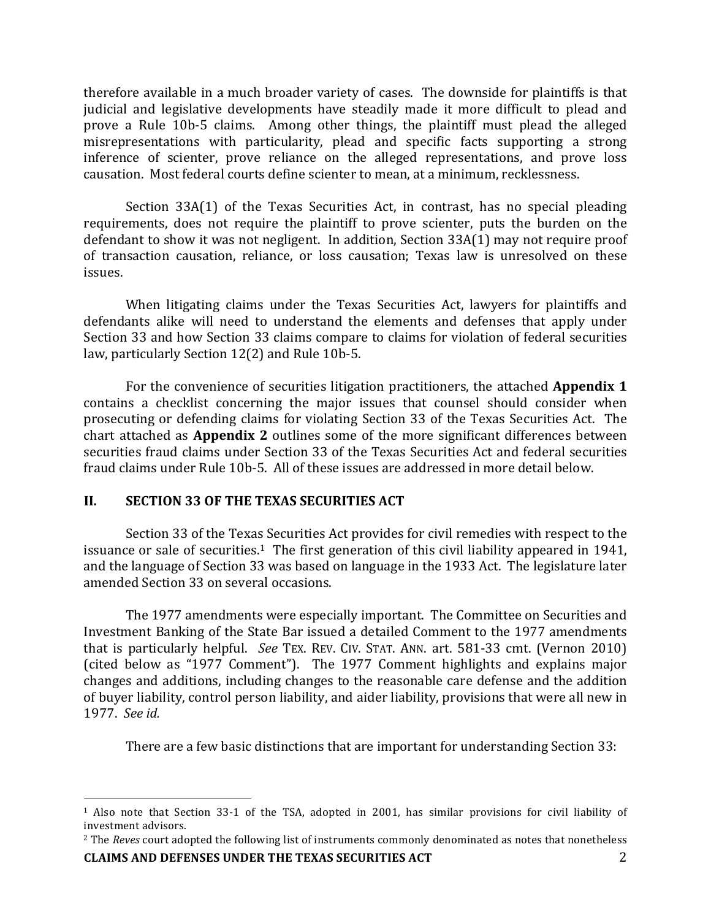therefore available in a much broader variety of cases. The downside for plaintiffs is that judicial and legislative developments have steadily made it more difficult to plead and prove a Rule 10b-5 claims. Among other things, the plaintiff must plead the alleged misrepresentations with particularity, plead and specific facts supporting a strong inference of scienter, prove reliance on the alleged representations, and prove loss causation. Most federal courts define scienter to mean, at a minimum, recklessness.

Section 33A(1) of the Texas Securities Act, in contrast, has no special pleading requirements, does not require the plaintiff to prove scienter, puts the burden on the defendant to show it was not negligent. In addition, Section 33A(1) may not require proof of transaction causation, reliance, or loss causation; Texas law is unresolved on these issues.

When litigating claims under the Texas Securities Act, lawyers for plaintiffs and defendants alike will need to understand the elements and defenses that apply under Section 33 and how Section 33 claims compare to claims for violation of federal securities law, particularly Section 12(2) and Rule 10b-5.

For the convenience of securities litigation practitioners, the attached **Appendix 1** contains a checklist concerning the major issues that counsel should consider when prosecuting or defending claims for violating Section 33 of the Texas Securities Act. The chart attached as **Appendix 2** outlines some of the more significant differences between securities fraud claims under Section 33 of the Texas Securities Act and federal securities fraud claims under Rule 10b-5. All of these issues are addressed in more detail below.

## II. SECTION 33 OF THE TEXAS SECURITIES ACT

Section 33 of the Texas Securities Act provides for civil remedies with respect to the issuance or sale of securities.[1] The first generation of this civil liability appeared in 1941, and the language of Section 33 was based on language in the 1933 Act. The legislature later amended Section 33 on several occasions.

The 1977 amendments were especially important. The Committee on Securities and Investment Banking of the State Bar issued a detailed Comment to the 1977 amendments that is particularly helpful. *See* TEX. REV. CIV. STAT. ANN. art. 581-33 cmt. (Vernon 2010) (cited below as "1977 Comment"). The 1977 Comment highlights and explains major changes and additions, including changes to the reasonable care defense and the addition of buyer liability, control person liability, and aider liability, provisions that were all new in 1977. *See id.*

There are a few basic distinctions that are important for understanding Section 33:

---

[1] Also note that Section 33-1 of the TSA, adopted in 2001, has similar provisions for civil liability of investment advisors.

[2] The *Reves* court adopted the following list of instruments commonly denominated as notes that nonetheless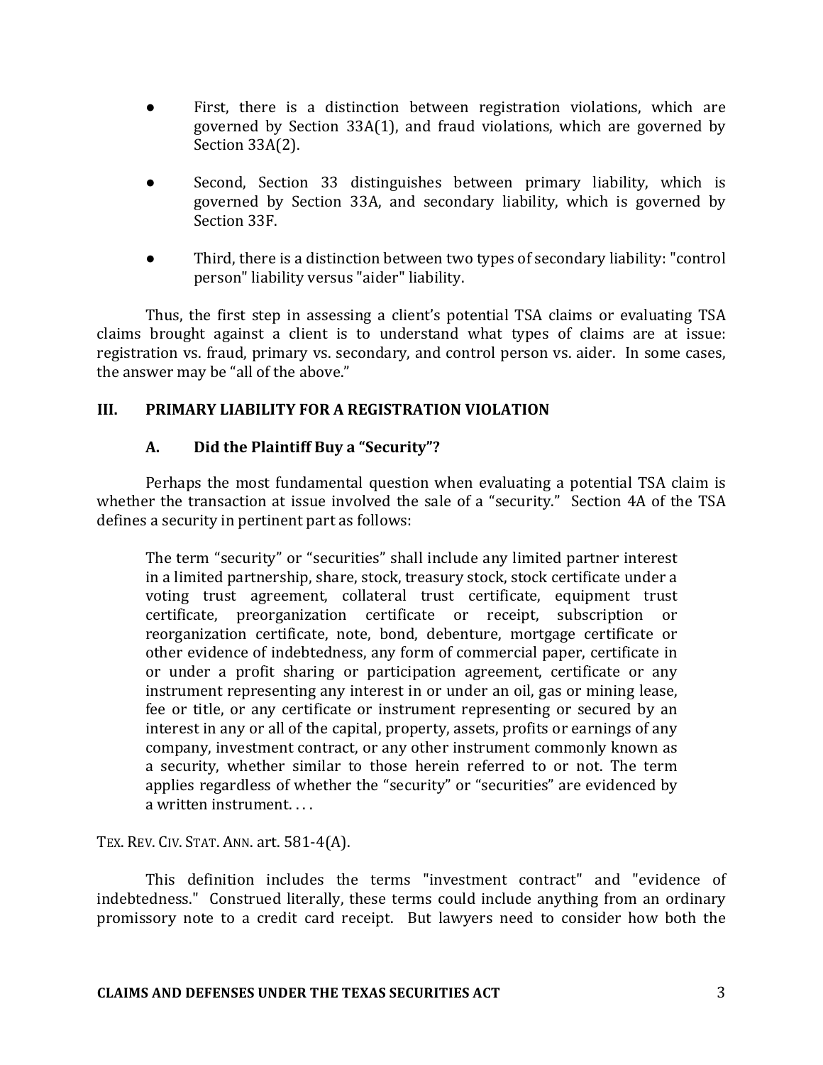- First, there is a distinction between registration violations, which are governed by Section 33A(1), and fraud violations, which are governed by Section 33A(2).

- Second, Section 33 distinguishes between primary liability, which is governed by Section 33A, and secondary liability, which is governed by Section 33F.

- Third, there is a distinction between two types of secondary liability: "control person" liability versus "aider" liability.

Thus, the first step in assessing a client's potential TSA claims or evaluating TSA claims brought against a client is to understand what types of claims are at issue: registration vs. fraud, primary vs. secondary, and control person vs. aider. In some cases, the answer may be "all of the above."

## III. PRIMARY LIABILITY FOR A REGISTRATION VIOLATION

### A. Did the Plaintiff Buy a "Security"?

Perhaps the most fundamental question when evaluating a potential TSA claim is whether the transaction at issue involved the sale of a "security." Section 4A of the TSA defines a security in pertinent part as follows:

> The term "security" or "securities" shall include any limited partner interest in a limited partnership, share, stock, treasury stock, stock certificate under a voting trust agreement, collateral trust certificate, equipment trust certificate, preorganization certificate or receipt, subscription or reorganization certificate, note, bond, debenture, mortgage certificate or other evidence of indebtedness, any form of commercial paper, certificate in or under a profit sharing or participation agreement, certificate or any instrument representing any interest in or under an oil, gas or mining lease, fee or title, or any certificate or instrument representing or secured by an interest in any or all of the capital, property, assets, profits or earnings of any company, investment contract, or any other instrument commonly known as a security, whether similar to those herein referred to or not. The term applies regardless of whether the "security" or "securities" are evidenced by a written instrument. . . .

TEX. REV. CIV. STAT. ANN. art. 581-4(A).

This definition includes the terms "investment contract" and "evidence of indebtedness." Construed literally, these terms could include anything from an ordinary promissory note to a credit card receipt. But lawyers need to consider how both the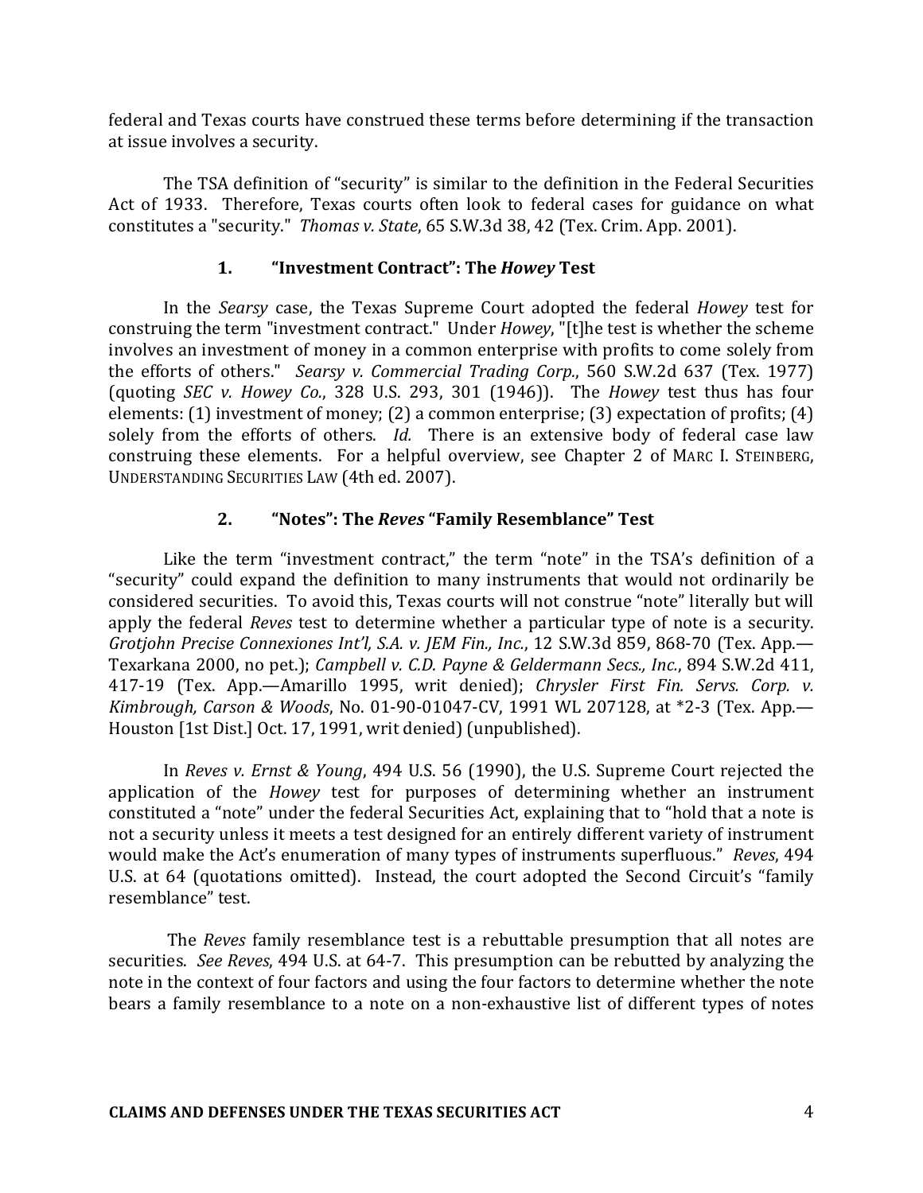federal and Texas courts have construed these terms before determining if the transaction at issue involves a security.

The TSA definition of "security" is similar to the definition in the Federal Securities Act of 1933. Therefore, Texas courts often look to federal cases for guidance on what constitutes a "security." *Thomas v. State*, 65 S.W.3d 38, 42 (Tex. Crim. App. 2001).

### 1. "Investment Contract": The *Howey* Test

In the *Searsy* case, the Texas Supreme Court adopted the federal *Howey* test for construing the term "investment contract." Under *Howey*, "[t]he test is whether the scheme involves an investment of money in a common enterprise with profits to come solely from the efforts of others." *Searsy v. Commercial Trading Corp.*, 560 S.W.2d 637 (Tex. 1977) (quoting *SEC v. Howey Co.*, 328 U.S. 293, 301 (1946)). The *Howey* test thus has four elements: (1) investment of money; (2) a common enterprise; (3) expectation of profits; (4) solely from the efforts of others. *Id.* There is an extensive body of federal case law construing these elements. For a helpful overview, see Chapter 2 of MARC I. STEINBERG, UNDERSTANDING SECURITIES LAW (4th ed. 2007).

### 2. "Notes": The *Reves* "Family Resemblance" Test

Like the term "investment contract," the term "note" in the TSA's definition of a "security" could expand the definition to many instruments that would not ordinarily be considered securities. To avoid this, Texas courts will not construe "note" literally but will apply the federal *Reves* test to determine whether a particular type of note is a security. *Grotjohn Precise Connexiones Int'l, S.A. v. JEM Fin., Inc.*, 12 S.W.3d 859, 868-70 (Tex. App.—Texarkana 2000, no pet.); *Campbell v. C.D. Payne & Geldermann Secs., Inc.*, 894 S.W.2d 411, 417-19 (Tex. App.—Amarillo 1995, writ denied); *Chrysler First Fin. Servs. Corp. v. Kimbrough, Carson & Woods*, No. 01-90-01047-CV, 1991 WL 207128, at *2-3 (Tex. App.—Houston [1st Dist.] Oct. 17, 1991, writ denied) (unpublished).

In *Reves v. Ernst & Young*, 494 U.S. 56 (1990), the U.S. Supreme Court rejected the application of the *Howey* test for purposes of determining whether an instrument constituted a "note" under the federal Securities Act, explaining that to "hold that a note is not a security unless it meets a test designed for an entirely different variety of instrument would make the Act's enumeration of many types of instruments superfluous." *Reves*, 494 U.S. at 64 (quotations omitted). Instead, the court adopted the Second Circuit's "family resemblance" test.

The *Reves* family resemblance test is a rebuttable presumption that all notes are securities. *See Reves*, 494 U.S. at 64-7. This presumption can be rebutted by analyzing the note in the context of four factors and using the four factors to determine whether the note bears a family resemblance to a note on a non-exhaustive list of different types of notes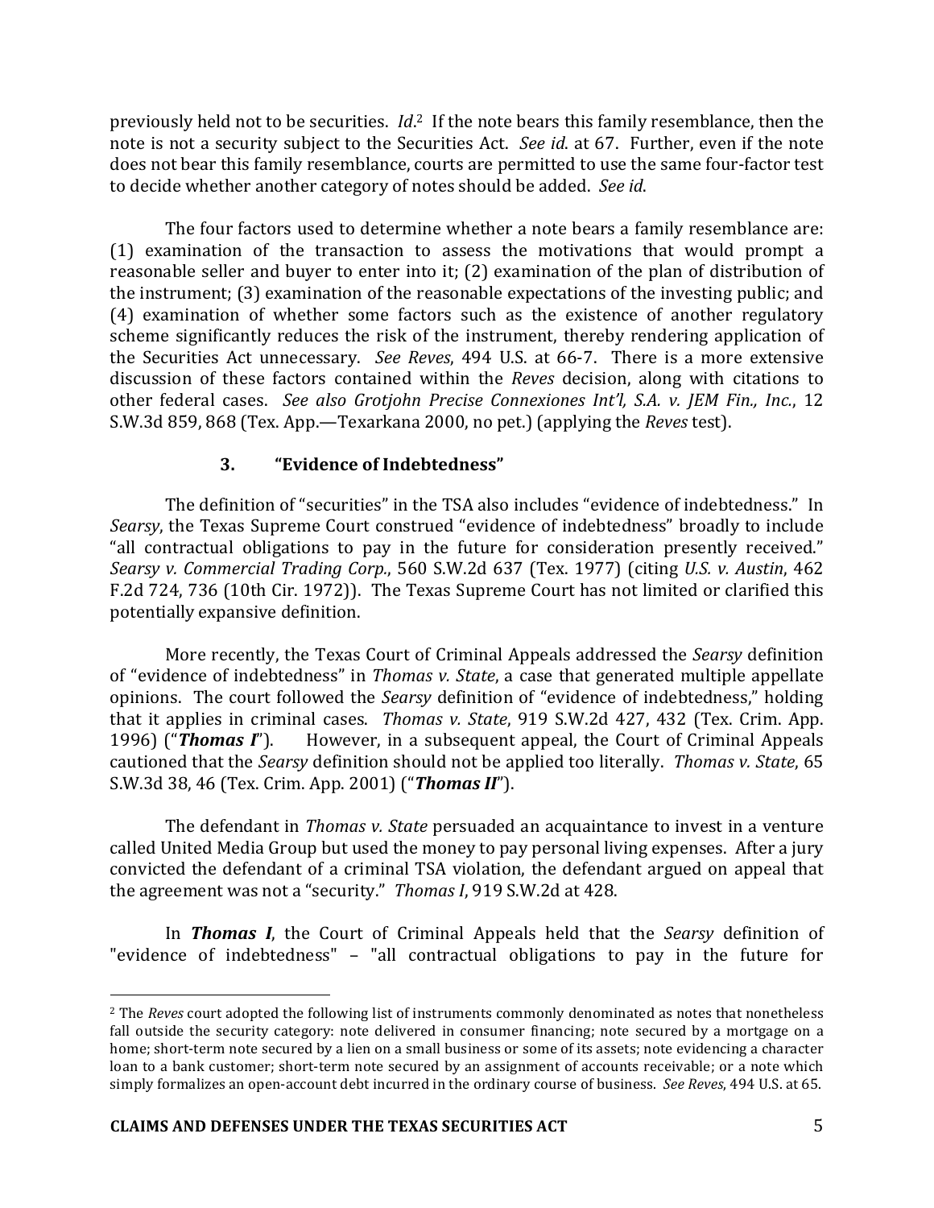previously held not to be securities. *Id*.[2] If the note bears this family resemblance, then the note is not a security subject to the Securities Act. *See id*. at 67. Further, even if the note does not bear this family resemblance, courts are permitted to use the same four-factor test to decide whether another category of notes should be added. *See id*.

The four factors used to determine whether a note bears a family resemblance are: (1) examination of the transaction to assess the motivations that would prompt a reasonable seller and buyer to enter into it; (2) examination of the plan of distribution of the instrument; (3) examination of the reasonable expectations of the investing public; and (4) examination of whether some factors such as the existence of another regulatory scheme significantly reduces the risk of the instrument, thereby rendering application of the Securities Act unnecessary. *See Reves*, 494 U.S. at 66-7. There is a more extensive discussion of these factors contained within the *Reves* decision, along with citations to other federal cases. *See also Grotjohn Precise Connexiones Int'l, S.A. v. JEM Fin., Inc.*, 12 S.W.3d 859, 868 (Tex. App.—Texarkana 2000, no pet.) (applying the *Reves* test).

### 3. "Evidence of Indebtedness"

The definition of "securities" in the TSA also includes "evidence of indebtedness." In *Searsy*, the Texas Supreme Court construed "evidence of indebtedness" broadly to include "all contractual obligations to pay in the future for consideration presently received." *Searsy v. Commercial Trading Corp.*, 560 S.W.2d 637 (Tex. 1977) (citing *U.S. v. Austin*, 462 F.2d 724, 736 (10th Cir. 1972)). The Texas Supreme Court has not limited or clarified this potentially expansive definition.

More recently, the Texas Court of Criminal Appeals addressed the *Searsy* definition of "evidence of indebtedness" in *Thomas v. State*, a case that generated multiple appellate opinions. The court followed the *Searsy* definition of "evidence of indebtedness," holding that it applies in criminal cases. *Thomas v. State*, 919 S.W.2d 427, 432 (Tex. Crim. App. 1996) ("***Thomas I***"). However, in a subsequent appeal, the Court of Criminal Appeals cautioned that the *Searsy* definition should not be applied too literally. *Thomas v. State*, 65 S.W.3d 38, 46 (Tex. Crim. App. 2001) ("***Thomas II***").

The defendant in *Thomas v. State* persuaded an acquaintance to invest in a venture called United Media Group but used the money to pay personal living expenses. After a jury convicted the defendant of a criminal TSA violation, the defendant argued on appeal that the agreement was not a "security." *Thomas I*, 919 S.W.2d at 428.

In ***Thomas I***, the Court of Criminal Appeals held that the *Searsy* definition of "evidence of indebtedness" – "all contractual obligations to pay in the future for

---

[2] The *Reves* court adopted the following list of instruments commonly denominated as notes that nonetheless fall outside the security category: note delivered in consumer financing; note secured by a mortgage on a home; short-term note secured by a lien on a small business or some of its assets; note evidencing a character loan to a bank customer; short-term note secured by an assignment of accounts receivable; or a note which simply formalizes an open-account debt incurred in the ordinary course of business. *See Reves*, 494 U.S. at 65.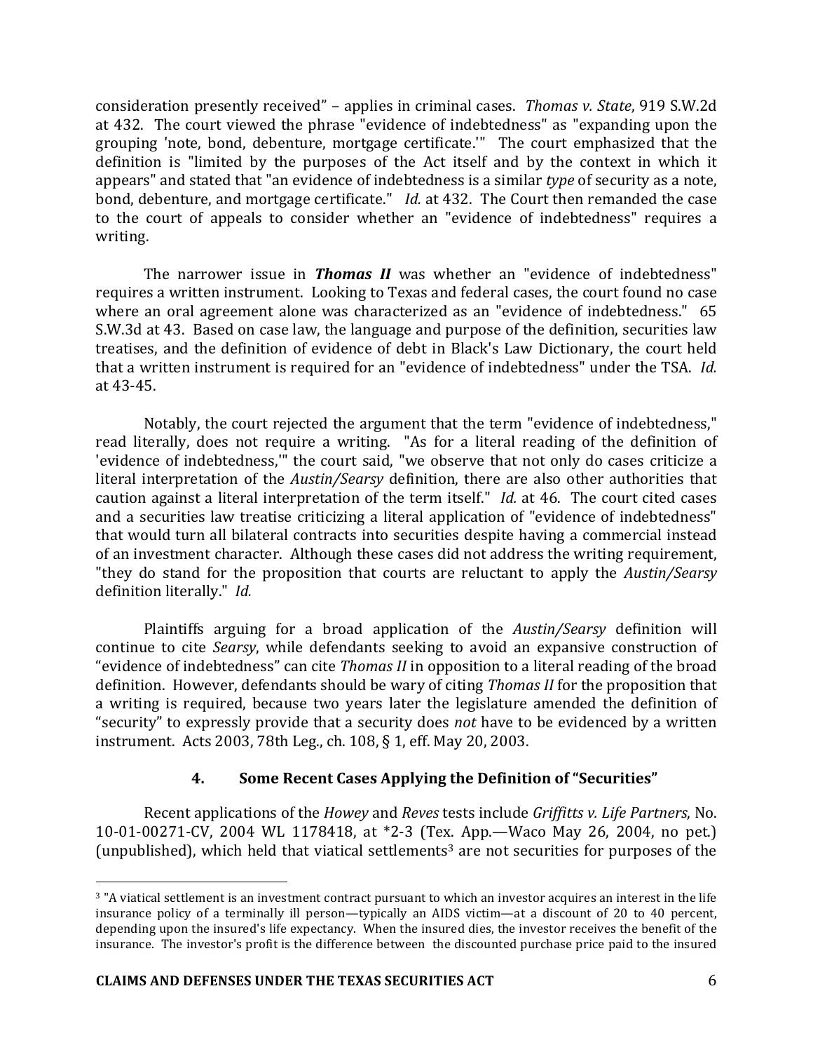consideration presently received" – applies in criminal cases. *Thomas v. State*, 919 S.W.2d at 432. The court viewed the phrase "evidence of indebtedness" as "expanding upon the grouping 'note, bond, debenture, mortgage certificate.'" The court emphasized that the definition is "limited by the purposes of the Act itself and by the context in which it appears" and stated that "an evidence of indebtedness is a similar *type* of security as a note, bond, debenture, and mortgage certificate." *Id.* at 432. The Court then remanded the case to the court of appeals to consider whether an "evidence of indebtedness" requires a writing.

The narrower issue in ***Thomas II*** was whether an "evidence of indebtedness" requires a written instrument. Looking to Texas and federal cases, the court found no case where an oral agreement alone was characterized as an "evidence of indebtedness." 65 S.W.3d at 43. Based on case law, the language and purpose of the definition, securities law treatises, and the definition of evidence of debt in Black's Law Dictionary, the court held that a written instrument is required for an "evidence of indebtedness" under the TSA. *Id.* at 43-45.

Notably, the court rejected the argument that the term "evidence of indebtedness," read literally, does not require a writing. "As for a literal reading of the definition of 'evidence of indebtedness,'" the court said, "we observe that not only do cases criticize a literal interpretation of the *Austin/Searsy* definition, there are also other authorities that caution against a literal interpretation of the term itself." *Id.* at 46. The court cited cases and a securities law treatise criticizing a literal application of "evidence of indebtedness" that would turn all bilateral contracts into securities despite having a commercial instead of an investment character. Although these cases did not address the writing requirement, "they do stand for the proposition that courts are reluctant to apply the *Austin/Searsy* definition literally." *Id.*

Plaintiffs arguing for a broad application of the *Austin/Searsy* definition will continue to cite *Searsy*, while defendants seeking to avoid an expansive construction of "evidence of indebtedness" can cite *Thomas II* in opposition to a literal reading of the broad definition. However, defendants should be wary of citing *Thomas II* for the proposition that a writing is required, because two years later the legislature amended the definition of "security" to expressly provide that a security does *not* have to be evidenced by a written instrument. Acts 2003, 78th Leg., ch. 108, § 1, eff. May 20, 2003.

#### 4. Some Recent Cases Applying the Definition of "Securities"

Recent applications of the *Howey* and *Reves* tests include *Griffitts v. Life Partners*, No. 10-01-00271-CV, 2004 WL 1178418, at *2-3 (Tex. App.—Waco May 26, 2004, no pet.) (unpublished), which held that viatical settlements[3] are not securities for purposes of the

[3] "A viatical settlement is an investment contract pursuant to which an investor acquires an interest in the life insurance policy of a terminally ill person—typically an AIDS victim—at a discount of 20 to 40 percent, depending upon the insured's life expectancy. When the insured dies, the investor receives the benefit of the insurance. The investor's profit is the difference between the discounted purchase price paid to the insured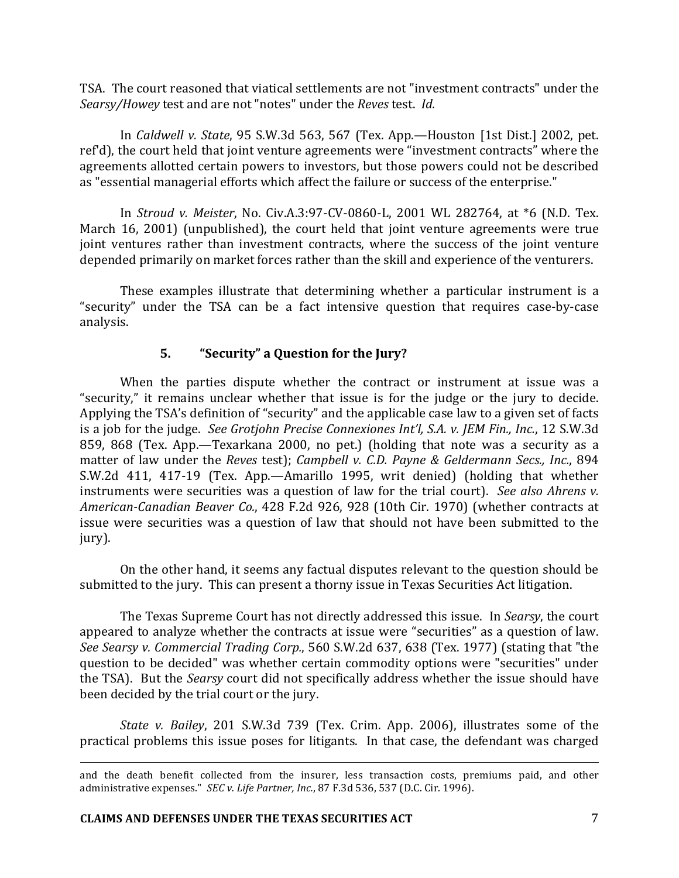TSA. The court reasoned that viatical settlements are not "investment contracts" under the *Searsy/Howey* test and are not "notes" under the *Reves* test. *Id.*

In *Caldwell v. State*, 95 S.W.3d 563, 567 (Tex. App.—Houston [1st Dist.] 2002, pet. ref'd), the court held that joint venture agreements were "investment contracts" where the agreements allotted certain powers to investors, but those powers could not be described as "essential managerial efforts which affect the failure or success of the enterprise."

In *Stroud v. Meister*, No. Civ.A.3:97-CV-0860-L, 2001 WL 282764, at *6 (N.D. Tex. March 16, 2001) (unpublished), the court held that joint venture agreements were true joint ventures rather than investment contracts, where the success of the joint venture depended primarily on market forces rather than the skill and experience of the venturers.

These examples illustrate that determining whether a particular instrument is a "security" under the TSA can be a fact intensive question that requires case-by-case analysis.

### 5. "Security" a Question for the Jury?

When the parties dispute whether the contract or instrument at issue was a "security," it remains unclear whether that issue is for the judge or the jury to decide. Applying the TSA's definition of "security" and the applicable case law to a given set of facts is a job for the judge. *See Grotjohn Precise Connexiones Int'l, S.A. v. JEM Fin., Inc.*, 12 S.W.3d 859, 868 (Tex. App.—Texarkana 2000, no pet.) (holding that note was a security as a matter of law under the *Reves* test); *Campbell v. C.D. Payne & Geldermann Secs., Inc.*, 894 S.W.2d 411, 417-19 (Tex. App.—Amarillo 1995, writ denied) (holding that whether instruments were securities was a question of law for the trial court). *See also Ahrens v. American-Canadian Beaver Co.*, 428 F.2d 926, 928 (10th Cir. 1970) (whether contracts at issue were securities was a question of law that should not have been submitted to the jury).

On the other hand, it seems any factual disputes relevant to the question should be submitted to the jury. This can present a thorny issue in Texas Securities Act litigation.

The Texas Supreme Court has not directly addressed this issue. In *Searsy*, the court appeared to analyze whether the contracts at issue were "securities" as a question of law. *See Searsy v. Commercial Trading Corp.*, 560 S.W.2d 637, 638 (Tex. 1977) (stating that "the question to be decided" was whether certain commodity options were "securities" under the TSA). But the *Searsy* court did not specifically address whether the issue should have been decided by the trial court or the jury.

*State v. Bailey*, 201 S.W.3d 739 (Tex. Crim. App. 2006), illustrates some of the practical problems this issue poses for litigants. In that case, the defendant was charged

---

and the death benefit collected from the insurer, less transaction costs, premiums paid, and other administrative expenses." *SEC v. Life Partner, Inc.*, 87 F.3d 536, 537 (D.C. Cir. 1996).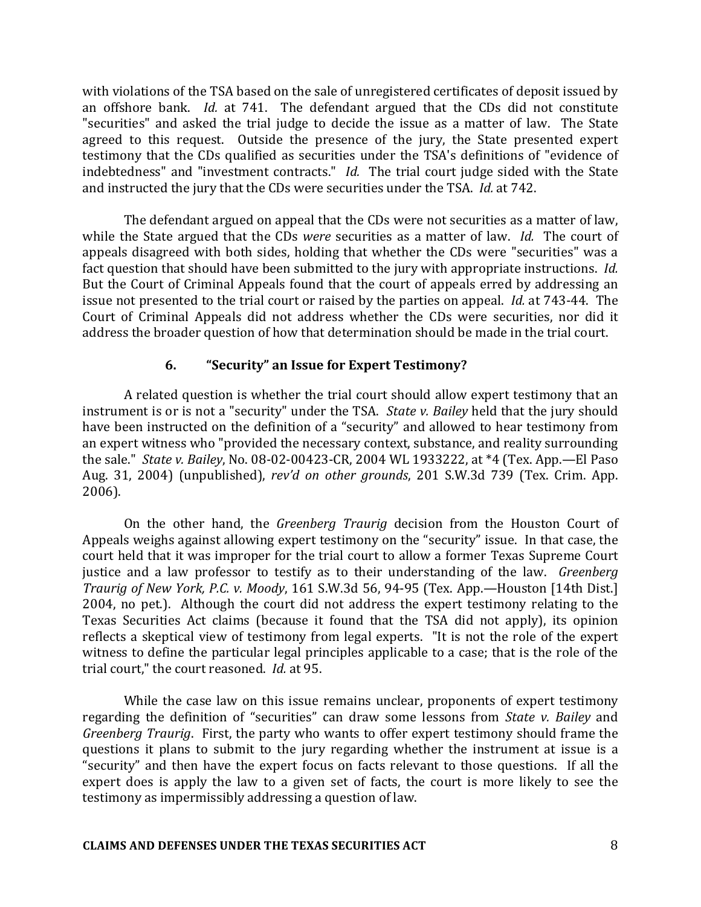with violations of the TSA based on the sale of unregistered certificates of deposit issued by an offshore bank. *Id.* at 741. The defendant argued that the CDs did not constitute "securities" and asked the trial judge to decide the issue as a matter of law. The State agreed to this request. Outside the presence of the jury, the State presented expert testimony that the CDs qualified as securities under the TSA's definitions of "evidence of indebtedness" and "investment contracts." *Id.* The trial court judge sided with the State and instructed the jury that the CDs were securities under the TSA. *Id.* at 742.

The defendant argued on appeal that the CDs were not securities as a matter of law, while the State argued that the CDs *were* securities as a matter of law. *Id.* The court of appeals disagreed with both sides, holding that whether the CDs were "securities" was a fact question that should have been submitted to the jury with appropriate instructions. *Id.* But the Court of Criminal Appeals found that the court of appeals erred by addressing an issue not presented to the trial court or raised by the parties on appeal. *Id.* at 743-44. The Court of Criminal Appeals did not address whether the CDs were securities, nor did it address the broader question of how that determination should be made in the trial court.

### 6. "Security" an Issue for Expert Testimony?

A related question is whether the trial court should allow expert testimony that an instrument is or is not a "security" under the TSA. *State v. Bailey* held that the jury should have been instructed on the definition of a "security" and allowed to hear testimony from an expert witness who "provided the necessary context, substance, and reality surrounding the sale." *State v. Bailey*, No. 08-02-00423-CR, 2004 WL 1933222, at *4 (Tex. App.—El Paso Aug. 31, 2004) (unpublished), *rev'd on other grounds*, 201 S.W.3d 739 (Tex. Crim. App. 2006).

On the other hand, the *Greenberg Traurig* decision from the Houston Court of Appeals weighs against allowing expert testimony on the "security" issue. In that case, the court held that it was improper for the trial court to allow a former Texas Supreme Court justice and a law professor to testify as to their understanding of the law. *Greenberg Traurig of New York, P.C. v. Moody*, 161 S.W.3d 56, 94-95 (Tex. App.—Houston [14th Dist.] 2004, no pet.). Although the court did not address the expert testimony relating to the Texas Securities Act claims (because it found that the TSA did not apply), its opinion reflects a skeptical view of testimony from legal experts. "It is not the role of the expert witness to define the particular legal principles applicable to a case; that is the role of the trial court," the court reasoned. *Id.* at 95.

While the case law on this issue remains unclear, proponents of expert testimony regarding the definition of "securities" can draw some lessons from *State v. Bailey* and *Greenberg Traurig*. First, the party who wants to offer expert testimony should frame the questions it plans to submit to the jury regarding whether the instrument at issue is a "security" and then have the expert focus on facts relevant to those questions. If all the expert does is apply the law to a given set of facts, the court is more likely to see the testimony as impermissibly addressing a question of law.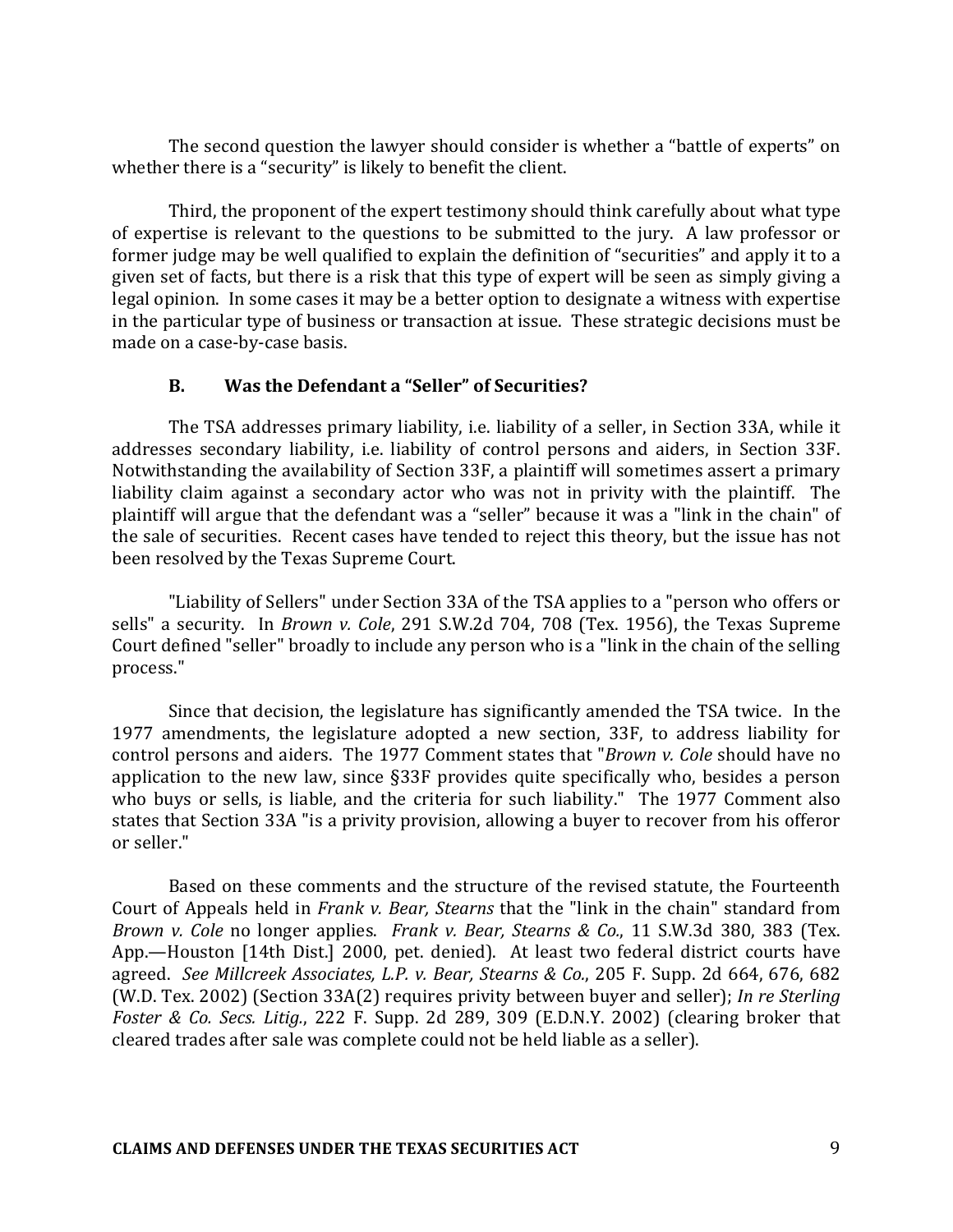The second question the lawyer should consider is whether a "battle of experts" on whether there is a "security" is likely to benefit the client.

Third, the proponent of the expert testimony should think carefully about what type of expertise is relevant to the questions to be submitted to the jury. A law professor or former judge may be well qualified to explain the definition of "securities" and apply it to a given set of facts, but there is a risk that this type of expert will be seen as simply giving a legal opinion. In some cases it may be a better option to designate a witness with expertise in the particular type of business or transaction at issue. These strategic decisions must be made on a case-by-case basis.

### B. Was the Defendant a "Seller" of Securities?

The TSA addresses primary liability, i.e. liability of a seller, in Section 33A, while it addresses secondary liability, i.e. liability of control persons and aiders, in Section 33F. Notwithstanding the availability of Section 33F, a plaintiff will sometimes assert a primary liability claim against a secondary actor who was not in privity with the plaintiff. The plaintiff will argue that the defendant was a "seller" because it was a "link in the chain" of the sale of securities. Recent cases have tended to reject this theory, but the issue has not been resolved by the Texas Supreme Court.

"Liability of Sellers" under Section 33A of the TSA applies to a "person who offers or sells" a security. In *Brown v. Cole*, 291 S.W.2d 704, 708 (Tex. 1956), the Texas Supreme Court defined "seller" broadly to include any person who is a "link in the chain of the selling process."

Since that decision, the legislature has significantly amended the TSA twice. In the 1977 amendments, the legislature adopted a new section, 33F, to address liability for control persons and aiders. The 1977 Comment states that "*Brown v. Cole* should have no application to the new law, since §33F provides quite specifically who, besides a person who buys or sells, is liable, and the criteria for such liability." The 1977 Comment also states that Section 33A "is a privity provision, allowing a buyer to recover from his offeror or seller."

Based on these comments and the structure of the revised statute, the Fourteenth Court of Appeals held in *Frank v. Bear, Stearns* that the "link in the chain" standard from *Brown v. Cole* no longer applies. *Frank v. Bear, Stearns & Co.*, 11 S.W.3d 380, 383 (Tex. App.—Houston [14th Dist.] 2000, pet. denied). At least two federal district courts have agreed. *See Millcreek Associates, L.P. v. Bear, Stearns & Co.*, 205 F. Supp. 2d 664, 676, 682 (W.D. Tex. 2002) (Section 33A(2) requires privity between buyer and seller); *In re Sterling Foster & Co. Secs. Litig.*, 222 F. Supp. 2d 289, 309 (E.D.N.Y. 2002) (clearing broker that cleared trades after sale was complete could not be held liable as a seller).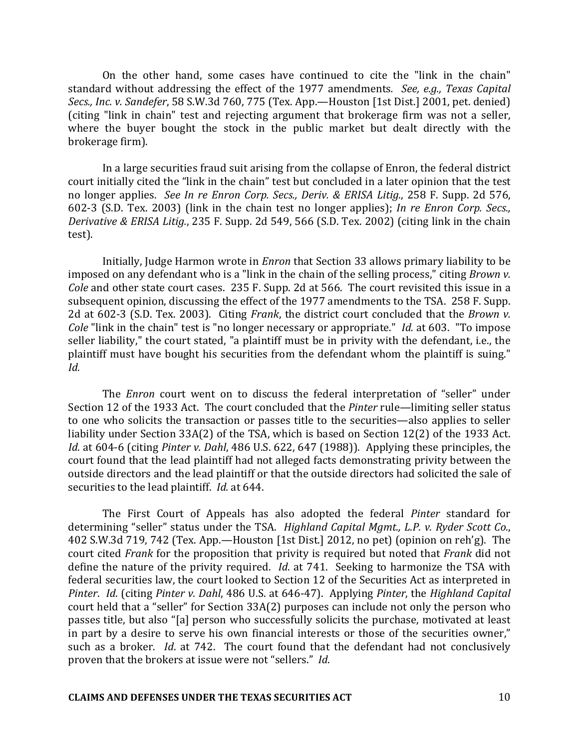On the other hand, some cases have continued to cite the "link in the chain" standard without addressing the effect of the 1977 amendments. *See, e.g., Texas Capital Secs., Inc. v. Sandefer*, 58 S.W.3d 760, 775 (Tex. App.—Houston [1st Dist.] 2001, pet. denied) (citing "link in chain" test and rejecting argument that brokerage firm was not a seller, where the buyer bought the stock in the public market but dealt directly with the brokerage firm).

In a large securities fraud suit arising from the collapse of Enron, the federal district court initially cited the "link in the chain" test but concluded in a later opinion that the test no longer applies. *See In re Enron Corp. Secs., Deriv. & ERISA Litig.*, 258 F. Supp. 2d 576, 602-3 (S.D. Tex. 2003) (link in the chain test no longer applies); *In re Enron Corp. Secs., Derivative & ERISA Litig.*, 235 F. Supp. 2d 549, 566 (S.D. Tex. 2002) (citing link in the chain test).

Initially, Judge Harmon wrote in *Enron* that Section 33 allows primary liability to be imposed on any defendant who is a "link in the chain of the selling process," citing *Brown v. Cole* and other state court cases. 235 F. Supp. 2d at 566. The court revisited this issue in a subsequent opinion, discussing the effect of the 1977 amendments to the TSA. 258 F. Supp. 2d at 602-3 (S.D. Tex. 2003). Citing *Frank*, the district court concluded that the *Brown v. Cole* "link in the chain" test is "no longer necessary or appropriate." *Id.* at 603. "To impose seller liability," the court stated, "a plaintiff must be in privity with the defendant, i.e., the plaintiff must have bought his securities from the defendant whom the plaintiff is suing." *Id.*

The *Enron* court went on to discuss the federal interpretation of "seller" under Section 12 of the 1933 Act. The court concluded that the *Pinter* rule—limiting seller status to one who solicits the transaction or passes title to the securities—also applies to seller liability under Section 33A(2) of the TSA, which is based on Section 12(2) of the 1933 Act. *Id.* at 604-6 (citing *Pinter v. Dahl*, 486 U.S. 622, 647 (1988)). Applying these principles, the court found that the lead plaintiff had not alleged facts demonstrating privity between the outside directors and the lead plaintiff or that the outside directors had solicited the sale of securities to the lead plaintiff. *Id.* at 644.

The First Court of Appeals has also adopted the federal *Pinter* standard for determining "seller" status under the TSA. *Highland Capital Mgmt., L.P. v. Ryder Scott Co.*, 402 S.W.3d 719, 742 (Tex. App.—Houston [1st Dist.] 2012, no pet) (opinion on reh'g). The court cited *Frank* for the proposition that privity is required but noted that *Frank* did not define the nature of the privity required. *Id*. at 741. Seeking to harmonize the TSA with federal securities law, the court looked to Section 12 of the Securities Act as interpreted in *Pinter*. *Id*. (citing *Pinter v. Dahl*, 486 U.S. at 646-47). Applying *Pinter*, the *Highland Capital* court held that a "seller" for Section 33A(2) purposes can include not only the person who passes title, but also "[a] person who successfully solicits the purchase, motivated at least in part by a desire to serve his own financial interests or those of the securities owner," such as a broker. *Id*. at 742. The court found that the defendant had not conclusively proven that the brokers at issue were not "sellers." *Id.*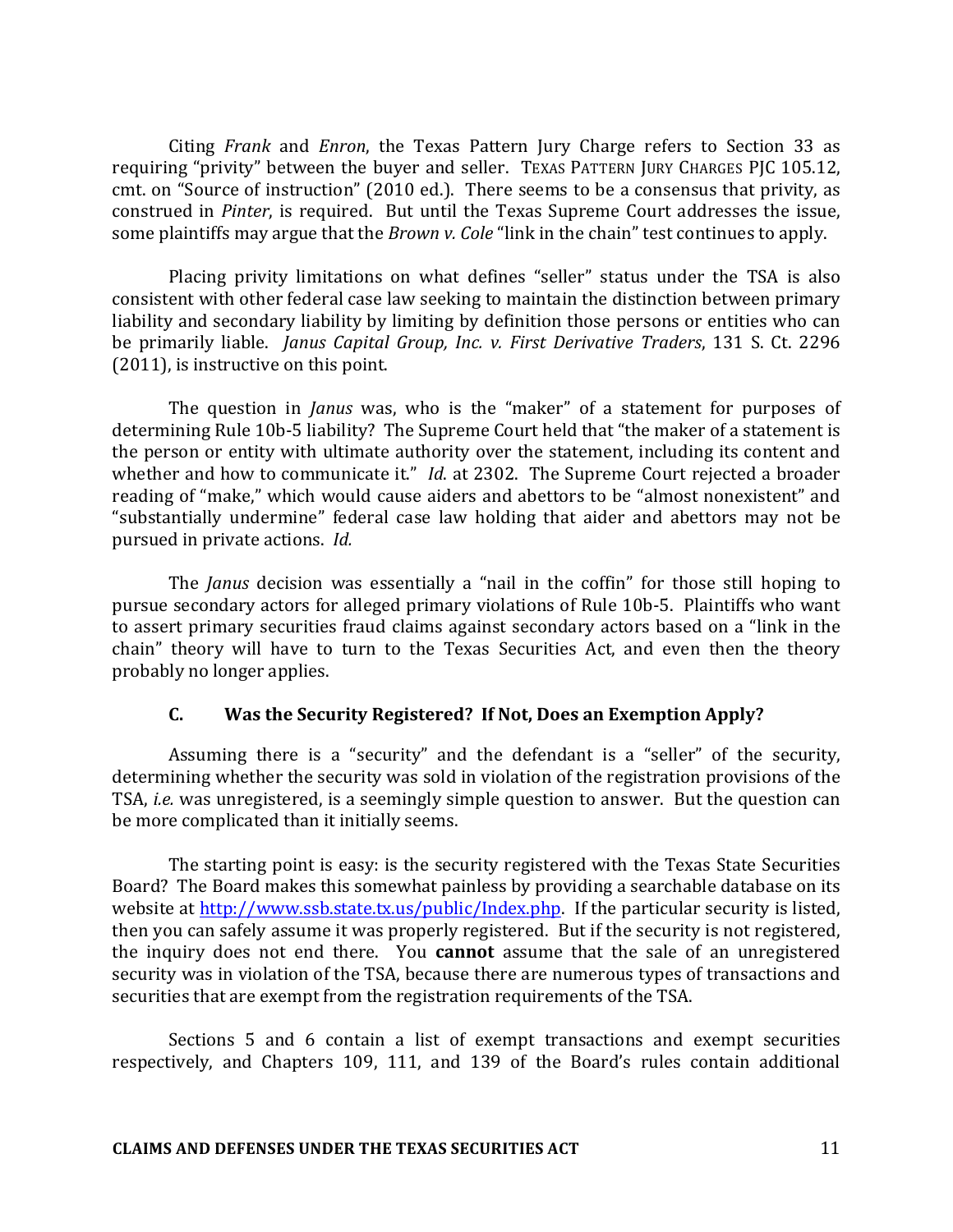Citing *Frank* and *Enron*, the Texas Pattern Jury Charge refers to Section 33 as requiring "privity" between the buyer and seller. TEXAS PATTERN JURY CHARGES PJC 105.12, cmt. on "Source of instruction" (2010 ed.). There seems to be a consensus that privity, as construed in *Pinter*, is required. But until the Texas Supreme Court addresses the issue, some plaintiffs may argue that the *Brown v. Cole* "link in the chain" test continues to apply.

Placing privity limitations on what defines "seller" status under the TSA is also consistent with other federal case law seeking to maintain the distinction between primary liability and secondary liability by limiting by definition those persons or entities who can be primarily liable. *Janus Capital Group, Inc. v. First Derivative Traders*, 131 S. Ct. 2296 (2011), is instructive on this point.

The question in *Janus* was, who is the "maker" of a statement for purposes of determining Rule 10b-5 liability? The Supreme Court held that "the maker of a statement is the person or entity with ultimate authority over the statement, including its content and whether and how to communicate it." *Id*. at 2302. The Supreme Court rejected a broader reading of "make," which would cause aiders and abettors to be "almost nonexistent" and "substantially undermine" federal case law holding that aider and abettors may not be pursued in private actions. *Id.*

The *Janus* decision was essentially a "nail in the coffin" for those still hoping to pursue secondary actors for alleged primary violations of Rule 10b-5. Plaintiffs who want to assert primary securities fraud claims against secondary actors based on a "link in the chain" theory will have to turn to the Texas Securities Act, and even then the theory probably no longer applies.

### C. Was the Security Registered? If Not, Does an Exemption Apply?

Assuming there is a "security" and the defendant is a "seller" of the security, determining whether the security was sold in violation of the registration provisions of the TSA, *i.e.* was unregistered, is a seemingly simple question to answer. But the question can be more complicated than it initially seems.

The starting point is easy: is the security registered with the Texas State Securities Board? The Board makes this somewhat painless by providing a searchable database on its website at http://www.ssb.state.tx.us/public/Index.php. If the particular security is listed, then you can safely assume it was properly registered. But if the security is not registered, the inquiry does not end there. You **cannot** assume that the sale of an unregistered security was in violation of the TSA, because there are numerous types of transactions and securities that are exempt from the registration requirements of the TSA.

Sections 5 and 6 contain a list of exempt transactions and exempt securities respectively, and Chapters 109, 111, and 139 of the Board's rules contain additional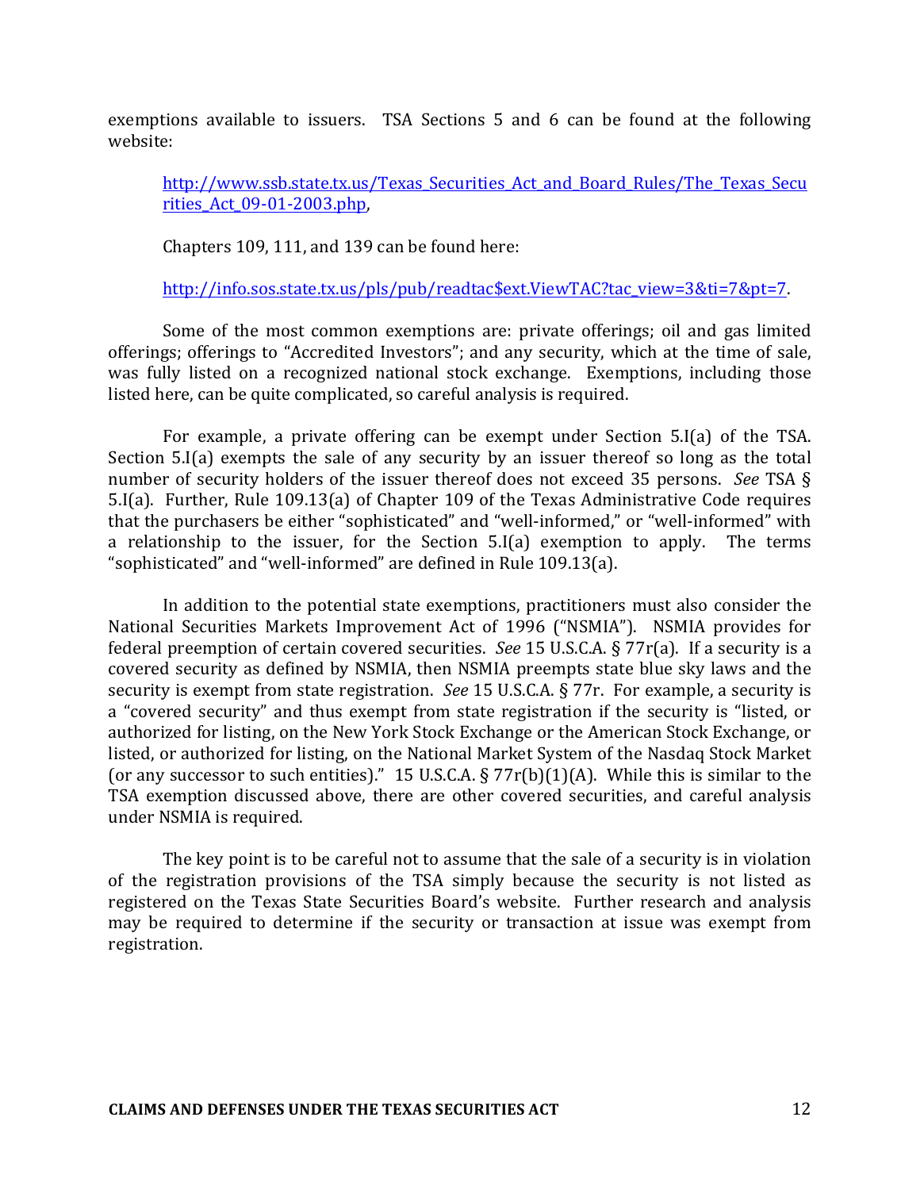exemptions available to issuers. TSA Sections 5 and 6 can be found at the following website:

> [http://www.ssb.state.tx.us/Texas_Securities_Act_and_Board_Rules/The_Texas_Securities_Act_09-01-2003.php](http://www.ssb.state.tx.us/Texas_Securities_Act_and_Board_Rules/The_Texas_Securities_Act_09-01-2003.php),
>
> Chapters 109, 111, and 139 can be found here:
>
> [http://info.sos.state.tx.us/pls/pub/readtac$ext.ViewTAC?tac_view=3&ti=7&pt=7](http://info.sos.state.tx.us/pls/pub/readtac$ext.ViewTAC?tac_view=3&ti=7&pt=7).

Some of the most common exemptions are: private offerings; oil and gas limited offerings; offerings to "Accredited Investors"; and any security, which at the time of sale, was fully listed on a recognized national stock exchange. Exemptions, including those listed here, can be quite complicated, so careful analysis is required.

For example, a private offering can be exempt under Section 5.I(a) of the TSA. Section 5.I(a) exempts the sale of any security by an issuer thereof so long as the total number of security holders of the issuer thereof does not exceed 35 persons. *See* TSA § 5.I(a). Further, Rule 109.13(a) of Chapter 109 of the Texas Administrative Code requires that the purchasers be either "sophisticated" and "well-informed," or "well-informed" with a relationship to the issuer, for the Section 5.I(a) exemption to apply. The terms "sophisticated" and "well-informed" are defined in Rule 109.13(a).

In addition to the potential state exemptions, practitioners must also consider the National Securities Markets Improvement Act of 1996 ("NSMIA"). NSMIA provides for federal preemption of certain covered securities. *See* 15 U.S.C.A. § 77r(a). If a security is a covered security as defined by NSMIA, then NSMIA preempts state blue sky laws and the security is exempt from state registration. *See* 15 U.S.C.A. § 77r. For example, a security is a "covered security" and thus exempt from state registration if the security is "listed, or authorized for listing, on the New York Stock Exchange or the American Stock Exchange, or listed, or authorized for listing, on the National Market System of the Nasdaq Stock Market (or any successor to such entities)." 15 U.S.C.A. § 77r(b)(1)(A). While this is similar to the TSA exemption discussed above, there are other covered securities, and careful analysis under NSMIA is required.

The key point is to be careful not to assume that the sale of a security is in violation of the registration provisions of the TSA simply because the security is not listed as registered on the Texas State Securities Board's website. Further research and analysis may be required to determine if the security or transaction at issue was exempt from registration.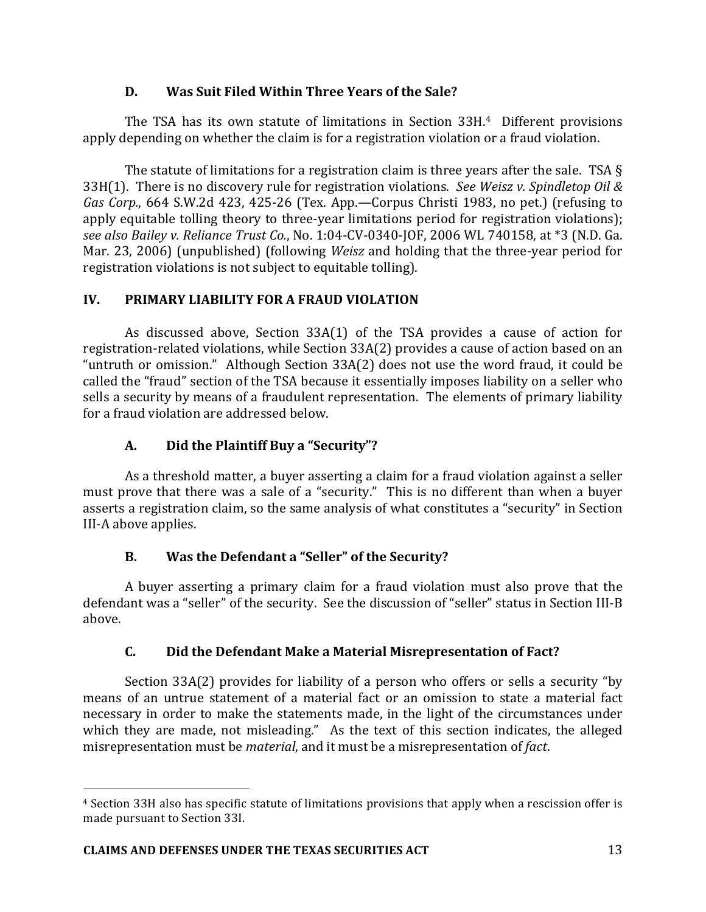### D. Was Suit Filed Within Three Years of the Sale?

The TSA has its own statute of limitations in Section 33H.[4] Different provisions apply depending on whether the claim is for a registration violation or a fraud violation.

The statute of limitations for a registration claim is three years after the sale. TSA § 33H(1). There is no discovery rule for registration violations. *See Weisz v. Spindletop Oil & Gas Corp.*, 664 S.W.2d 423, 425-26 (Tex. App.—Corpus Christi 1983, no pet.) (refusing to apply equitable tolling theory to three-year limitations period for registration violations); *see also Bailey v. Reliance Trust Co.*, No. 1:04-CV-0340-JOF, 2006 WL 740158, at *3 (N.D. Ga. Mar. 23, 2006) (unpublished) (following *Weisz* and holding that the three-year period for registration violations is not subject to equitable tolling).

## IV. PRIMARY LIABILITY FOR A FRAUD VIOLATION

As discussed above, Section 33A(1) of the TSA provides a cause of action for registration-related violations, while Section 33A(2) provides a cause of action based on an "untruth or omission." Although Section 33A(2) does not use the word fraud, it could be called the "fraud" section of the TSA because it essentially imposes liability on a seller who sells a security by means of a fraudulent representation. The elements of primary liability for a fraud violation are addressed below.

### A. Did the Plaintiff Buy a "Security"?

As a threshold matter, a buyer asserting a claim for a fraud violation against a seller must prove that there was a sale of a "security." This is no different than when a buyer asserts a registration claim, so the same analysis of what constitutes a "security" in Section III-A above applies.

### B. Was the Defendant a "Seller" of the Security?

A buyer asserting a primary claim for a fraud violation must also prove that the defendant was a "seller" of the security. See the discussion of "seller" status in Section III-B above.

### C. Did the Defendant Make a Material Misrepresentation of Fact?

Section 33A(2) provides for liability of a person who offers or sells a security "by means of an untrue statement of a material fact or an omission to state a material fact necessary in order to make the statements made, in the light of the circumstances under which they are made, not misleading." As the text of this section indicates, the alleged misrepresentation must be *material*, and it must be a misrepresentation of *fact*.

---

[4] Section 33H also has specific statute of limitations provisions that apply when a rescission offer is made pursuant to Section 33I.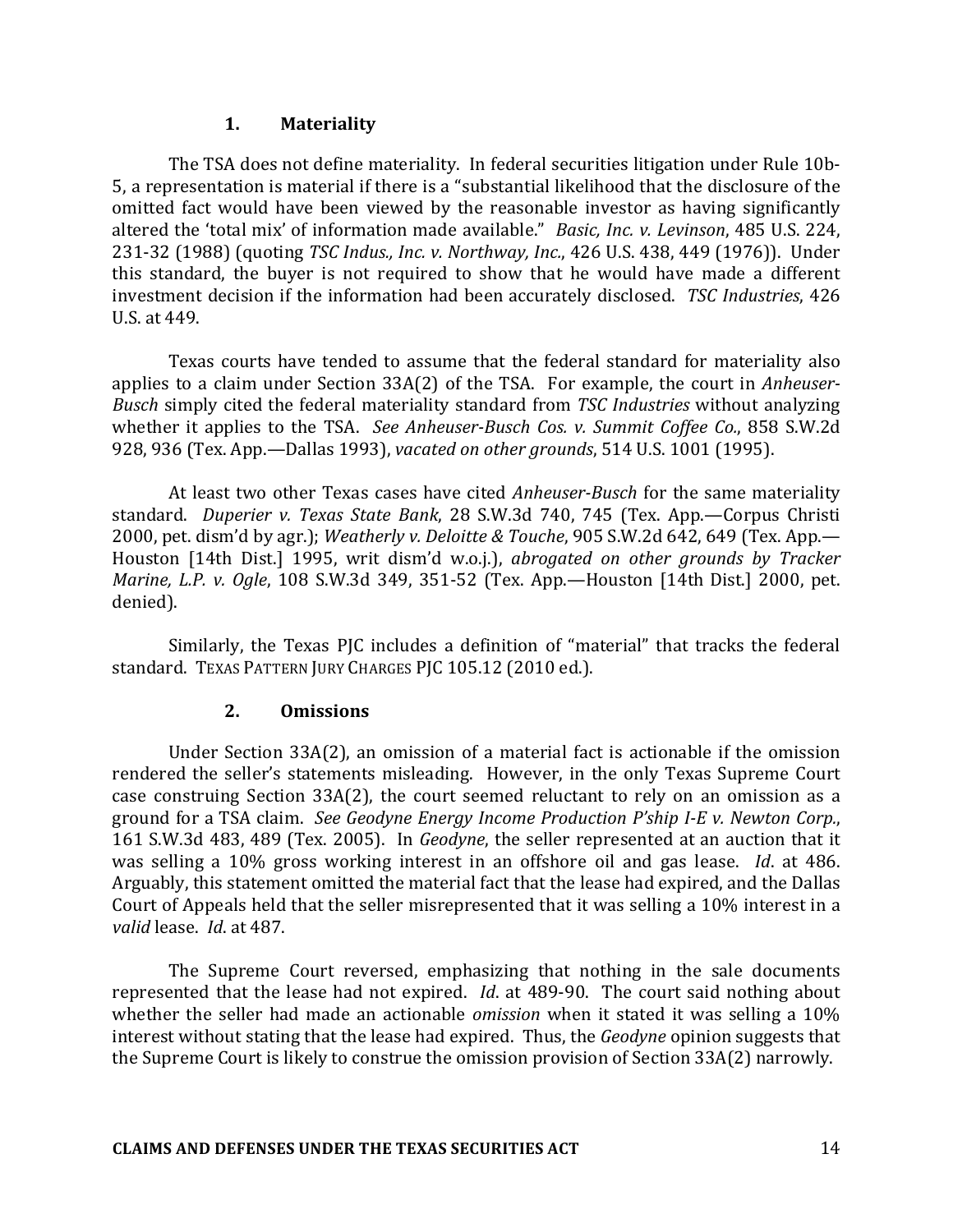### 1. Materiality

The TSA does not define materiality. In federal securities litigation under Rule 10b-5, a representation is material if there is a "substantial likelihood that the disclosure of the omitted fact would have been viewed by the reasonable investor as having significantly altered the 'total mix' of information made available." *Basic, Inc. v. Levinson*, 485 U.S. 224, 231-32 (1988) (quoting *TSC Indus., Inc. v. Northway, Inc.*, 426 U.S. 438, 449 (1976)). Under this standard, the buyer is not required to show that he would have made a different investment decision if the information had been accurately disclosed. *TSC Industries*, 426 U.S. at 449.

Texas courts have tended to assume that the federal standard for materiality also applies to a claim under Section 33A(2) of the TSA. For example, the court in *Anheuser-Busch* simply cited the federal materiality standard from *TSC Industries* without analyzing whether it applies to the TSA. *See Anheuser-Busch Cos. v. Summit Coffee Co.*, 858 S.W.2d 928, 936 (Tex. App.—Dallas 1993), *vacated on other grounds*, 514 U.S. 1001 (1995).

At least two other Texas cases have cited *Anheuser-Busch* for the same materiality standard. *Duperier v. Texas State Bank*, 28 S.W.3d 740, 745 (Tex. App.—Corpus Christi 2000, pet. dism'd by agr.); *Weatherly v. Deloitte & Touche*, 905 S.W.2d 642, 649 (Tex. App.—Houston [14th Dist.] 1995, writ dism'd w.o.j.), *abrogated on other grounds by Tracker Marine, L.P. v. Ogle*, 108 S.W.3d 349, 351-52 (Tex. App.—Houston [14th Dist.] 2000, pet. denied).

Similarly, the Texas PJC includes a definition of "material" that tracks the federal standard. TEXAS PATTERN JURY CHARGES PJC 105.12 (2010 ed.).

### 2. Omissions

Under Section 33A(2), an omission of a material fact is actionable if the omission rendered the seller's statements misleading. However, in the only Texas Supreme Court case construing Section 33A(2), the court seemed reluctant to rely on an omission as a ground for a TSA claim. *See Geodyne Energy Income Production P'ship I-E v. Newton Corp.*, 161 S.W.3d 483, 489 (Tex. 2005). In *Geodyne*, the seller represented at an auction that it was selling a 10% gross working interest in an offshore oil and gas lease. *Id*. at 486. Arguably, this statement omitted the material fact that the lease had expired, and the Dallas Court of Appeals held that the seller misrepresented that it was selling a 10% interest in a *valid* lease. *Id*. at 487.

The Supreme Court reversed, emphasizing that nothing in the sale documents represented that the lease had not expired. *Id*. at 489-90. The court said nothing about whether the seller had made an actionable *omission* when it stated it was selling a 10% interest without stating that the lease had expired. Thus, the *Geodyne* opinion suggests that the Supreme Court is likely to construe the omission provision of Section 33A(2) narrowly.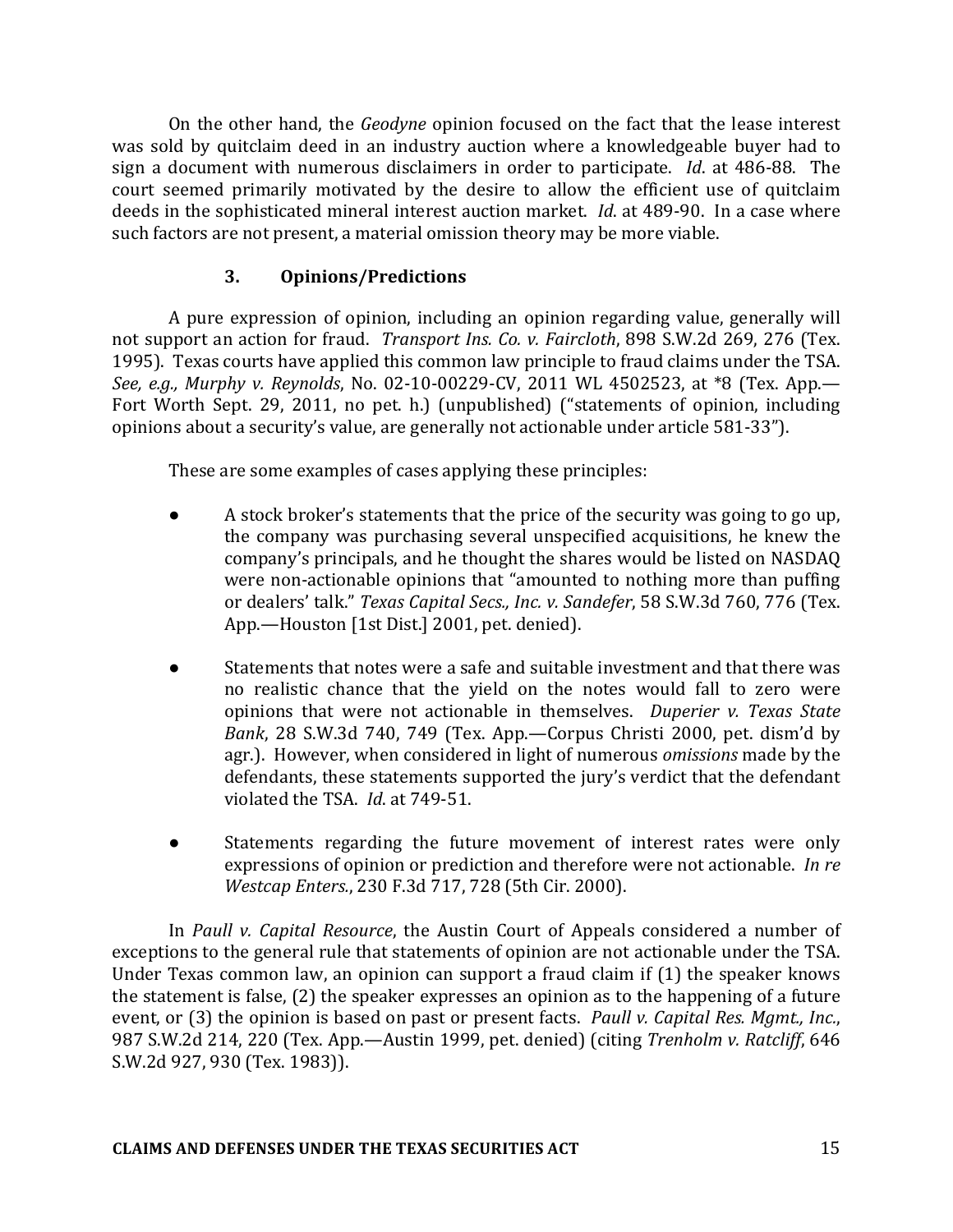On the other hand, the *Geodyne* opinion focused on the fact that the lease interest was sold by quitclaim deed in an industry auction where a knowledgeable buyer had to sign a document with numerous disclaimers in order to participate. *Id*. at 486-88. The court seemed primarily motivated by the desire to allow the efficient use of quitclaim deeds in the sophisticated mineral interest auction market. *Id*. at 489-90. In a case where such factors are not present, a material omission theory may be more viable.

### 3. Opinions/Predictions

A pure expression of opinion, including an opinion regarding value, generally will not support an action for fraud. *Transport Ins. Co. v. Faircloth*, 898 S.W.2d 269, 276 (Tex. 1995). Texas courts have applied this common law principle to fraud claims under the TSA. *See, e.g., Murphy v. Reynolds*, No. 02-10-00229-CV, 2011 WL 4502523, at *8 (Tex. App.—Fort Worth Sept. 29, 2011, no pet. h.) (unpublished) ("statements of opinion, including opinions about a security's value, are generally not actionable under article 581-33").

These are some examples of cases applying these principles:

- A stock broker's statements that the price of the security was going to go up, the company was purchasing several unspecified acquisitions, he knew the company's principals, and he thought the shares would be listed on NASDAQ were non-actionable opinions that "amounted to nothing more than puffing or dealers' talk." *Texas Capital Secs., Inc. v. Sandefer*, 58 S.W.3d 760, 776 (Tex. App.—Houston [1st Dist.] 2001, pet. denied).

- Statements that notes were a safe and suitable investment and that there was no realistic chance that the yield on the notes would fall to zero were opinions that were not actionable in themselves. *Duperier v. Texas State Bank*, 28 S.W.3d 740, 749 (Tex. App.—Corpus Christi 2000, pet. dism'd by agr.). However, when considered in light of numerous *omissions* made by the defendants, these statements supported the jury's verdict that the defendant violated the TSA. *Id*. at 749-51.

- Statements regarding the future movement of interest rates were only expressions of opinion or prediction and therefore were not actionable. *In re Westcap Enters.*, 230 F.3d 717, 728 (5th Cir. 2000).

In *Paull v. Capital Resource*, the Austin Court of Appeals considered a number of exceptions to the general rule that statements of opinion are not actionable under the TSA. Under Texas common law, an opinion can support a fraud claim if (1) the speaker knows the statement is false, (2) the speaker expresses an opinion as to the happening of a future event, or (3) the opinion is based on past or present facts. *Paull v. Capital Res. Mgmt., Inc.*, 987 S.W.2d 214, 220 (Tex. App.—Austin 1999, pet. denied) (citing *Trenholm v. Ratcliff*, 646 S.W.2d 927, 930 (Tex. 1983)).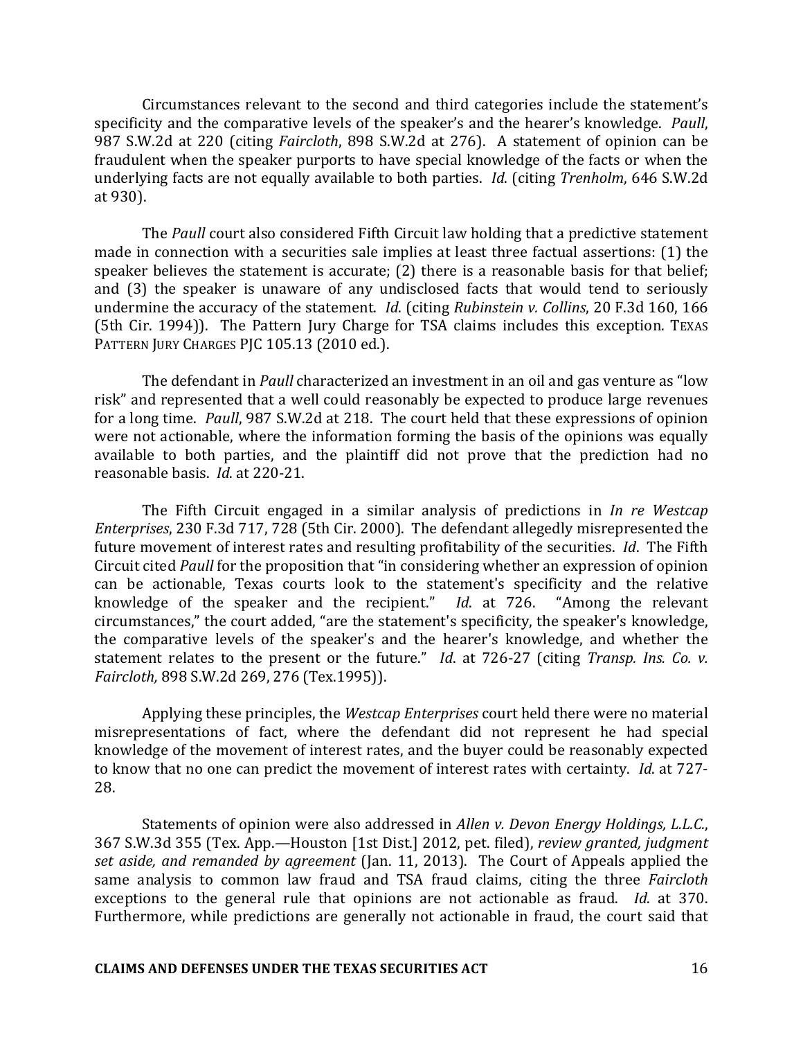Circumstances relevant to the second and third categories include the statement's specificity and the comparative levels of the speaker's and the hearer's knowledge. *Paull*, 987 S.W.2d at 220 (citing *Faircloth*, 898 S.W.2d at 276). A statement of opinion can be fraudulent when the speaker purports to have special knowledge of the facts or when the underlying facts are not equally available to both parties. *Id*. (citing *Trenholm*, 646 S.W.2d at 930).

The *Paull* court also considered Fifth Circuit law holding that a predictive statement made in connection with a securities sale implies at least three factual assertions: (1) the speaker believes the statement is accurate; (2) there is a reasonable basis for that belief; and (3) the speaker is unaware of any undisclosed facts that would tend to seriously undermine the accuracy of the statement. *Id*. (citing *Rubinstein v. Collins*, 20 F.3d 160, 166 (5th Cir. 1994)). The Pattern Jury Charge for TSA claims includes this exception. TEXAS PATTERN JURY CHARGES PJC 105.13 (2010 ed.).

The defendant in *Paull* characterized an investment in an oil and gas venture as "low risk" and represented that a well could reasonably be expected to produce large revenues for a long time. *Paull*, 987 S.W.2d at 218. The court held that these expressions of opinion were not actionable, where the information forming the basis of the opinions was equally available to both parties, and the plaintiff did not prove that the prediction had no reasonable basis. *Id*. at 220-21.

The Fifth Circuit engaged in a similar analysis of predictions in *In re Westcap Enterprises*, 230 F.3d 717, 728 (5th Cir. 2000). The defendant allegedly misrepresented the future movement of interest rates and resulting profitability of the securities. *Id*. The Fifth Circuit cited *Paull* for the proposition that "in considering whether an expression of opinion can be actionable, Texas courts look to the statement's specificity and the relative knowledge of the speaker and the recipient." *Id*. at 726. "Among the relevant circumstances," the court added, "are the statement's specificity, the speaker's knowledge, the comparative levels of the speaker's and the hearer's knowledge, and whether the statement relates to the present or the future." *Id*. at 726-27 (citing *Transp. Ins. Co. v. Faircloth,* 898 S.W.2d 269, 276 (Tex.1995)).

Applying these principles, the *Westcap Enterprises* court held there were no material misrepresentations of fact, where the defendant did not represent he had special knowledge of the movement of interest rates, and the buyer could be reasonably expected to know that no one can predict the movement of interest rates with certainty. *Id*. at 727-28.

Statements of opinion were also addressed in *Allen v. Devon Energy Holdings, L.L.C.*, 367 S.W.3d 355 (Tex. App.—Houston [1st Dist.] 2012, pet. filed), *review granted, judgment set aside, and remanded by agreement* (Jan. 11, 2013). The Court of Appeals applied the same analysis to common law fraud and TSA fraud claims, citing the three *Faircloth* exceptions to the general rule that opinions are not actionable as fraud. *Id*. at 370. Furthermore, while predictions are generally not actionable in fraud, the court said that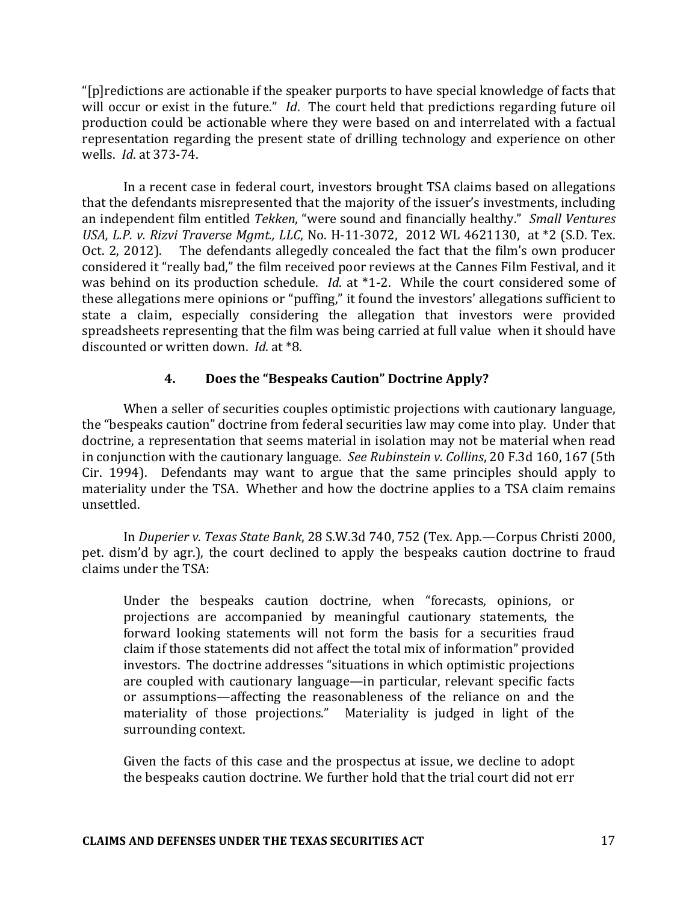"[p]redictions are actionable if the speaker purports to have special knowledge of facts that will occur or exist in the future." *Id*. The court held that predictions regarding future oil production could be actionable where they were based on and interrelated with a factual representation regarding the present state of drilling technology and experience on other wells. *Id*. at 373-74.

In a recent case in federal court, investors brought TSA claims based on allegations that the defendants misrepresented that the majority of the issuer's investments, including an independent film entitled *Tekken*, "were sound and financially healthy." *Small Ventures USA, L.P. v. Rizvi Traverse Mgmt., LLC*, No. H-11-3072, 2012 WL 4621130, at *2 (S.D. Tex. Oct. 2, 2012). The defendants allegedly concealed the fact that the film's own producer considered it "really bad," the film received poor reviews at the Cannes Film Festival, and it was behind on its production schedule. *Id*. at *1-2. While the court considered some of these allegations mere opinions or "puffing," it found the investors' allegations sufficient to state a claim, especially considering the allegation that investors were provided spreadsheets representing that the film was being carried at full value when it should have discounted or written down. *Id*. at *8.

### 4. Does the "Bespeaks Caution" Doctrine Apply?

When a seller of securities couples optimistic projections with cautionary language, the "bespeaks caution" doctrine from federal securities law may come into play. Under that doctrine, a representation that seems material in isolation may not be material when read in conjunction with the cautionary language. *See Rubinstein v. Collins*, 20 F.3d 160, 167 (5th Cir. 1994). Defendants may want to argue that the same principles should apply to materiality under the TSA. Whether and how the doctrine applies to a TSA claim remains unsettled.

In *Duperier v. Texas State Bank*, 28 S.W.3d 740, 752 (Tex. App.—Corpus Christi 2000, pet. dism'd by agr.), the court declined to apply the bespeaks caution doctrine to fraud claims under the TSA:

> Under the bespeaks caution doctrine, when "forecasts, opinions, or projections are accompanied by meaningful cautionary statements, the forward looking statements will not form the basis for a securities fraud claim if those statements did not affect the total mix of information" provided investors. The doctrine addresses "situations in which optimistic projections are coupled with cautionary language—in particular, relevant specific facts or assumptions—affecting the reasonableness of the reliance on and the materiality of those projections." Materiality is judged in light of the surrounding context.
>
> Given the facts of this case and the prospectus at issue, we decline to adopt the bespeaks caution doctrine. We further hold that the trial court did not err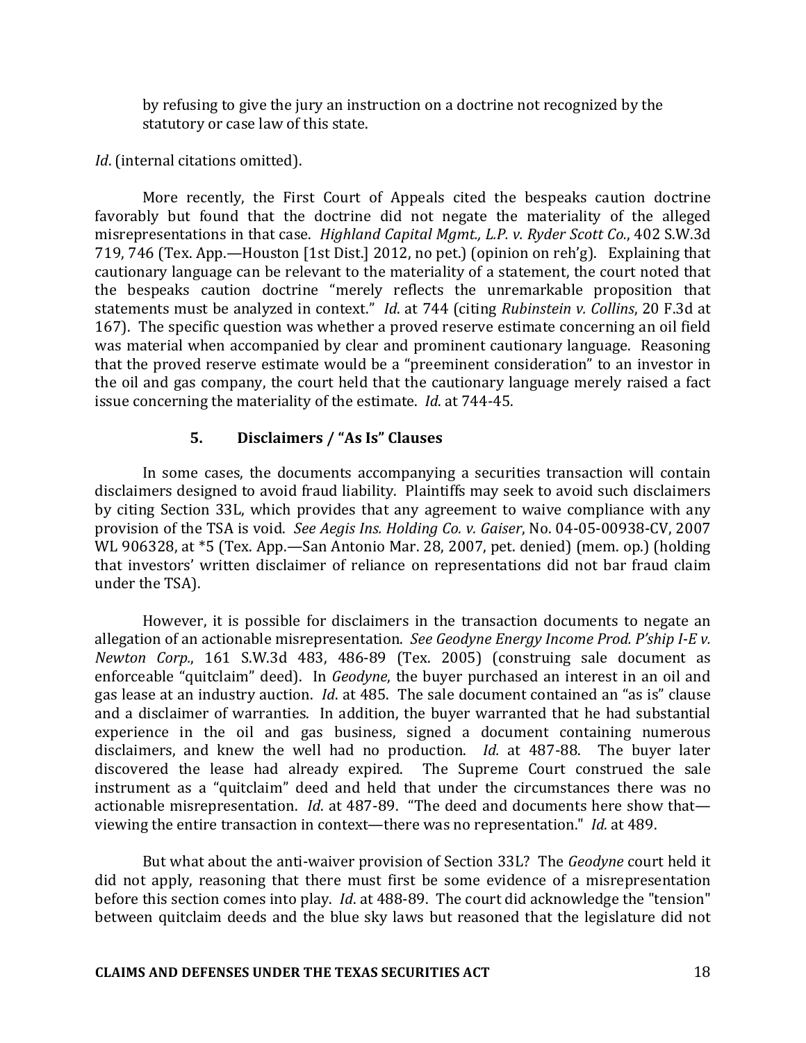by refusing to give the jury an instruction on a doctrine not recognized by the statutory or case law of this state.

*Id*. (internal citations omitted).

More recently, the First Court of Appeals cited the bespeaks caution doctrine favorably but found that the doctrine did not negate the materiality of the alleged misrepresentations in that case. *Highland Capital Mgmt., L.P. v. Ryder Scott Co.*, 402 S.W.3d 719, 746 (Tex. App.—Houston [1st Dist.] 2012, no pet.) (opinion on reh'g). Explaining that cautionary language can be relevant to the materiality of a statement, the court noted that the bespeaks caution doctrine "merely reflects the unremarkable proposition that statements must be analyzed in context." *Id*. at 744 (citing *Rubinstein v. Collins*, 20 F.3d at 167). The specific question was whether a proved reserve estimate concerning an oil field was material when accompanied by clear and prominent cautionary language. Reasoning that the proved reserve estimate would be a "preeminent consideration" to an investor in the oil and gas company, the court held that the cautionary language merely raised a fact issue concerning the materiality of the estimate. *Id*. at 744-45.

### 5. Disclaimers / "As Is" Clauses

In some cases, the documents accompanying a securities transaction will contain disclaimers designed to avoid fraud liability. Plaintiffs may seek to avoid such disclaimers by citing Section 33L, which provides that any agreement to waive compliance with any provision of the TSA is void. *See Aegis Ins. Holding Co. v. Gaiser*, No. 04-05-00938-CV, 2007 WL 906328, at *5 (Tex. App.—San Antonio Mar. 28, 2007, pet. denied) (mem. op.) (holding that investors' written disclaimer of reliance on representations did not bar fraud claim under the TSA).

However, it is possible for disclaimers in the transaction documents to negate an allegation of an actionable misrepresentation. *See Geodyne Energy Income Prod. P'ship I-E v. Newton Corp.*, 161 S.W.3d 483, 486-89 (Tex. 2005) (construing sale document as enforceable "quitclaim" deed). In *Geodyne*, the buyer purchased an interest in an oil and gas lease at an industry auction. *Id*. at 485. The sale document contained an "as is" clause and a disclaimer of warranties. In addition, the buyer warranted that he had substantial experience in the oil and gas business, signed a document containing numerous disclaimers, and knew the well had no production. *Id.* at 487-88. The buyer later discovered the lease had already expired. The Supreme Court construed the sale instrument as a "quitclaim" deed and held that under the circumstances there was no actionable misrepresentation. *Id*. at 487-89. "The deed and documents here show that—viewing the entire transaction in context—there was no representation." *Id.* at 489.

But what about the anti-waiver provision of Section 33L? The *Geodyne* court held it did not apply, reasoning that there must first be some evidence of a misrepresentation before this section comes into play. *Id*. at 488-89. The court did acknowledge the "tension" between quitclaim deeds and the blue sky laws but reasoned that the legislature did not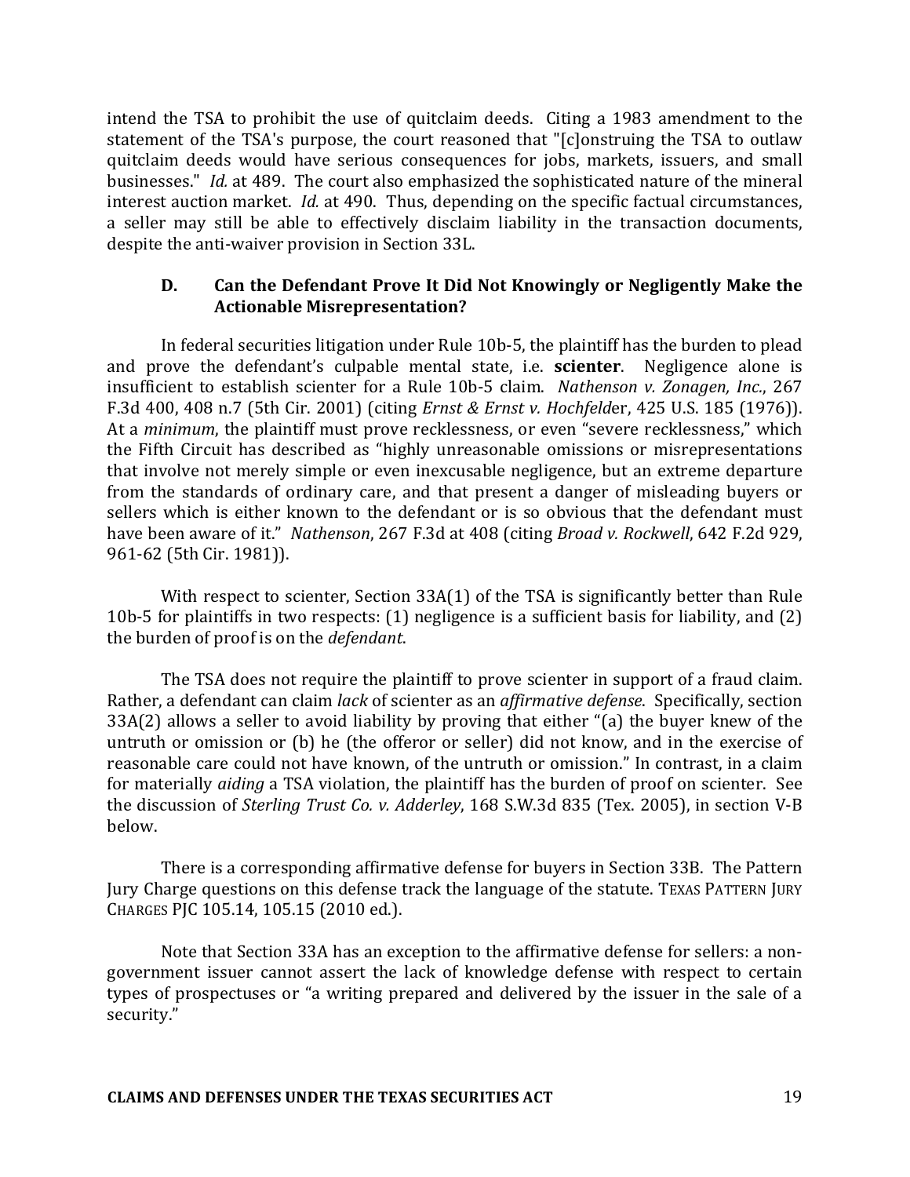intend the TSA to prohibit the use of quitclaim deeds. Citing a 1983 amendment to the statement of the TSA's purpose, the court reasoned that "[c]onstruing the TSA to outlaw quitclaim deeds would have serious consequences for jobs, markets, issuers, and small businesses." *Id.* at 489. The court also emphasized the sophisticated nature of the mineral interest auction market. *Id.* at 490. Thus, depending on the specific factual circumstances, a seller may still be able to effectively disclaim liability in the transaction documents, despite the anti-waiver provision in Section 33L.

### D. Can the Defendant Prove It Did Not Knowingly or Negligently Make the Actionable Misrepresentation?

In federal securities litigation under Rule 10b-5, the plaintiff has the burden to plead and prove the defendant's culpable mental state, i.e. **scienter**. Negligence alone is insufficient to establish scienter for a Rule 10b-5 claim. *Nathenson v. Zonagen, Inc.*, 267 F.3d 400, 408 n.7 (5th Cir. 2001) (citing *Ernst & Ernst v. Hochfeld*er, 425 U.S. 185 (1976)). At a *minimum*, the plaintiff must prove recklessness, or even "severe recklessness," which the Fifth Circuit has described as "highly unreasonable omissions or misrepresentations that involve not merely simple or even inexcusable negligence, but an extreme departure from the standards of ordinary care, and that present a danger of misleading buyers or sellers which is either known to the defendant or is so obvious that the defendant must have been aware of it." *Nathenson*, 267 F.3d at 408 (citing *Broad v. Rockwell*, 642 F.2d 929, 961-62 (5th Cir. 1981)).

With respect to scienter, Section 33A(1) of the TSA is significantly better than Rule 10b-5 for plaintiffs in two respects: (1) negligence is a sufficient basis for liability, and (2) the burden of proof is on the *defendant*.

The TSA does not require the plaintiff to prove scienter in support of a fraud claim. Rather, a defendant can claim *lack* of scienter as an *affirmative defense*. Specifically, section 33A(2) allows a seller to avoid liability by proving that either "(a) the buyer knew of the untruth or omission or (b) he (the offeror or seller) did not know, and in the exercise of reasonable care could not have known, of the untruth or omission." In contrast, in a claim for materially *aiding* a TSA violation, the plaintiff has the burden of proof on scienter. See the discussion of *Sterling Trust Co. v. Adderley*, 168 S.W.3d 835 (Tex. 2005), in section V-B below.

There is a corresponding affirmative defense for buyers in Section 33B. The Pattern Jury Charge questions on this defense track the language of the statute. TEXAS PATTERN JURY CHARGES PJC 105.14, 105.15 (2010 ed.).

Note that Section 33A has an exception to the affirmative defense for sellers: a non-government issuer cannot assert the lack of knowledge defense with respect to certain types of prospectuses or "a writing prepared and delivered by the issuer in the sale of a security."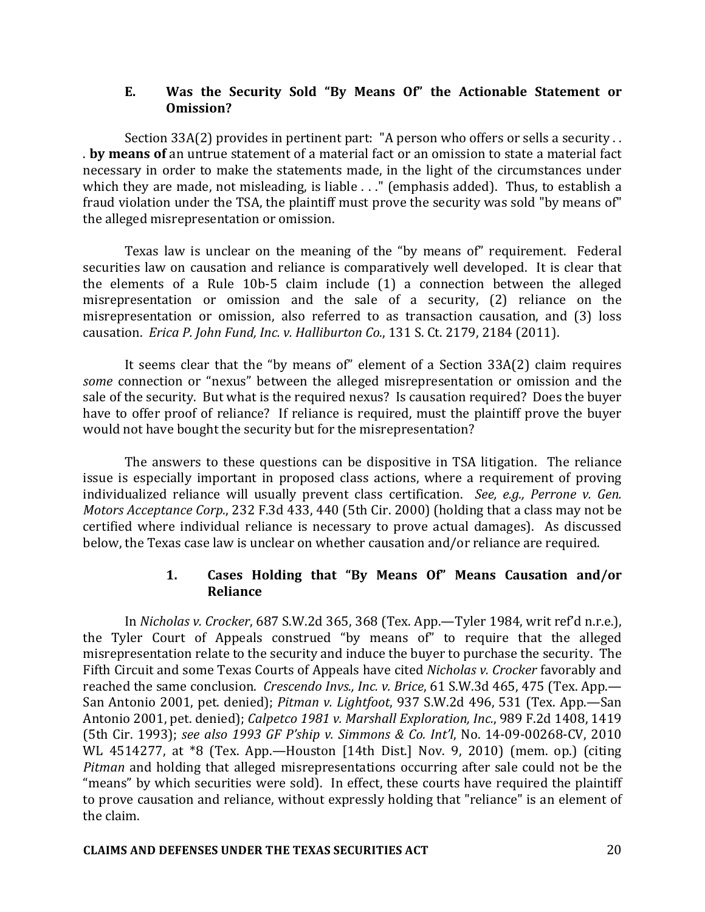### E. Was the Security Sold "By Means Of" the Actionable Statement or Omission?

Section 33A(2) provides in pertinent part: "A person who offers or sells a security . . . **by means of** an untrue statement of a material fact or an omission to state a material fact necessary in order to make the statements made, in the light of the circumstances under which they are made, not misleading, is liable . . ." (emphasis added). Thus, to establish a fraud violation under the TSA, the plaintiff must prove the security was sold "by means of" the alleged misrepresentation or omission.

Texas law is unclear on the meaning of the "by means of" requirement. Federal securities law on causation and reliance is comparatively well developed. It is clear that the elements of a Rule 10b-5 claim include (1) a connection between the alleged misrepresentation or omission and the sale of a security, (2) reliance on the misrepresentation or omission, also referred to as transaction causation, and (3) loss causation. *Erica P. John Fund, Inc. v. Halliburton Co.*, 131 S. Ct. 2179, 2184 (2011).

It seems clear that the "by means of" element of a Section 33A(2) claim requires *some* connection or "nexus" between the alleged misrepresentation or omission and the sale of the security. But what is the required nexus? Is causation required? Does the buyer have to offer proof of reliance? If reliance is required, must the plaintiff prove the buyer would not have bought the security but for the misrepresentation?

The answers to these questions can be dispositive in TSA litigation. The reliance issue is especially important in proposed class actions, where a requirement of proving individualized reliance will usually prevent class certification. *See, e.g., Perrone v. Gen. Motors Acceptance Corp.*, 232 F.3d 433, 440 (5th Cir. 2000) (holding that a class may not be certified where individual reliance is necessary to prove actual damages). As discussed below, the Texas case law is unclear on whether causation and/or reliance are required.

#### 1. Cases Holding that "By Means Of" Means Causation and/or Reliance

In *Nicholas v. Crocker*, 687 S.W.2d 365, 368 (Tex. App.—Tyler 1984, writ ref'd n.r.e.), the Tyler Court of Appeals construed "by means of" to require that the alleged misrepresentation relate to the security and induce the buyer to purchase the security. The Fifth Circuit and some Texas Courts of Appeals have cited *Nicholas v. Crocker* favorably and reached the same conclusion. *Crescendo Invs., Inc. v. Brice*, 61 S.W.3d 465, 475 (Tex. App.—San Antonio 2001, pet. denied); *Pitman v. Lightfoot*, 937 S.W.2d 496, 531 (Tex. App.—San Antonio 2001, pet. denied); *Calpetco 1981 v. Marshall Exploration, Inc.*, 989 F.2d 1408, 1419 (5th Cir. 1993); *see also 1993 GF P'ship v. Simmons & Co. Int'l*, No. 14-09-00268-CV, 2010 WL 4514277, at *8 (Tex. App.—Houston [14th Dist.] Nov. 9, 2010) (mem. op.) (citing *Pitman* and holding that alleged misrepresentations occurring after sale could not be the "means" by which securities were sold). In effect, these courts have required the plaintiff to prove causation and reliance, without expressly holding that "reliance" is an element of the claim.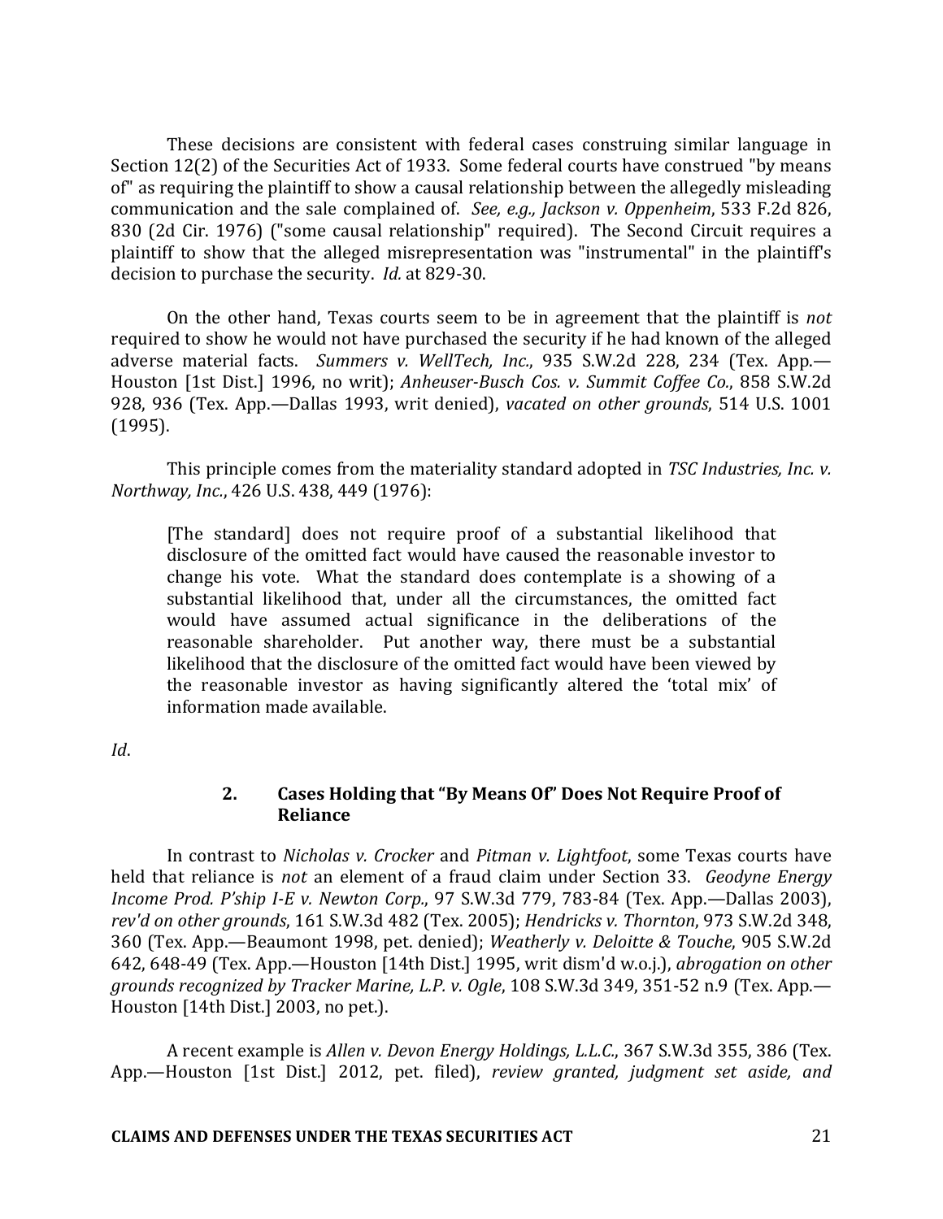These decisions are consistent with federal cases construing similar language in Section 12(2) of the Securities Act of 1933. Some federal courts have construed "by means of" as requiring the plaintiff to show a causal relationship between the allegedly misleading communication and the sale complained of. *See, e.g., Jackson v. Oppenheim*, 533 F.2d 826, 830 (2d Cir. 1976) ("some causal relationship" required). The Second Circuit requires a plaintiff to show that the alleged misrepresentation was "instrumental" in the plaintiff's decision to purchase the security. *Id.* at 829-30.

On the other hand, Texas courts seem to be in agreement that the plaintiff is *not* required to show he would not have purchased the security if he had known of the alleged adverse material facts. *Summers v. WellTech, Inc.*, 935 S.W.2d 228, 234 (Tex. App.—Houston [1st Dist.] 1996, no writ); *Anheuser-Busch Cos. v. Summit Coffee Co.*, 858 S.W.2d 928, 936 (Tex. App.—Dallas 1993, writ denied), *vacated on other grounds*, 514 U.S. 1001 (1995).

This principle comes from the materiality standard adopted in *TSC Industries, Inc. v. Northway, Inc.*, 426 U.S. 438, 449 (1976):

> [The standard] does not require proof of a substantial likelihood that disclosure of the omitted fact would have caused the reasonable investor to change his vote. What the standard does contemplate is a showing of a substantial likelihood that, under all the circumstances, the omitted fact would have assumed actual significance in the deliberations of the reasonable shareholder. Put another way, there must be a substantial likelihood that the disclosure of the omitted fact would have been viewed by the reasonable investor as having significantly altered the 'total mix' of information made available.

*Id*.

#### 2. Cases Holding that "By Means Of" Does Not Require Proof of Reliance

In contrast to *Nicholas v. Crocker* and *Pitman v. Lightfoot*, some Texas courts have held that reliance is *not* an element of a fraud claim under Section 33. *Geodyne Energy Income Prod. P'ship I-E v. Newton Corp.*, 97 S.W.3d 779, 783-84 (Tex. App.—Dallas 2003), *rev'd on other grounds*, 161 S.W.3d 482 (Tex. 2005); *Hendricks v. Thornton*, 973 S.W.2d 348, 360 (Tex. App.—Beaumont 1998, pet. denied); *Weatherly v. Deloitte & Touche*, 905 S.W.2d 642, 648-49 (Tex. App.—Houston [14th Dist.] 1995, writ dism'd w.o.j.), *abrogation on other grounds recognized by Tracker Marine, L.P. v. Ogle*, 108 S.W.3d 349, 351-52 n.9 (Tex. App.—Houston [14th Dist.] 2003, no pet.).

A recent example is *Allen v. Devon Energy Holdings, L.L.C.*, 367 S.W.3d 355, 386 (Tex. App.—Houston [1st Dist.] 2012, pet. filed), *review granted, judgment set aside, and*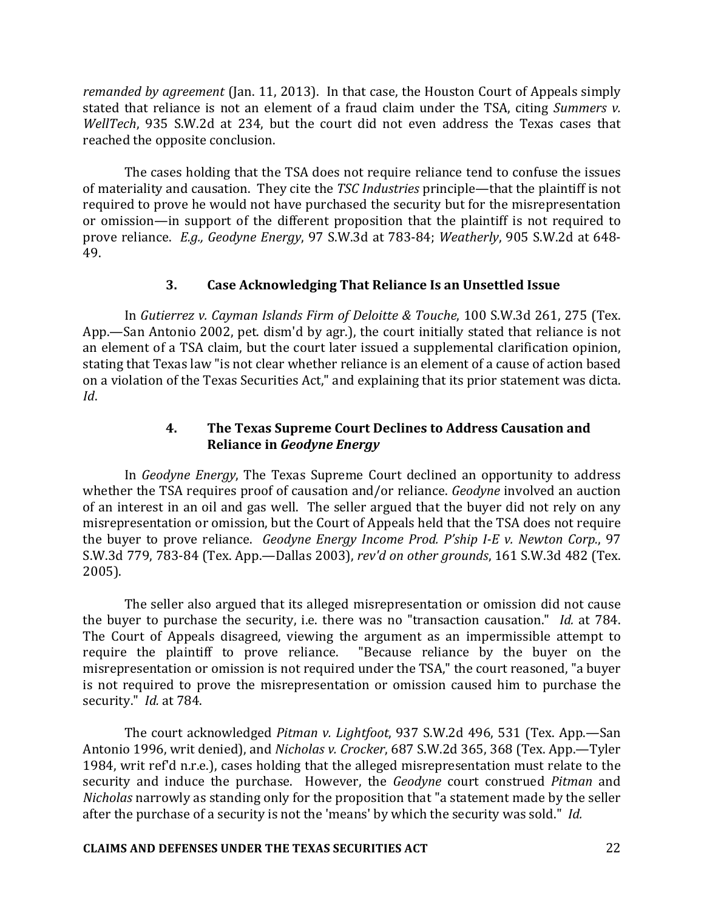*remanded by agreement* (Jan. 11, 2013). In that case, the Houston Court of Appeals simply stated that reliance is not an element of a fraud claim under the TSA, citing *Summers v. WellTech*, 935 S.W.2d at 234, but the court did not even address the Texas cases that reached the opposite conclusion.

The cases holding that the TSA does not require reliance tend to confuse the issues of materiality and causation. They cite the *TSC Industries* principle—that the plaintiff is not required to prove he would not have purchased the security but for the misrepresentation or omission—in support of the different proposition that the plaintiff is not required to prove reliance. *E.g., Geodyne Energy*, 97 S.W.3d at 783-84; *Weatherly*, 905 S.W.2d at 648-49.

### 3. Case Acknowledging That Reliance Is an Unsettled Issue

In *Gutierrez v. Cayman Islands Firm of Deloitte & Touche*, 100 S.W.3d 261, 275 (Tex. App.—San Antonio 2002, pet. dism'd by agr.), the court initially stated that reliance is not an element of a TSA claim, but the court later issued a supplemental clarification opinion, stating that Texas law "is not clear whether reliance is an element of a cause of action based on a violation of the Texas Securities Act," and explaining that its prior statement was dicta. *Id*.

### 4. The Texas Supreme Court Declines to Address Causation and Reliance in *Geodyne Energy*

In *Geodyne Energy*, The Texas Supreme Court declined an opportunity to address whether the TSA requires proof of causation and/or reliance. *Geodyne* involved an auction of an interest in an oil and gas well. The seller argued that the buyer did not rely on any misrepresentation or omission, but the Court of Appeals held that the TSA does not require the buyer to prove reliance. *Geodyne Energy Income Prod. P'ship I-E v. Newton Corp.*, 97 S.W.3d 779, 783-84 (Tex. App.—Dallas 2003), *rev'd on other grounds*, 161 S.W.3d 482 (Tex. 2005).

The seller also argued that its alleged misrepresentation or omission did not cause the buyer to purchase the security, i.e. there was no "transaction causation." *Id.* at 784. The Court of Appeals disagreed, viewing the argument as an impermissible attempt to require the plaintiff to prove reliance. "Because reliance by the buyer on the misrepresentation or omission is not required under the TSA," the court reasoned, "a buyer is not required to prove the misrepresentation or omission caused him to purchase the security." *Id.* at 784.

The court acknowledged *Pitman v. Lightfoot*, 937 S.W.2d 496, 531 (Tex. App.—San Antonio 1996, writ denied), and *Nicholas v. Crocker*, 687 S.W.2d 365, 368 (Tex. App.—Tyler 1984, writ ref'd n.r.e.), cases holding that the alleged misrepresentation must relate to the security and induce the purchase. However, the *Geodyne* court construed *Pitman* and *Nicholas* narrowly as standing only for the proposition that "a statement made by the seller after the purchase of a security is not the 'means' by which the security was sold." *Id.*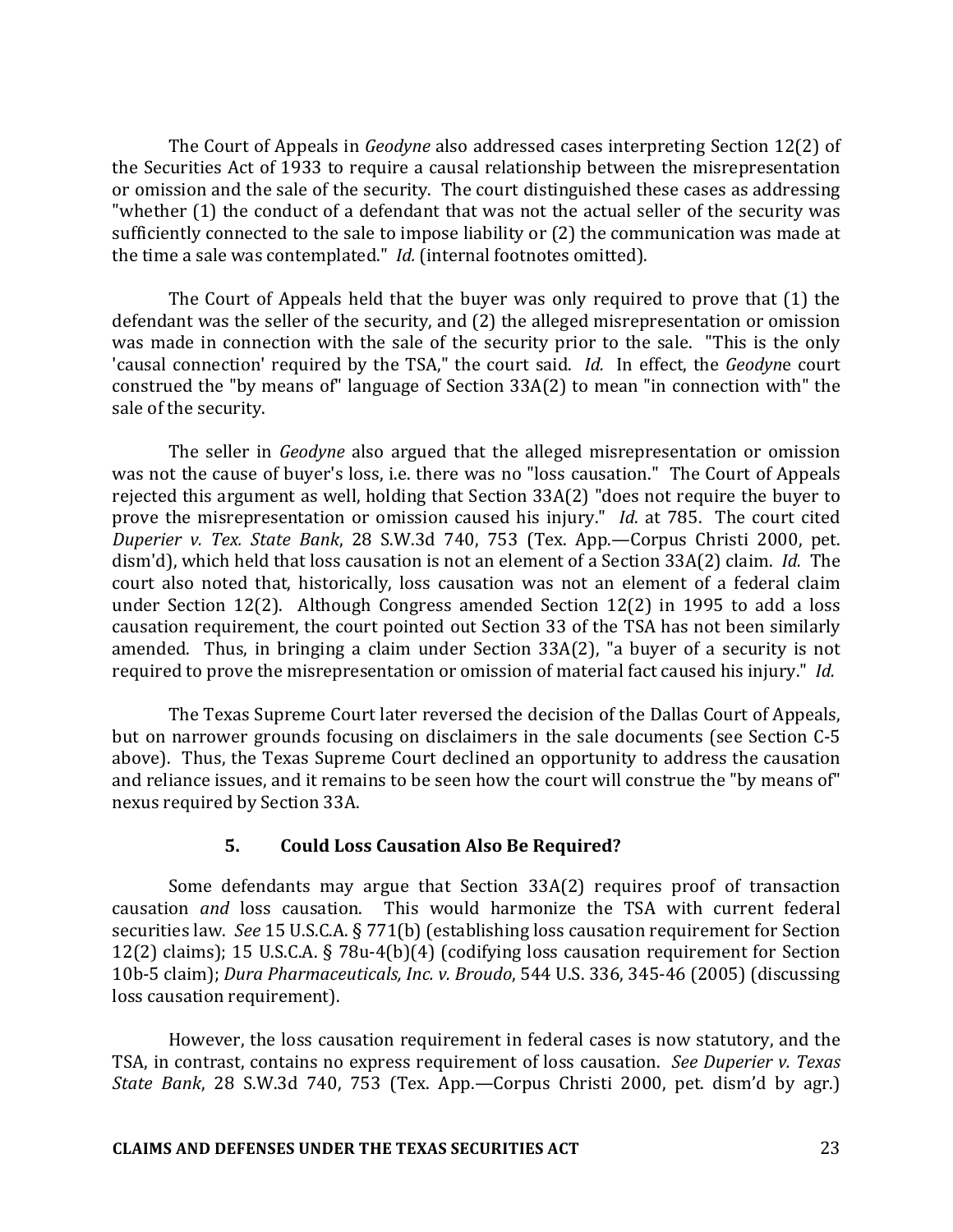The Court of Appeals in *Geodyne* also addressed cases interpreting Section 12(2) of the Securities Act of 1933 to require a causal relationship between the misrepresentation or omission and the sale of the security. The court distinguished these cases as addressing "whether (1) the conduct of a defendant that was not the actual seller of the security was sufficiently connected to the sale to impose liability or (2) the communication was made at the time a sale was contemplated." *Id.* (internal footnotes omitted).

The Court of Appeals held that the buyer was only required to prove that (1) the defendant was the seller of the security, and (2) the alleged misrepresentation or omission was made in connection with the sale of the security prior to the sale. "This is the only 'causal connection' required by the TSA," the court said. *Id.* In effect, the *Geodyne* court construed the "by means of" language of Section 33A(2) to mean "in connection with" the sale of the security.

The seller in *Geodyne* also argued that the alleged misrepresentation or omission was not the cause of buyer's loss, i.e. there was no "loss causation." The Court of Appeals rejected this argument as well, holding that Section 33A(2) "does not require the buyer to prove the misrepresentation or omission caused his injury." *Id.* at 785. The court cited *Duperier v. Tex. State Bank*, 28 S.W.3d 740, 753 (Tex. App.—Corpus Christi 2000, pet. dism'd), which held that loss causation is not an element of a Section 33A(2) claim. *Id.* The court also noted that, historically, loss causation was not an element of a federal claim under Section 12(2). Although Congress amended Section 12(2) in 1995 to add a loss causation requirement, the court pointed out Section 33 of the TSA has not been similarly amended. Thus, in bringing a claim under Section 33A(2), "a buyer of a security is not required to prove the misrepresentation or omission of material fact caused his injury." *Id.*

The Texas Supreme Court later reversed the decision of the Dallas Court of Appeals, but on narrower grounds focusing on disclaimers in the sale documents (see Section C-5 above). Thus, the Texas Supreme Court declined an opportunity to address the causation and reliance issues, and it remains to be seen how the court will construe the "by means of" nexus required by Section 33A.

### 5. Could Loss Causation Also Be Required?

Some defendants may argue that Section 33A(2) requires proof of transaction causation *and* loss causation. This would harmonize the TSA with current federal securities law. *See* 15 U.S.C.A. § 77l(b) (establishing loss causation requirement for Section 12(2) claims); 15 U.S.C.A. § 78u-4(b)(4) (codifying loss causation requirement for Section 10b-5 claim); *Dura Pharmaceuticals, Inc. v. Broudo*, 544 U.S. 336, 345-46 (2005) (discussing loss causation requirement).

However, the loss causation requirement in federal cases is now statutory, and the TSA, in contrast, contains no express requirement of loss causation. *See Duperier v. Texas State Bank*, 28 S.W.3d 740, 753 (Tex. App.—Corpus Christi 2000, pet. dism'd by agr.)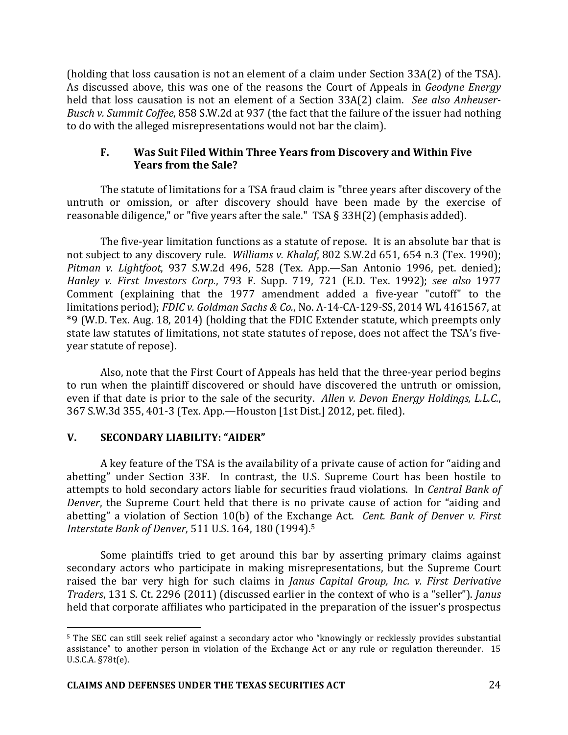(holding that loss causation is not an element of a claim under Section 33A(2) of the TSA). As discussed above, this was one of the reasons the Court of Appeals in *Geodyne Energy* held that loss causation is not an element of a Section 33A(2) claim. *See also Anheuser-Busch v. Summit Coffee*, 858 S.W.2d at 937 (the fact that the failure of the issuer had nothing to do with the alleged misrepresentations would not bar the claim).

### F. Was Suit Filed Within Three Years from Discovery and Within Five Years from the Sale?

The statute of limitations for a TSA fraud claim is "three years after discovery of the untruth or omission, or after discovery should have been made by the exercise of reasonable diligence," or "five years after the sale." TSA § 33H(2) (emphasis added).

The five-year limitation functions as a statute of repose. It is an absolute bar that is not subject to any discovery rule. *Williams v. Khalaf*, 802 S.W.2d 651, 654 n.3 (Tex. 1990); *Pitman v. Lightfoot*, 937 S.W.2d 496, 528 (Tex. App.—San Antonio 1996, pet. denied); *Hanley v. First Investors Corp.*, 793 F. Supp. 719, 721 (E.D. Tex. 1992); *see also* 1977 Comment (explaining that the 1977 amendment added a five-year "cutoff" to the limitations period); *FDIC v. Goldman Sachs & Co.*, No. A-14-CA-129-SS, 2014 WL 4161567, at *9 (W.D. Tex. Aug. 18, 2014) (holding that the FDIC Extender statute, which preempts only state law statutes of limitations, not state statutes of repose, does not affect the TSA's five-year statute of repose).

Also, note that the First Court of Appeals has held that the three-year period begins to run when the plaintiff discovered or should have discovered the untruth or omission, even if that date is prior to the sale of the security. *Allen v. Devon Energy Holdings, L.L.C.*, 367 S.W.3d 355, 401-3 (Tex. App.—Houston [1st Dist.] 2012, pet. filed).

## V. SECONDARY LIABILITY: "AIDER"

A key feature of the TSA is the availability of a private cause of action for "aiding and abetting" under Section 33F. In contrast, the U.S. Supreme Court has been hostile to attempts to hold secondary actors liable for securities fraud violations. In *Central Bank of Denver*, the Supreme Court held that there is no private cause of action for "aiding and abetting" a violation of Section 10(b) of the Exchange Act. *Cent. Bank of Denver v. First Interstate Bank of Denver*, 511 U.S. 164, 180 (1994).[5]

Some plaintiffs tried to get around this bar by asserting primary claims against secondary actors who participate in making misrepresentations, but the Supreme Court raised the bar very high for such claims in *Janus Capital Group, Inc. v. First Derivative Traders*, 131 S. Ct. 2296 (2011) (discussed earlier in the context of who is a "seller"). *Janus* held that corporate affiliates who participated in the preparation of the issuer's prospectus

---

[5] The SEC can still seek relief against a secondary actor who "knowingly or recklessly provides substantial assistance" to another person in violation of the Exchange Act or any rule or regulation thereunder. 15 U.S.C.A. §78t(e).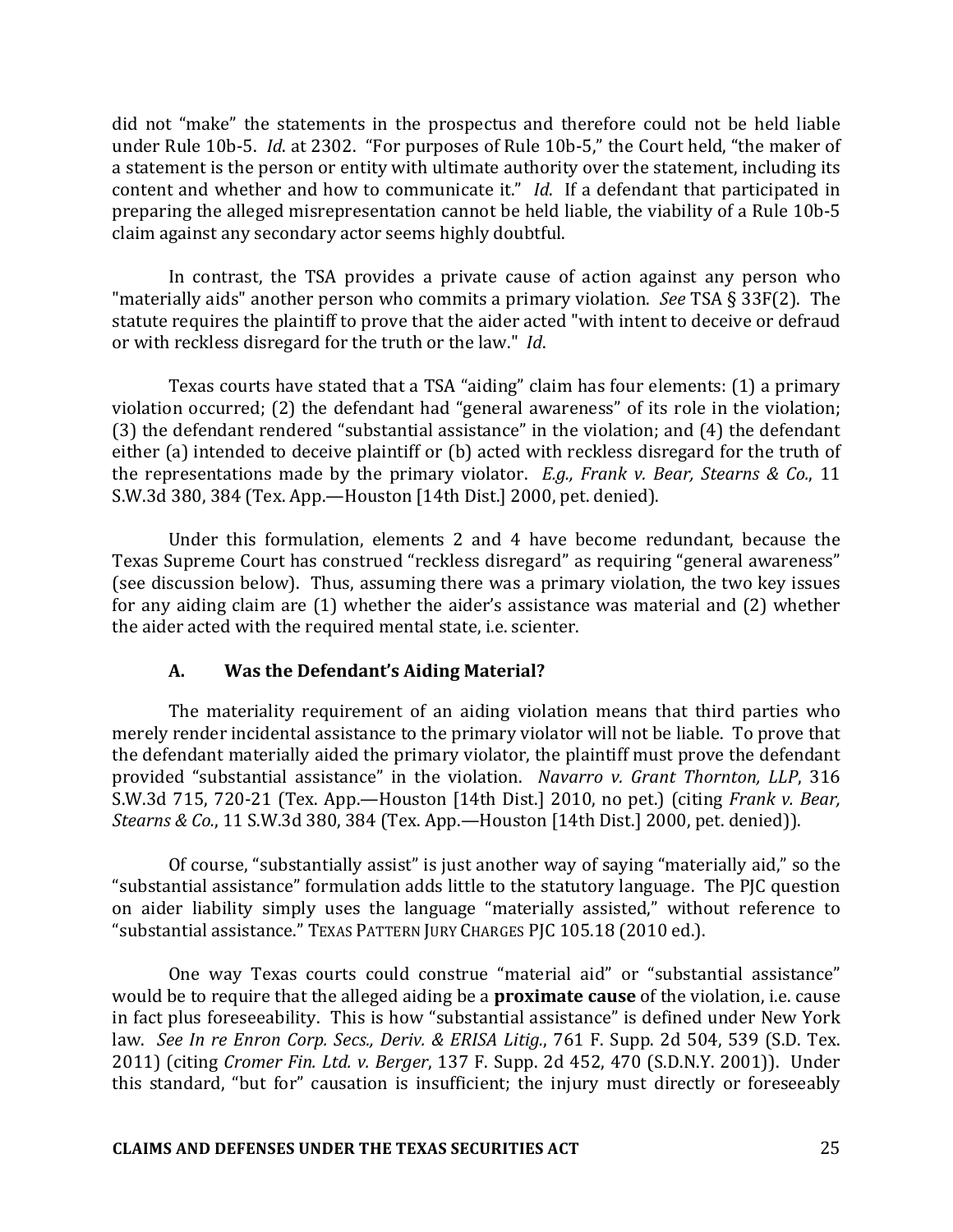did not "make" the statements in the prospectus and therefore could not be held liable under Rule 10b-5. *Id*. at 2302. "For purposes of Rule 10b-5," the Court held, "the maker of a statement is the person or entity with ultimate authority over the statement, including its content and whether and how to communicate it." *Id*. If a defendant that participated in preparing the alleged misrepresentation cannot be held liable, the viability of a Rule 10b-5 claim against any secondary actor seems highly doubtful.

In contrast, the TSA provides a private cause of action against any person who "materially aids" another person who commits a primary violation. *See* TSA § 33F(2). The statute requires the plaintiff to prove that the aider acted "with intent to deceive or defraud or with reckless disregard for the truth or the law." *Id*.

Texas courts have stated that a TSA "aiding" claim has four elements: (1) a primary violation occurred; (2) the defendant had "general awareness" of its role in the violation; (3) the defendant rendered "substantial assistance" in the violation; and (4) the defendant either (a) intended to deceive plaintiff or (b) acted with reckless disregard for the truth of the representations made by the primary violator. *E.g., Frank v. Bear, Stearns & Co.*, 11 S.W.3d 380, 384 (Tex. App.—Houston [14th Dist.] 2000, pet. denied).

Under this formulation, elements 2 and 4 have become redundant, because the Texas Supreme Court has construed "reckless disregard" as requiring "general awareness" (see discussion below). Thus, assuming there was a primary violation, the two key issues for any aiding claim are (1) whether the aider's assistance was material and (2) whether the aider acted with the required mental state, i.e. scienter.

### A. Was the Defendant's Aiding Material?

The materiality requirement of an aiding violation means that third parties who merely render incidental assistance to the primary violator will not be liable. To prove that the defendant materially aided the primary violator, the plaintiff must prove the defendant provided "substantial assistance" in the violation. *Navarro v. Grant Thornton, LLP*, 316 S.W.3d 715, 720-21 (Tex. App.—Houston [14th Dist.] 2010, no pet.) (citing *Frank v. Bear, Stearns & Co.*, 11 S.W.3d 380, 384 (Tex. App.—Houston [14th Dist.] 2000, pet. denied)).

Of course, "substantially assist" is just another way of saying "materially aid," so the "substantial assistance" formulation adds little to the statutory language. The PJC question on aider liability simply uses the language "materially assisted," without reference to "substantial assistance." TEXAS PATTERN JURY CHARGES PJC 105.18 (2010 ed.).

One way Texas courts could construe "material aid" or "substantial assistance" would be to require that the alleged aiding be a **proximate cause** of the violation, i.e. cause in fact plus foreseeability. This is how "substantial assistance" is defined under New York law. *See In re Enron Corp. Secs., Deriv. & ERISA Litig.*, 761 F. Supp. 2d 504, 539 (S.D. Tex. 2011) (citing *Cromer Fin. Ltd. v. Berger*, 137 F. Supp. 2d 452, 470 (S.D.N.Y. 2001)). Under this standard, "but for" causation is insufficient; the injury must directly or foreseeably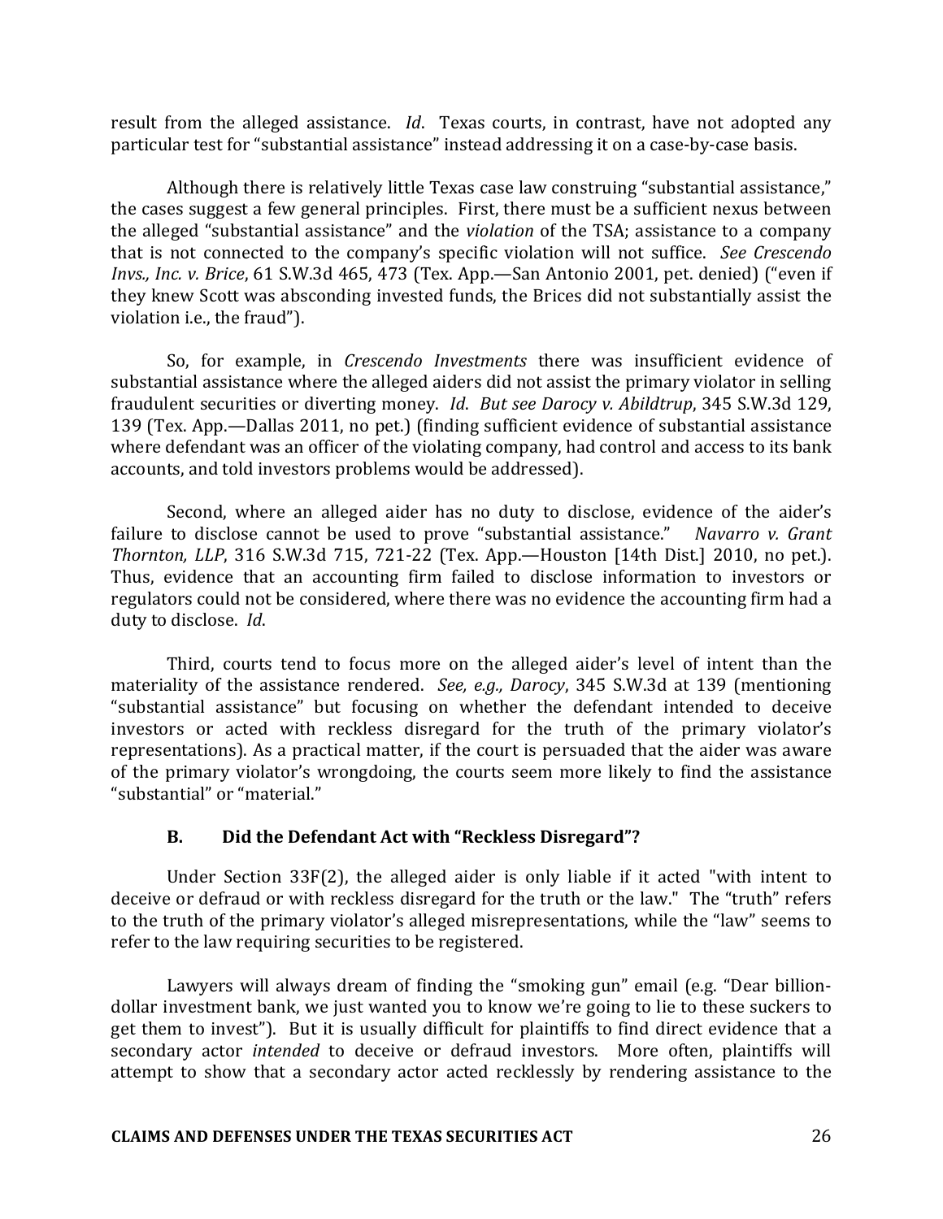result from the alleged assistance. *Id*. Texas courts, in contrast, have not adopted any particular test for "substantial assistance" instead addressing it on a case-by-case basis.

Although there is relatively little Texas case law construing "substantial assistance," the cases suggest a few general principles. First, there must be a sufficient nexus between the alleged "substantial assistance" and the *violation* of the TSA; assistance to a company that is not connected to the company's specific violation will not suffice. *See Crescendo Invs., Inc. v. Brice*, 61 S.W.3d 465, 473 (Tex. App.—San Antonio 2001, pet. denied) ("even if they knew Scott was absconding invested funds, the Brices did not substantially assist the violation i.e., the fraud").

So, for example, in *Crescendo Investments* there was insufficient evidence of substantial assistance where the alleged aiders did not assist the primary violator in selling fraudulent securities or diverting money. *Id*. *But see Darocy v. Abildtrup*, 345 S.W.3d 129, 139 (Tex. App.—Dallas 2011, no pet.) (finding sufficient evidence of substantial assistance where defendant was an officer of the violating company, had control and access to its bank accounts, and told investors problems would be addressed).

Second, where an alleged aider has no duty to disclose, evidence of the aider's failure to disclose cannot be used to prove "substantial assistance." *Navarro v. Grant Thornton, LLP*, 316 S.W.3d 715, 721-22 (Tex. App.—Houston [14th Dist.] 2010, no pet.). Thus, evidence that an accounting firm failed to disclose information to investors or regulators could not be considered, where there was no evidence the accounting firm had a duty to disclose. *Id.*

Third, courts tend to focus more on the alleged aider's level of intent than the materiality of the assistance rendered. *See, e.g., Darocy*, 345 S.W.3d at 139 (mentioning "substantial assistance" but focusing on whether the defendant intended to deceive investors or acted with reckless disregard for the truth of the primary violator's representations). As a practical matter, if the court is persuaded that the aider was aware of the primary violator's wrongdoing, the courts seem more likely to find the assistance "substantial" or "material."

### B. Did the Defendant Act with "Reckless Disregard"?

Under Section 33F(2), the alleged aider is only liable if it acted "with intent to deceive or defraud or with reckless disregard for the truth or the law." The "truth" refers to the truth of the primary violator's alleged misrepresentations, while the "law" seems to refer to the law requiring securities to be registered.

Lawyers will always dream of finding the "smoking gun" email (e.g. "Dear billion-dollar investment bank, we just wanted you to know we're going to lie to these suckers to get them to invest"). But it is usually difficult for plaintiffs to find direct evidence that a secondary actor *intended* to deceive or defraud investors. More often, plaintiffs will attempt to show that a secondary actor acted recklessly by rendering assistance to the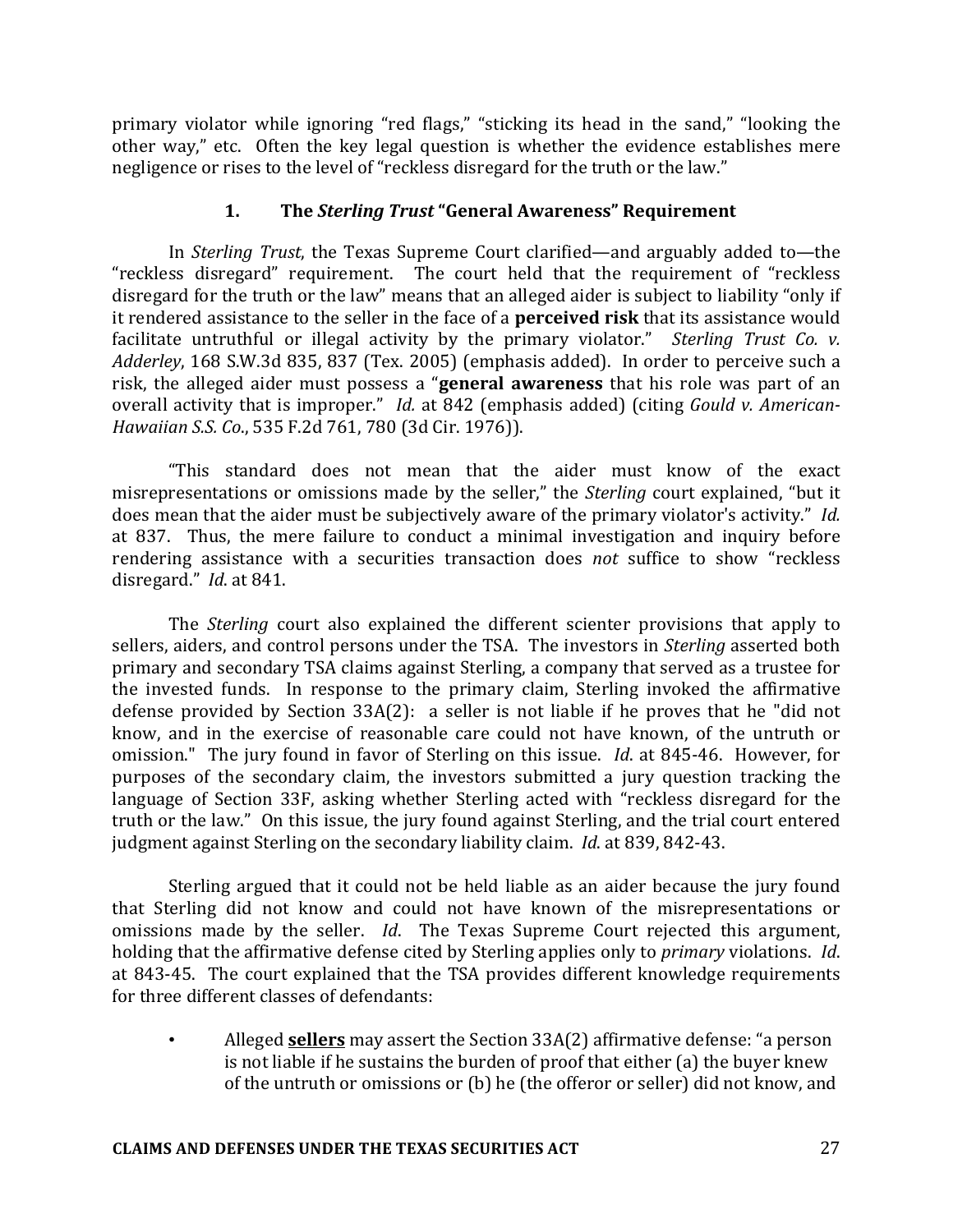primary violator while ignoring "red flags," "sticking its head in the sand," "looking the other way," etc. Often the key legal question is whether the evidence establishes mere negligence or rises to the level of "reckless disregard for the truth or the law."

### 1. The *Sterling Trust* "General Awareness" Requirement

In *Sterling Trust*, the Texas Supreme Court clarified—and arguably added to—the "reckless disregard" requirement. The court held that the requirement of "reckless disregard for the truth or the law" means that an alleged aider is subject to liability "only if it rendered assistance to the seller in the face of a **perceived risk** that its assistance would facilitate untruthful or illegal activity by the primary violator." *Sterling Trust Co. v. Adderley*, 168 S.W.3d 835, 837 (Tex. 2005) (emphasis added). In order to perceive such a risk, the alleged aider must possess a "**general awareness** that his role was part of an overall activity that is improper." *Id.* at 842 (emphasis added) (citing *Gould v. American-Hawaiian S.S. Co.*, 535 F.2d 761, 780 (3d Cir. 1976)).

"This standard does not mean that the aider must know of the exact misrepresentations or omissions made by the seller," the *Sterling* court explained, "but it does mean that the aider must be subjectively aware of the primary violator's activity." *Id.* at 837. Thus, the mere failure to conduct a minimal investigation and inquiry before rendering assistance with a securities transaction does *not* suffice to show "reckless disregard." *Id*. at 841.

The *Sterling* court also explained the different scienter provisions that apply to sellers, aiders, and control persons under the TSA. The investors in *Sterling* asserted both primary and secondary TSA claims against Sterling, a company that served as a trustee for the invested funds. In response to the primary claim, Sterling invoked the affirmative defense provided by Section 33A(2): a seller is not liable if he proves that he "did not know, and in the exercise of reasonable care could not have known, of the untruth or omission." The jury found in favor of Sterling on this issue. *Id*. at 845-46. However, for purposes of the secondary claim, the investors submitted a jury question tracking the language of Section 33F, asking whether Sterling acted with "reckless disregard for the truth or the law." On this issue, the jury found against Sterling, and the trial court entered judgment against Sterling on the secondary liability claim. *Id*. at 839, 842-43.

Sterling argued that it could not be held liable as an aider because the jury found that Sterling did not know and could not have known of the misrepresentations or omissions made by the seller. *Id*. The Texas Supreme Court rejected this argument, holding that the affirmative defense cited by Sterling applies only to *primary* violations. *Id*. at 843-45. The court explained that the TSA provides different knowledge requirements for three different classes of defendants:

- Alleged **sellers** may assert the Section 33A(2) affirmative defense: "a person is not liable if he sustains the burden of proof that either (a) the buyer knew of the untruth or omissions or (b) he (the offeror or seller) did not know, and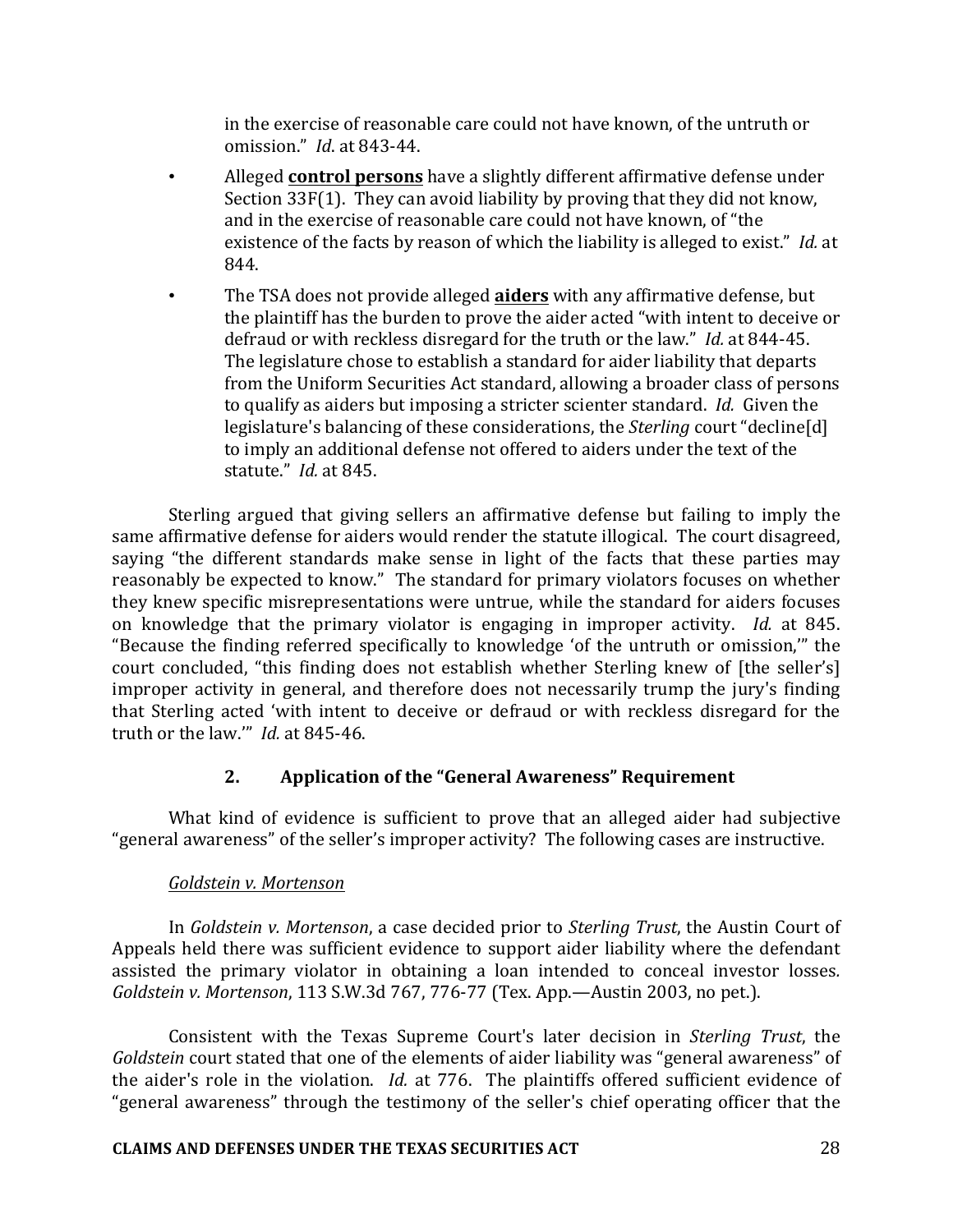in the exercise of reasonable care could not have known, of the untruth or omission." *Id*. at 843-44.

- Alleged **control persons** have a slightly different affirmative defense under Section 33F(1). They can avoid liability by proving that they did not know, and in the exercise of reasonable care could not have known, of "the existence of the facts by reason of which the liability is alleged to exist." *Id.* at 844.
- The TSA does not provide alleged **aiders** with any affirmative defense, but the plaintiff has the burden to prove the aider acted "with intent to deceive or defraud or with reckless disregard for the truth or the law." *Id.* at 844-45. The legislature chose to establish a standard for aider liability that departs from the Uniform Securities Act standard, allowing a broader class of persons to qualify as aiders but imposing a stricter scienter standard. *Id.* Given the legislature's balancing of these considerations, the *Sterling* court "decline[d] to imply an additional defense not offered to aiders under the text of the statute." *Id.* at 845.

Sterling argued that giving sellers an affirmative defense but failing to imply the same affirmative defense for aiders would render the statute illogical. The court disagreed, saying "the different standards make sense in light of the facts that these parties may reasonably be expected to know." The standard for primary violators focuses on whether they knew specific misrepresentations were untrue, while the standard for aiders focuses on knowledge that the primary violator is engaging in improper activity. *Id.* at 845. "Because the finding referred specifically to knowledge 'of the untruth or omission,'" the court concluded, "this finding does not establish whether Sterling knew of [the seller's] improper activity in general, and therefore does not necessarily trump the jury's finding that Sterling acted 'with intent to deceive or defraud or with reckless disregard for the truth or the law.'" *Id.* at 845-46.

### 2. Application of the "General Awareness" Requirement

What kind of evidence is sufficient to prove that an alleged aider had subjective "general awareness" of the seller's improper activity? The following cases are instructive.

*Goldstein v. Mortenson*

In *Goldstein v. Mortenson*, a case decided prior to *Sterling Trust*, the Austin Court of Appeals held there was sufficient evidence to support aider liability where the defendant assisted the primary violator in obtaining a loan intended to conceal investor losses. *Goldstein v. Mortenson*, 113 S.W.3d 767, 776-77 (Tex. App.—Austin 2003, no pet.).

Consistent with the Texas Supreme Court's later decision in *Sterling Trust*, the *Goldstein* court stated that one of the elements of aider liability was "general awareness" of the aider's role in the violation. *Id.* at 776. The plaintiffs offered sufficient evidence of "general awareness" through the testimony of the seller's chief operating officer that the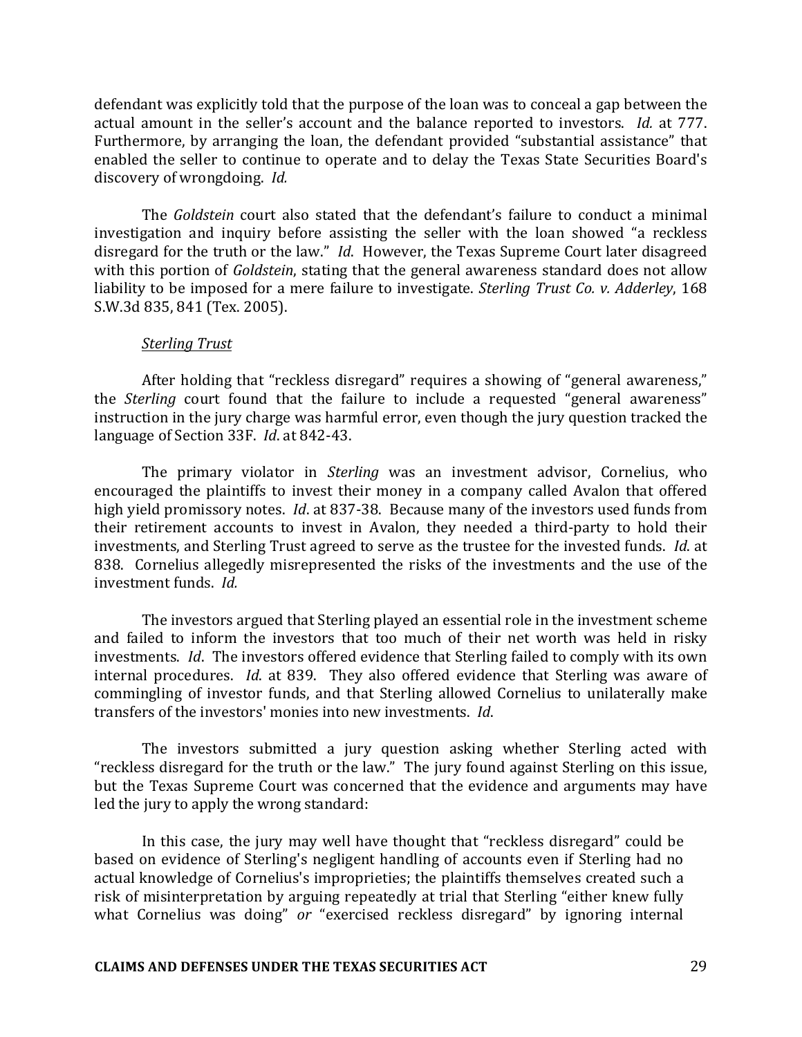defendant was explicitly told that the purpose of the loan was to conceal a gap between the actual amount in the seller's account and the balance reported to investors. *Id.* at 777. Furthermore, by arranging the loan, the defendant provided "substantial assistance" that enabled the seller to continue to operate and to delay the Texas State Securities Board's discovery of wrongdoing. *Id.*

The *Goldstein* court also stated that the defendant's failure to conduct a minimal investigation and inquiry before assisting the seller with the loan showed "a reckless disregard for the truth or the law." *Id*. However, the Texas Supreme Court later disagreed with this portion of *Goldstein*, stating that the general awareness standard does not allow liability to be imposed for a mere failure to investigate. *Sterling Trust Co. v. Adderley*, 168 S.W.3d 835, 841 (Tex. 2005).

*Sterling Trust*

After holding that "reckless disregard" requires a showing of "general awareness," the *Sterling* court found that the failure to include a requested "general awareness" instruction in the jury charge was harmful error, even though the jury question tracked the language of Section 33F. *Id*. at 842-43.

The primary violator in *Sterling* was an investment advisor, Cornelius, who encouraged the plaintiffs to invest their money in a company called Avalon that offered high yield promissory notes. *Id*. at 837-38. Because many of the investors used funds from their retirement accounts to invest in Avalon, they needed a third-party to hold their investments, and Sterling Trust agreed to serve as the trustee for the invested funds. *Id.* at 838. Cornelius allegedly misrepresented the risks of the investments and the use of the investment funds. *Id.*

The investors argued that Sterling played an essential role in the investment scheme and failed to inform the investors that too much of their net worth was held in risky investments. *Id*. The investors offered evidence that Sterling failed to comply with its own internal procedures. *Id*. at 839. They also offered evidence that Sterling was aware of commingling of investor funds, and that Sterling allowed Cornelius to unilaterally make transfers of the investors' monies into new investments. *Id*.

The investors submitted a jury question asking whether Sterling acted with "reckless disregard for the truth or the law." The jury found against Sterling on this issue, but the Texas Supreme Court was concerned that the evidence and arguments may have led the jury to apply the wrong standard:

> In this case, the jury may well have thought that "reckless disregard" could be based on evidence of Sterling's negligent handling of accounts even if Sterling had no actual knowledge of Cornelius's improprieties; the plaintiffs themselves created such a risk of misinterpretation by arguing repeatedly at trial that Sterling "either knew fully what Cornelius was doing" *or* "exercised reckless disregard" by ignoring internal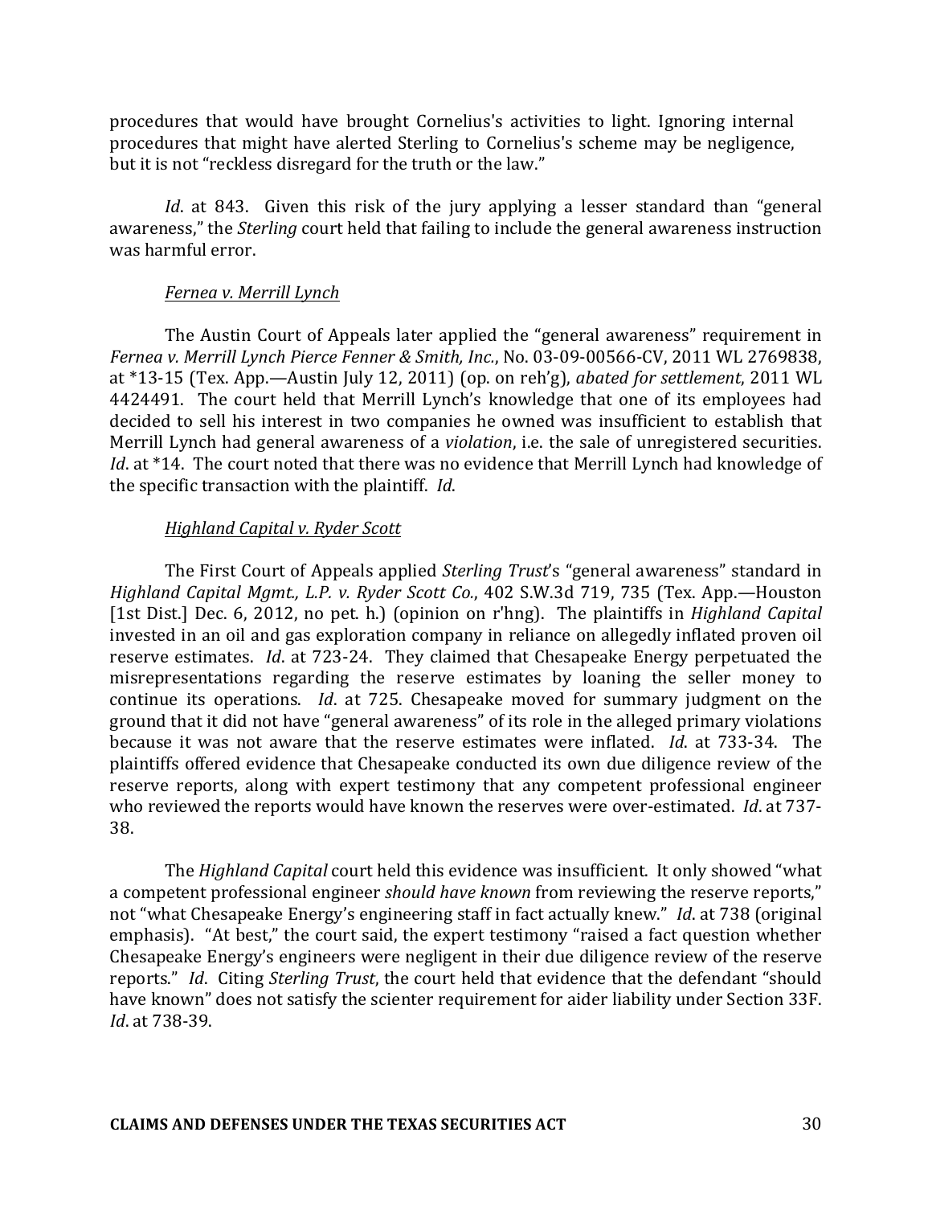procedures that would have brought Cornelius's activities to light. Ignoring internal procedures that might have alerted Sterling to Cornelius's scheme may be negligence, but it is not "reckless disregard for the truth or the law."

*Id*. at 843. Given this risk of the jury applying a lesser standard than "general awareness," the *Sterling* court held that failing to include the general awareness instruction was harmful error.

*Fernea v. Merrill Lynch*

The Austin Court of Appeals later applied the "general awareness" requirement in *Fernea v. Merrill Lynch Pierce Fenner & Smith, Inc.*, No. 03-09-00566-CV, 2011 WL 2769838, at *13-15 (Tex. App.—Austin July 12, 2011) (op. on reh'g), *abated for settlement*, 2011 WL 4424491. The court held that Merrill Lynch's knowledge that one of its employees had decided to sell his interest in two companies he owned was insufficient to establish that Merrill Lynch had general awareness of a *violation*, i.e. the sale of unregistered securities. *Id*. at *14. The court noted that there was no evidence that Merrill Lynch had knowledge of the specific transaction with the plaintiff. *Id*.

*Highland Capital v. Ryder Scott*

The First Court of Appeals applied *Sterling Trust*'s "general awareness" standard in *Highland Capital Mgmt., L.P. v. Ryder Scott Co.*, 402 S.W.3d 719, 735 (Tex. App.—Houston [1st Dist.] Dec. 6, 2012, no pet. h.) (opinion on r'hng). The plaintiffs in *Highland Capital* invested in an oil and gas exploration company in reliance on allegedly inflated proven oil reserve estimates. *Id*. at 723-24. They claimed that Chesapeake Energy perpetuated the misrepresentations regarding the reserve estimates by loaning the seller money to continue its operations. *Id*. at 725. Chesapeake moved for summary judgment on the ground that it did not have "general awareness" of its role in the alleged primary violations because it was not aware that the reserve estimates were inflated. *Id*. at 733-34. The plaintiffs offered evidence that Chesapeake conducted its own due diligence review of the reserve reports, along with expert testimony that any competent professional engineer who reviewed the reports would have known the reserves were over-estimated. *Id*. at 737-38.

The *Highland Capital* court held this evidence was insufficient. It only showed "what a competent professional engineer *should have known* from reviewing the reserve reports," not "what Chesapeake Energy's engineering staff in fact actually knew." *Id*. at 738 (original emphasis). "At best," the court said, the expert testimony "raised a fact question whether Chesapeake Energy's engineers were negligent in their due diligence review of the reserve reports." *Id*. Citing *Sterling Trust*, the court held that evidence that the defendant "should have known" does not satisfy the scienter requirement for aider liability under Section 33F. *Id*. at 738-39.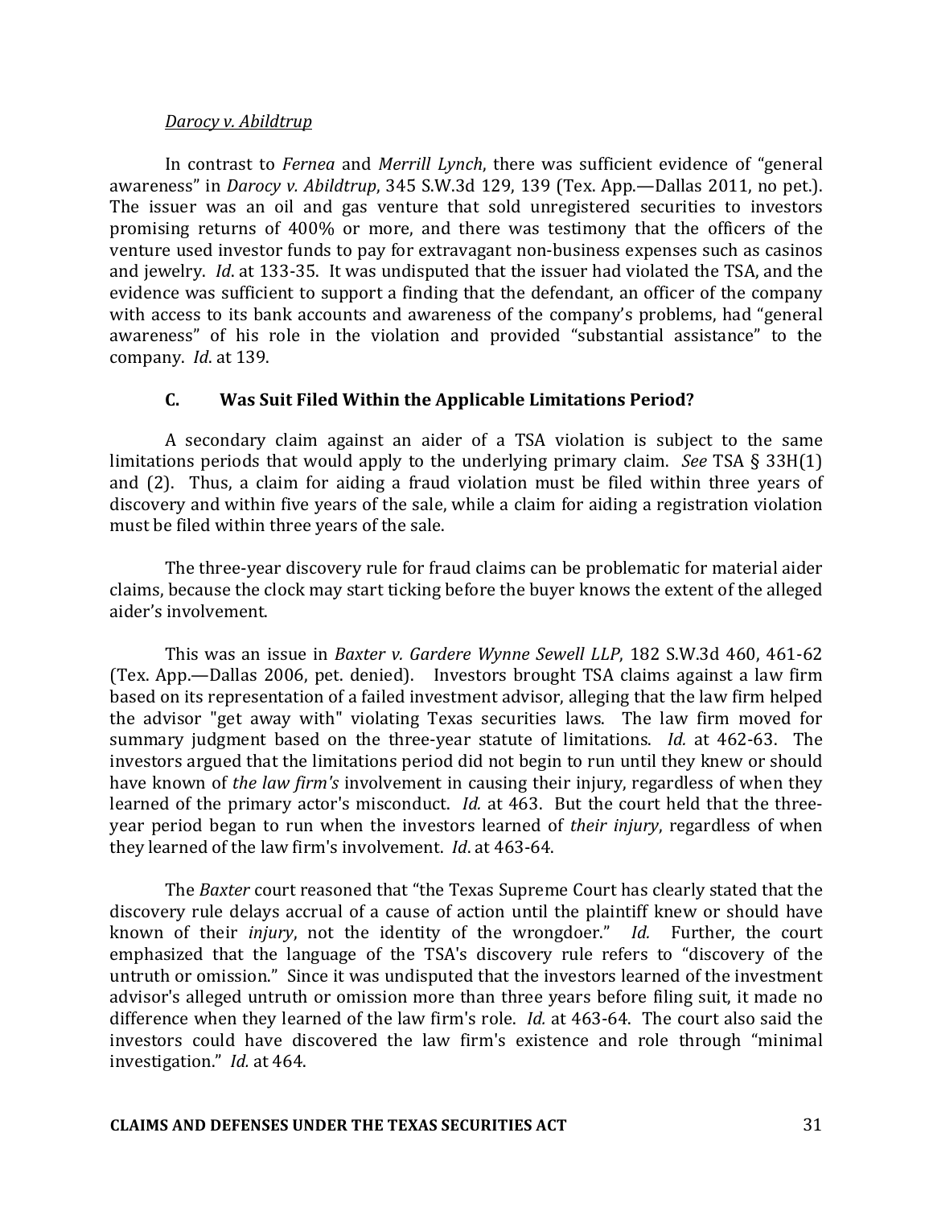*Darocy v. Abildtrup*

In contrast to *Fernea* and *Merrill Lynch*, there was sufficient evidence of "general awareness" in *Darocy v. Abildtrup*, 345 S.W.3d 129, 139 (Tex. App.—Dallas 2011, no pet.). The issuer was an oil and gas venture that sold unregistered securities to investors promising returns of 400% or more, and there was testimony that the officers of the venture used investor funds to pay for extravagant non-business expenses such as casinos and jewelry. *Id*. at 133-35. It was undisputed that the issuer had violated the TSA, and the evidence was sufficient to support a finding that the defendant, an officer of the company with access to its bank accounts and awareness of the company's problems, had "general awareness" of his role in the violation and provided "substantial assistance" to the company. *Id*. at 139.

### C. Was Suit Filed Within the Applicable Limitations Period?

A secondary claim against an aider of a TSA violation is subject to the same limitations periods that would apply to the underlying primary claim. *See* TSA § 33H(1) and (2). Thus, a claim for aiding a fraud violation must be filed within three years of discovery and within five years of the sale, while a claim for aiding a registration violation must be filed within three years of the sale.

The three-year discovery rule for fraud claims can be problematic for material aider claims, because the clock may start ticking before the buyer knows the extent of the alleged aider's involvement.

This was an issue in *Baxter v. Gardere Wynne Sewell LLP*, 182 S.W.3d 460, 461-62 (Tex. App.—Dallas 2006, pet. denied). Investors brought TSA claims against a law firm based on its representation of a failed investment advisor, alleging that the law firm helped the advisor "get away with" violating Texas securities laws. The law firm moved for summary judgment based on the three-year statute of limitations. *Id.* at 462-63. The investors argued that the limitations period did not begin to run until they knew or should have known of *the law firm's* involvement in causing their injury, regardless of when they learned of the primary actor's misconduct. *Id.* at 463. But the court held that the three-year period began to run when the investors learned of *their injury*, regardless of when they learned of the law firm's involvement. *Id*. at 463-64.

The *Baxter* court reasoned that "the Texas Supreme Court has clearly stated that the discovery rule delays accrual of a cause of action until the plaintiff knew or should have known of their *injury*, not the identity of the wrongdoer." *Id.* Further, the court emphasized that the language of the TSA's discovery rule refers to "discovery of the untruth or omission." Since it was undisputed that the investors learned of the investment advisor's alleged untruth or omission more than three years before filing suit, it made no difference when they learned of the law firm's role. *Id.* at 463-64. The court also said the investors could have discovered the law firm's existence and role through "minimal investigation." *Id.* at 464.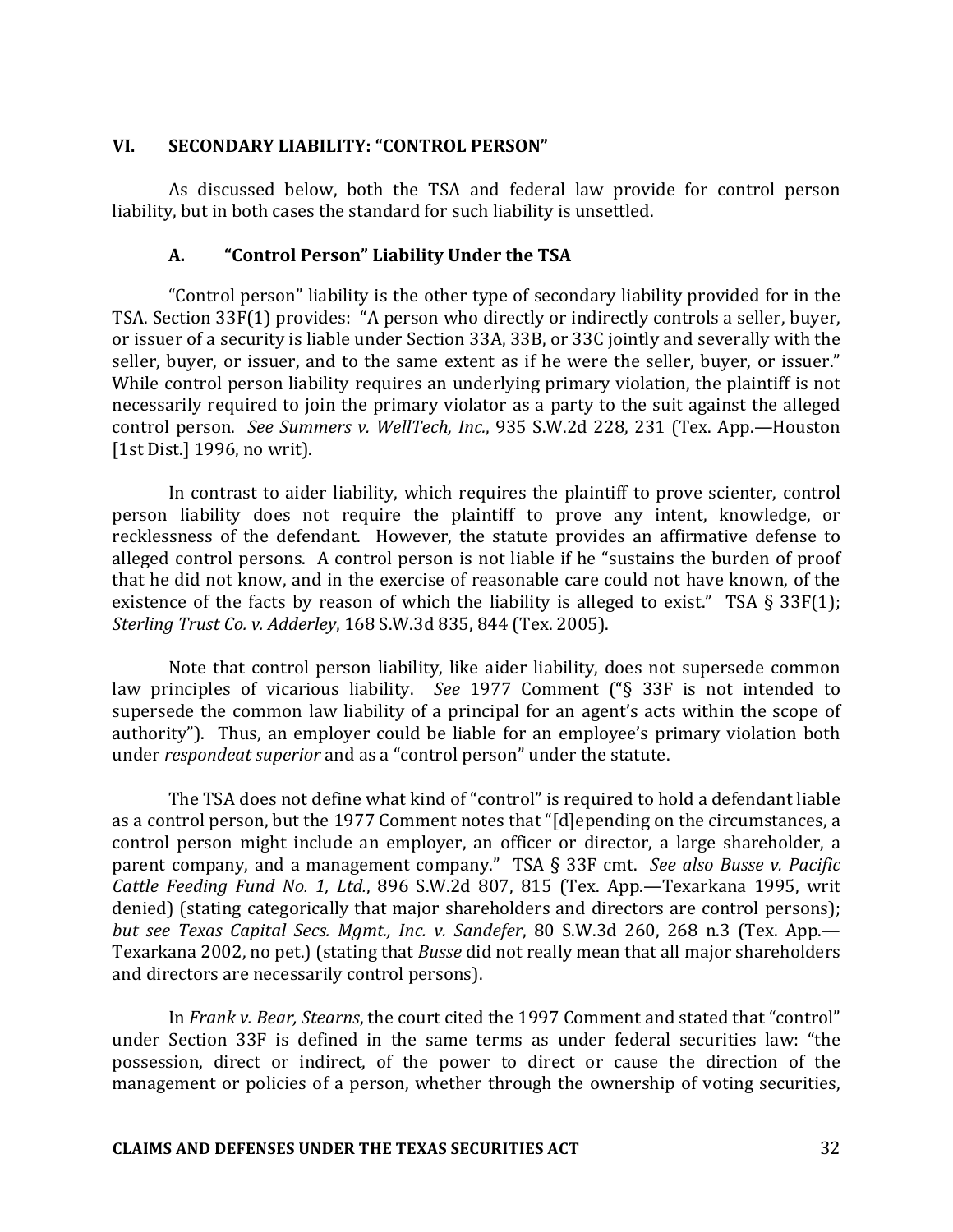## VI. SECONDARY LIABILITY: "CONTROL PERSON"

As discussed below, both the TSA and federal law provide for control person liability, but in both cases the standard for such liability is unsettled.

### A. "Control Person" Liability Under the TSA

"Control person" liability is the other type of secondary liability provided for in the TSA. Section 33F(1) provides: "A person who directly or indirectly controls a seller, buyer, or issuer of a security is liable under Section 33A, 33B, or 33C jointly and severally with the seller, buyer, or issuer, and to the same extent as if he were the seller, buyer, or issuer." While control person liability requires an underlying primary violation, the plaintiff is not necessarily required to join the primary violator as a party to the suit against the alleged control person. *See Summers v. WellTech, Inc.*, 935 S.W.2d 228, 231 (Tex. App.—Houston [1st Dist.] 1996, no writ).

In contrast to aider liability, which requires the plaintiff to prove scienter, control person liability does not require the plaintiff to prove any intent, knowledge, or recklessness of the defendant. However, the statute provides an affirmative defense to alleged control persons. A control person is not liable if he "sustains the burden of proof that he did not know, and in the exercise of reasonable care could not have known, of the existence of the facts by reason of which the liability is alleged to exist." TSA § 33F(1); *Sterling Trust Co. v. Adderley*, 168 S.W.3d 835, 844 (Tex. 2005).

Note that control person liability, like aider liability, does not supersede common law principles of vicarious liability. *See* 1977 Comment ("§ 33F is not intended to supersede the common law liability of a principal for an agent's acts within the scope of authority"). Thus, an employer could be liable for an employee's primary violation both under *respondeat superior* and as a "control person" under the statute.

The TSA does not define what kind of "control" is required to hold a defendant liable as a control person, but the 1977 Comment notes that "[d]epending on the circumstances, a control person might include an employer, an officer or director, a large shareholder, a parent company, and a management company." TSA § 33F cmt. *See also Busse v. Pacific Cattle Feeding Fund No. 1, Ltd.*, 896 S.W.2d 807, 815 (Tex. App.—Texarkana 1995, writ denied) (stating categorically that major shareholders and directors are control persons); *but see Texas Capital Secs. Mgmt., Inc. v. Sandefer*, 80 S.W.3d 260, 268 n.3 (Tex. App.—Texarkana 2002, no pet.) (stating that *Busse* did not really mean that all major shareholders and directors are necessarily control persons).

In *Frank v. Bear, Stearns*, the court cited the 1997 Comment and stated that "control" under Section 33F is defined in the same terms as under federal securities law: "the possession, direct or indirect, of the power to direct or cause the direction of the management or policies of a person, whether through the ownership of voting securities,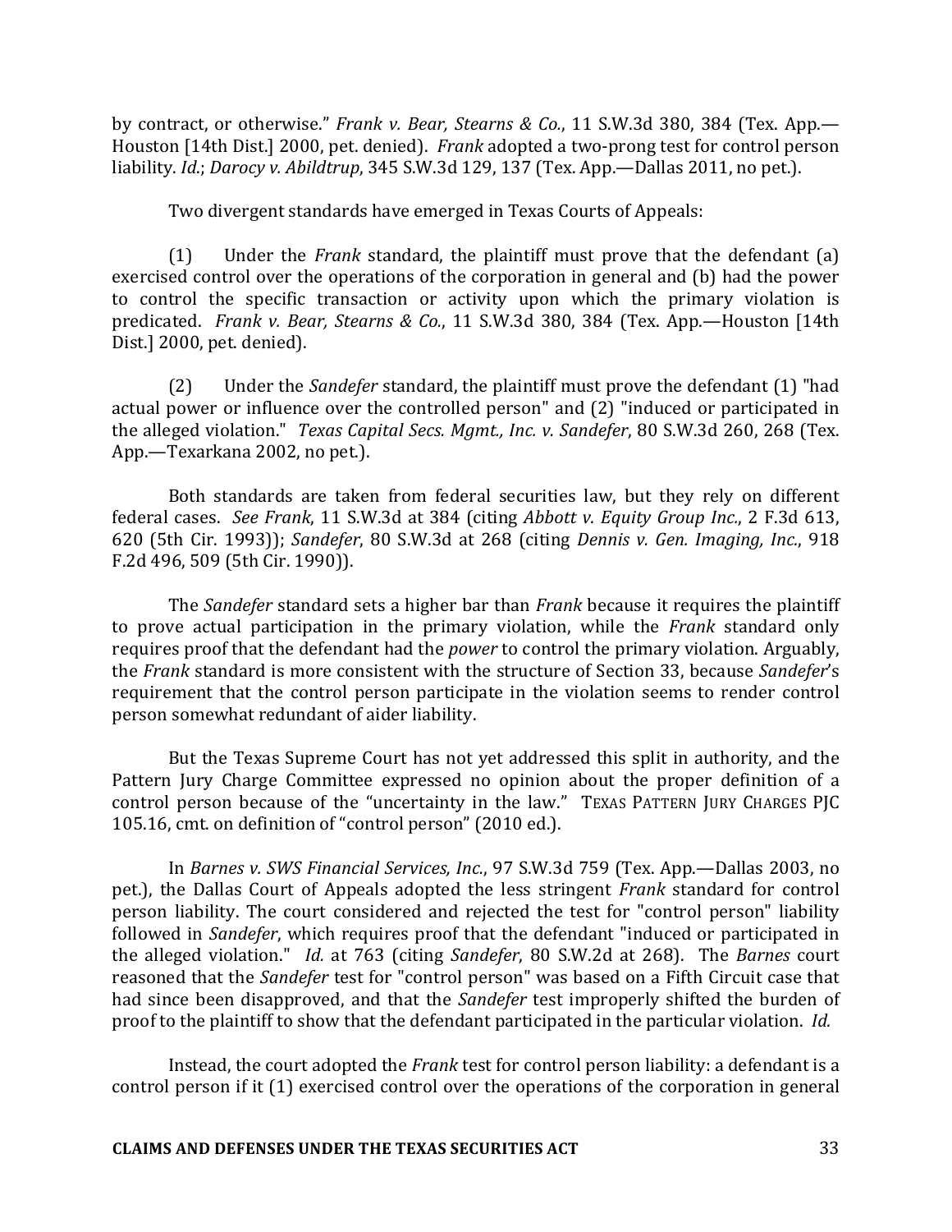by contract, or otherwise." *Frank v. Bear, Stearns & Co.*, 11 S.W.3d 380, 384 (Tex. App.—Houston [14th Dist.] 2000, pet. denied). *Frank* adopted a two-prong test for control person liability. *Id.*; *Darocy v. Abildtrup*, 345 S.W.3d 129, 137 (Tex. App.—Dallas 2011, no pet.).

Two divergent standards have emerged in Texas Courts of Appeals:

(1) Under the *Frank* standard, the plaintiff must prove that the defendant (a) exercised control over the operations of the corporation in general and (b) had the power to control the specific transaction or activity upon which the primary violation is predicated. *Frank v. Bear, Stearns & Co.*, 11 S.W.3d 380, 384 (Tex. App.—Houston [14th Dist.] 2000, pet. denied).

(2) Under the *Sandefer* standard, the plaintiff must prove the defendant (1) "had actual power or influence over the controlled person" and (2) "induced or participated in the alleged violation." *Texas Capital Secs. Mgmt., Inc. v. Sandefer*, 80 S.W.3d 260, 268 (Tex. App.—Texarkana 2002, no pet.).

Both standards are taken from federal securities law, but they rely on different federal cases. *See Frank*, 11 S.W.3d at 384 (citing *Abbott v. Equity Group Inc.*, 2 F.3d 613, 620 (5th Cir. 1993)); *Sandefer*, 80 S.W.3d at 268 (citing *Dennis v. Gen. Imaging, Inc.*, 918 F.2d 496, 509 (5th Cir. 1990)).

The *Sandefer* standard sets a higher bar than *Frank* because it requires the plaintiff to prove actual participation in the primary violation, while the *Frank* standard only requires proof that the defendant had the *power* to control the primary violation. Arguably, the *Frank* standard is more consistent with the structure of Section 33, because *Sandefer*'s requirement that the control person participate in the violation seems to render control person somewhat redundant of aider liability.

But the Texas Supreme Court has not yet addressed this split in authority, and the Pattern Jury Charge Committee expressed no opinion about the proper definition of a control person because of the "uncertainty in the law." TEXAS PATTERN JURY CHARGES PJC 105.16, cmt. on definition of "control person" (2010 ed.).

In *Barnes v. SWS Financial Services, Inc.*, 97 S.W.3d 759 (Tex. App.—Dallas 2003, no pet.), the Dallas Court of Appeals adopted the less stringent *Frank* standard for control person liability. The court considered and rejected the test for "control person" liability followed in *Sandefer*, which requires proof that the defendant "induced or participated in the alleged violation." *Id.* at 763 (citing *Sandefer*, 80 S.W.2d at 268). The *Barnes* court reasoned that the *Sandefer* test for "control person" was based on a Fifth Circuit case that had since been disapproved, and that the *Sandefer* test improperly shifted the burden of proof to the plaintiff to show that the defendant participated in the particular violation. *Id.*

Instead, the court adopted the *Frank* test for control person liability: a defendant is a control person if it (1) exercised control over the operations of the corporation in general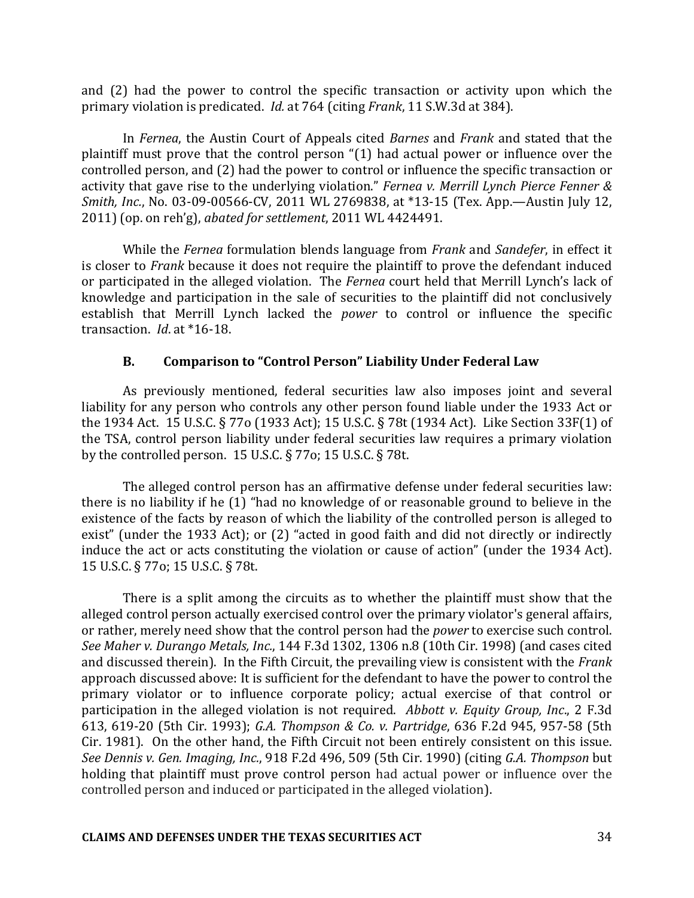and (2) had the power to control the specific transaction or activity upon which the primary violation is predicated. *Id.* at 764 (citing *Frank*, 11 S.W.3d at 384).

In *Fernea*, the Austin Court of Appeals cited *Barnes* and *Frank* and stated that the plaintiff must prove that the control person "(1) had actual power or influence over the controlled person, and (2) had the power to control or influence the specific transaction or activity that gave rise to the underlying violation." *Fernea v. Merrill Lynch Pierce Fenner & Smith, Inc.*, No. 03-09-00566-CV, 2011 WL 2769838, at *13-15 (Tex. App.—Austin July 12, 2011) (op. on reh'g), *abated for settlement*, 2011 WL 4424491.

While the *Fernea* formulation blends language from *Frank* and *Sandefer*, in effect it is closer to *Frank* because it does not require the plaintiff to prove the defendant induced or participated in the alleged violation. The *Fernea* court held that Merrill Lynch's lack of knowledge and participation in the sale of securities to the plaintiff did not conclusively establish that Merrill Lynch lacked the *power* to control or influence the specific transaction. *Id.* at *16-18.

### B. Comparison to "Control Person" Liability Under Federal Law

As previously mentioned, federal securities law also imposes joint and several liability for any person who controls any other person found liable under the 1933 Act or the 1934 Act. 15 U.S.C. § 77o (1933 Act); 15 U.S.C. § 78t (1934 Act). Like Section 33F(1) of the TSA, control person liability under federal securities law requires a primary violation by the controlled person. 15 U.S.C. § 77o; 15 U.S.C. § 78t.

The alleged control person has an affirmative defense under federal securities law: there is no liability if he (1) "had no knowledge of or reasonable ground to believe in the existence of the facts by reason of which the liability of the controlled person is alleged to exist" (under the 1933 Act); or (2) "acted in good faith and did not directly or indirectly induce the act or acts constituting the violation or cause of action" (under the 1934 Act). 15 U.S.C. § 77o; 15 U.S.C. § 78t.

There is a split among the circuits as to whether the plaintiff must show that the alleged control person actually exercised control over the primary violator's general affairs, or rather, merely need show that the control person had the *power* to exercise such control. *See Maher v. Durango Metals, Inc.*, 144 F.3d 1302, 1306 n.8 (10th Cir. 1998) (and cases cited and discussed therein). In the Fifth Circuit, the prevailing view is consistent with the *Frank* approach discussed above: It is sufficient for the defendant to have the power to control the primary violator or to influence corporate policy; actual exercise of that control or participation in the alleged violation is not required. *Abbott v. Equity Group, Inc.*, 2 F.3d 613, 619-20 (5th Cir. 1993); *G.A. Thompson & Co. v. Partridge*, 636 F.2d 945, 957-58 (5th Cir. 1981). On the other hand, the Fifth Circuit not been entirely consistent on this issue. *See Dennis v. Gen. Imaging, Inc.*, 918 F.2d 496, 509 (5th Cir. 1990) (citing *G.A. Thompson* but holding that plaintiff must prove control person had actual power or influence over the controlled person and induced or participated in the alleged violation).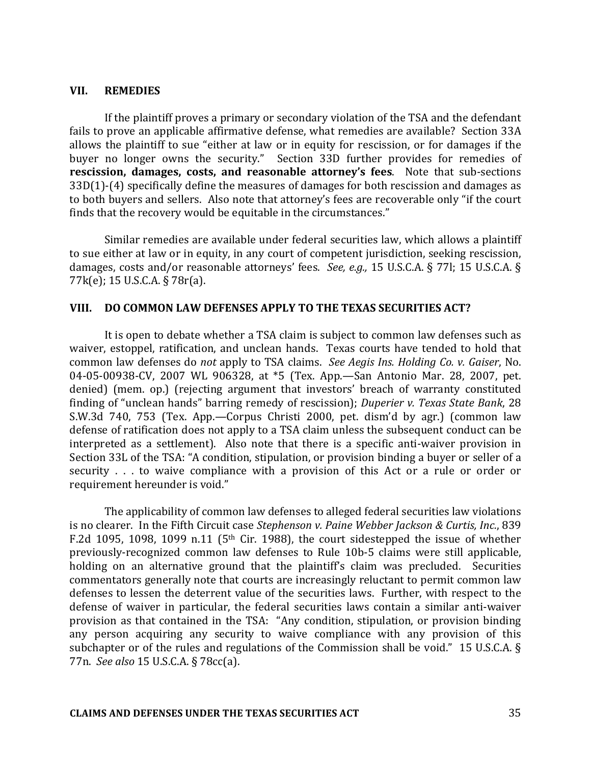## VII. REMEDIES

If the plaintiff proves a primary or secondary violation of the TSA and the defendant fails to prove an applicable affirmative defense, what remedies are available? Section 33A allows the plaintiff to sue "either at law or in equity for rescission, or for damages if the buyer no longer owns the security." Section 33D further provides for remedies of **rescission, damages, costs, and reasonable attorney's fees**. Note that sub-sections 33D(1)-(4) specifically define the measures of damages for both rescission and damages as to both buyers and sellers. Also note that attorney's fees are recoverable only "if the court finds that the recovery would be equitable in the circumstances."

Similar remedies are available under federal securities law, which allows a plaintiff to sue either at law or in equity, in any court of competent jurisdiction, seeking rescission, damages, costs and/or reasonable attorneys' fees. *See, e.g.,* 15 U.S.C.A. § 77l; 15 U.S.C.A. § 77k(e); 15 U.S.C.A. § 78r(a).

## VIII. DO COMMON LAW DEFENSES APPLY TO THE TEXAS SECURITIES ACT?

It is open to debate whether a TSA claim is subject to common law defenses such as waiver, estoppel, ratification, and unclean hands. Texas courts have tended to hold that common law defenses do *not* apply to TSA claims. *See Aegis Ins. Holding Co. v. Gaiser*, No. 04-05-00938-CV, 2007 WL 906328, at *5 (Tex. App.—San Antonio Mar. 28, 2007, pet. denied) (mem. op.) (rejecting argument that investors' breach of warranty constituted finding of "unclean hands" barring remedy of rescission); *Duperier v. Texas State Bank*, 28 S.W.3d 740, 753 (Tex. App.—Corpus Christi 2000, pet. dism'd by agr.) (common law defense of ratification does not apply to a TSA claim unless the subsequent conduct can be interpreted as a settlement). Also note that there is a specific anti-waiver provision in Section 33L of the TSA: "A condition, stipulation, or provision binding a buyer or seller of a security . . . to waive compliance with a provision of this Act or a rule or order or requirement hereunder is void."

The applicability of common law defenses to alleged federal securities law violations is no clearer. In the Fifth Circuit case *Stephenson v. Paine Webber Jackson & Curtis, Inc.*, 839 F.2d 1095, 1098, 1099 n.11 (5th Cir. 1988), the court sidestepped the issue of whether previously-recognized common law defenses to Rule 10b-5 claims were still applicable, holding on an alternative ground that the plaintiff's claim was precluded. Securities commentators generally note that courts are increasingly reluctant to permit common law defenses to lessen the deterrent value of the securities laws. Further, with respect to the defense of waiver in particular, the federal securities laws contain a similar anti-waiver provision as that contained in the TSA: "Any condition, stipulation, or provision binding any person acquiring any security to waive compliance with any provision of this subchapter or of the rules and regulations of the Commission shall be void." 15 U.S.C.A. § 77n. *See also* 15 U.S.C.A. § 78cc(a).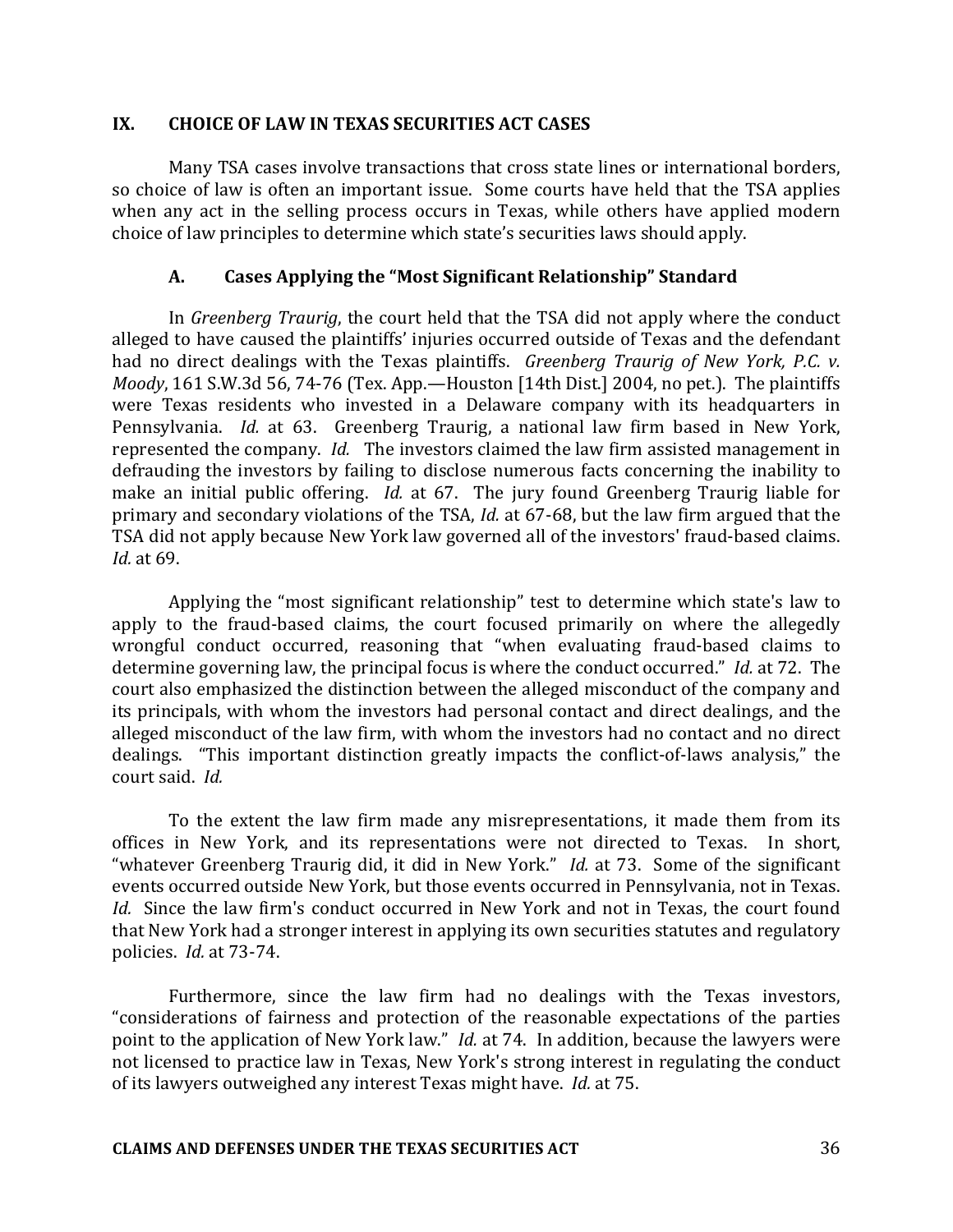## IX. CHOICE OF LAW IN TEXAS SECURITIES ACT CASES

Many TSA cases involve transactions that cross state lines or international borders, so choice of law is often an important issue. Some courts have held that the TSA applies when any act in the selling process occurs in Texas, while others have applied modern choice of law principles to determine which state's securities laws should apply.

### A. Cases Applying the "Most Significant Relationship" Standard

In *Greenberg Traurig*, the court held that the TSA did not apply where the conduct alleged to have caused the plaintiffs' injuries occurred outside of Texas and the defendant had no direct dealings with the Texas plaintiffs. *Greenberg Traurig of New York, P.C. v. Moody*, 161 S.W.3d 56, 74-76 (Tex. App.—Houston [14th Dist.] 2004, no pet.). The plaintiffs were Texas residents who invested in a Delaware company with its headquarters in Pennsylvania. *Id.* at 63. Greenberg Traurig, a national law firm based in New York, represented the company. *Id.* The investors claimed the law firm assisted management in defrauding the investors by failing to disclose numerous facts concerning the inability to make an initial public offering. *Id.* at 67. The jury found Greenberg Traurig liable for primary and secondary violations of the TSA, *Id.* at 67-68, but the law firm argued that the TSA did not apply because New York law governed all of the investors' fraud-based claims. *Id.* at 69.

Applying the "most significant relationship" test to determine which state's law to apply to the fraud-based claims, the court focused primarily on where the allegedly wrongful conduct occurred, reasoning that "when evaluating fraud-based claims to determine governing law, the principal focus is where the conduct occurred." *Id.* at 72. The court also emphasized the distinction between the alleged misconduct of the company and its principals, with whom the investors had personal contact and direct dealings, and the alleged misconduct of the law firm, with whom the investors had no contact and no direct dealings. "This important distinction greatly impacts the conflict-of-laws analysis," the court said. *Id.*

To the extent the law firm made any misrepresentations, it made them from its offices in New York, and its representations were not directed to Texas. In short, "whatever Greenberg Traurig did, it did in New York." *Id.* at 73. Some of the significant events occurred outside New York, but those events occurred in Pennsylvania, not in Texas. *Id.* Since the law firm's conduct occurred in New York and not in Texas, the court found that New York had a stronger interest in applying its own securities statutes and regulatory policies. *Id.* at 73-74.

Furthermore, since the law firm had no dealings with the Texas investors, "considerations of fairness and protection of the reasonable expectations of the parties point to the application of New York law." *Id.* at 74. In addition, because the lawyers were not licensed to practice law in Texas, New York's strong interest in regulating the conduct of its lawyers outweighed any interest Texas might have. *Id.* at 75.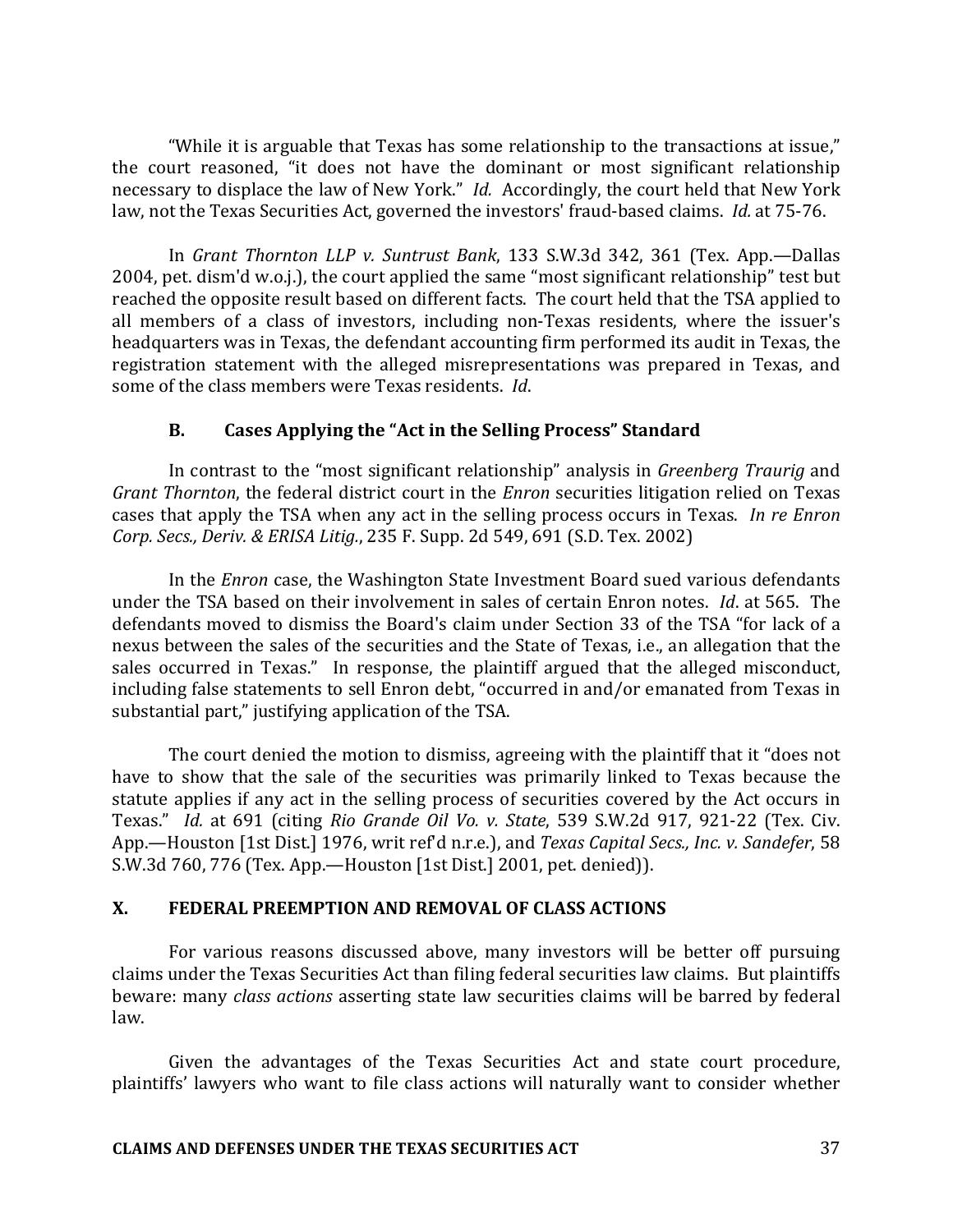"While it is arguable that Texas has some relationship to the transactions at issue," the court reasoned, "it does not have the dominant or most significant relationship necessary to displace the law of New York." *Id.* Accordingly, the court held that New York law, not the Texas Securities Act, governed the investors' fraud-based claims. *Id.* at 75-76.

In *Grant Thornton LLP v. Suntrust Bank*, 133 S.W.3d 342, 361 (Tex. App.—Dallas 2004, pet. dism'd w.o.j.), the court applied the same "most significant relationship" test but reached the opposite result based on different facts. The court held that the TSA applied to all members of a class of investors, including non-Texas residents, where the issuer's headquarters was in Texas, the defendant accounting firm performed its audit in Texas, the registration statement with the alleged misrepresentations was prepared in Texas, and some of the class members were Texas residents. *Id*.

### B. Cases Applying the "Act in the Selling Process" Standard

In contrast to the "most significant relationship" analysis in *Greenberg Traurig* and *Grant Thornton*, the federal district court in the *Enron* securities litigation relied on Texas cases that apply the TSA when any act in the selling process occurs in Texas. *In re Enron Corp. Secs., Deriv. & ERISA Litig.*, 235 F. Supp. 2d 549, 691 (S.D. Tex. 2002)

In the *Enron* case, the Washington State Investment Board sued various defendants under the TSA based on their involvement in sales of certain Enron notes. *Id*. at 565. The defendants moved to dismiss the Board's claim under Section 33 of the TSA "for lack of a nexus between the sales of the securities and the State of Texas, i.e., an allegation that the sales occurred in Texas." In response, the plaintiff argued that the alleged misconduct, including false statements to sell Enron debt, "occurred in and/or emanated from Texas in substantial part," justifying application of the TSA.

The court denied the motion to dismiss, agreeing with the plaintiff that it "does not have to show that the sale of the securities was primarily linked to Texas because the statute applies if any act in the selling process of securities covered by the Act occurs in Texas." *Id.* at 691 (citing *Rio Grande Oil Vo. v. State*, 539 S.W.2d 917, 921-22 (Tex. Civ. App.—Houston [1st Dist.] 1976, writ ref'd n.r.e.), and *Texas Capital Secs., Inc. v. Sandefer*, 58 S.W.3d 760, 776 (Tex. App.—Houston [1st Dist.] 2001, pet. denied)).

## X. FEDERAL PREEMPTION AND REMOVAL OF CLASS ACTIONS

For various reasons discussed above, many investors will be better off pursuing claims under the Texas Securities Act than filing federal securities law claims. But plaintiffs beware: many *class actions* asserting state law securities claims will be barred by federal law.

Given the advantages of the Texas Securities Act and state court procedure, plaintiffs' lawyers who want to file class actions will naturally want to consider whether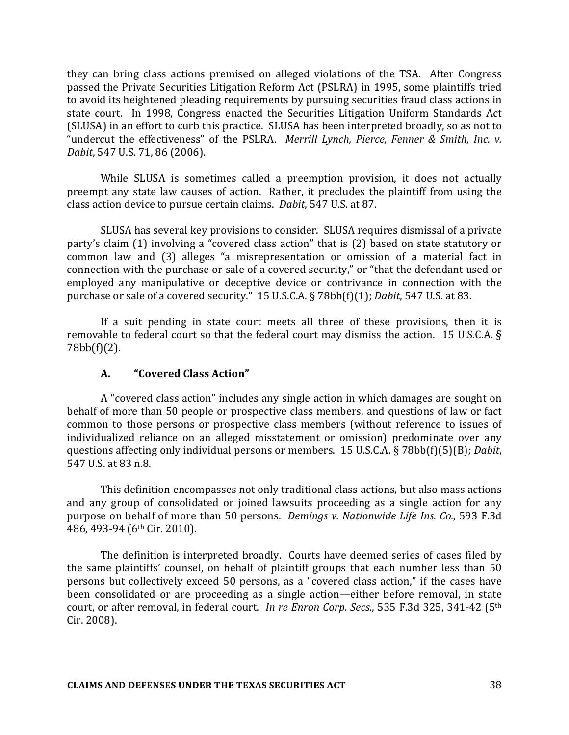they can bring class actions premised on alleged violations of the TSA. After Congress passed the Private Securities Litigation Reform Act (PSLRA) in 1995, some plaintiffs tried to avoid its heightened pleading requirements by pursuing securities fraud class actions in state court. In 1998, Congress enacted the Securities Litigation Uniform Standards Act (SLUSA) in an effort to curb this practice. SLUSA has been interpreted broadly, so as not to "undercut the effectiveness" of the PSLRA. *Merrill Lynch, Pierce, Fenner & Smith, Inc. v. Dabit*, 547 U.S. 71, 86 (2006).

While SLUSA is sometimes called a preemption provision, it does not actually preempt any state law causes of action. Rather, it precludes the plaintiff from using the class action device to pursue certain claims. *Dabit*, 547 U.S. at 87.

SLUSA has several key provisions to consider. SLUSA requires dismissal of a private party's claim (1) involving a "covered class action" that is (2) based on state statutory or common law and (3) alleges "a misrepresentation or omission of a material fact in connection with the purchase or sale of a covered security," or "that the defendant used or employed any manipulative or deceptive device or contrivance in connection with the purchase or sale of a covered security." 15 U.S.C.A. § 78bb(f)(1); *Dabit*, 547 U.S. at 83.

If a suit pending in state court meets all three of these provisions, then it is removable to federal court so that the federal court may dismiss the action. 15 U.S.C.A. § 78bb(f)(2).

### A. "Covered Class Action"

A "covered class action" includes any single action in which damages are sought on behalf of more than 50 people or prospective class members, and questions of law or fact common to those persons or prospective class members (without reference to issues of individualized reliance on an alleged misstatement or omission) predominate over any questions affecting only individual persons or members. 15 U.S.C.A. § 78bb(f)(5)(B); *Dabit*, 547 U.S. at 83 n.8.

This definition encompasses not only traditional class actions, but also mass actions and any group of consolidated or joined lawsuits proceeding as a single action for any purpose on behalf of more than 50 persons. *Demings v. Nationwide Life Ins. Co.*, 593 F.3d 486, 493-94 (6th Cir. 2010).

The definition is interpreted broadly. Courts have deemed series of cases filed by the same plaintiffs' counsel, on behalf of plaintiff groups that each number less than 50 persons but collectively exceed 50 persons, as a "covered class action," if the cases have been consolidated or are proceeding as a single action—either before removal, in state court, or after removal, in federal court. *In re Enron Corp. Secs.*, 535 F.3d 325, 341-42 (5th Cir. 2008).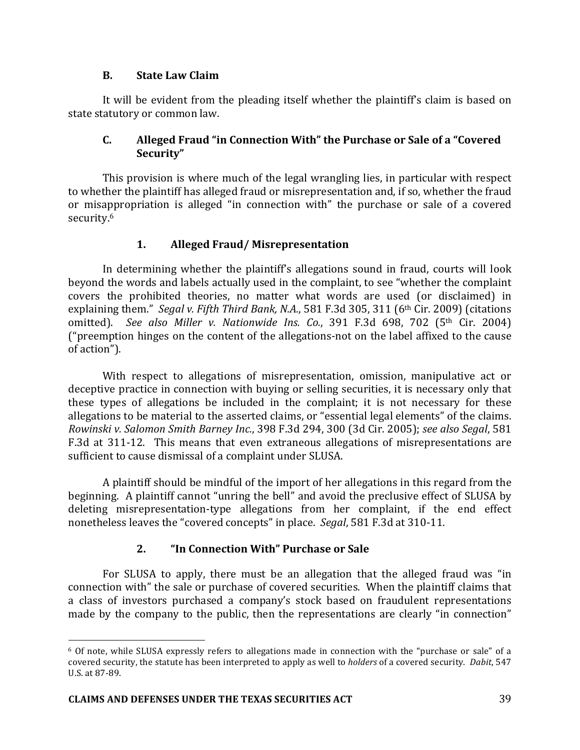### B. State Law Claim

It will be evident from the pleading itself whether the plaintiff's claim is based on state statutory or common law.

### C. Alleged Fraud "in Connection With" the Purchase or Sale of a "Covered Security"

This provision is where much of the legal wrangling lies, in particular with respect to whether the plaintiff has alleged fraud or misrepresentation and, if so, whether the fraud or misappropriation is alleged "in connection with" the purchase or sale of a covered security.[6]

#### 1. Alleged Fraud/ Misrepresentation

In determining whether the plaintiff's allegations sound in fraud, courts will look beyond the words and labels actually used in the complaint, to see "whether the complaint covers the prohibited theories, no matter what words are used (or disclaimed) in explaining them." *Segal v. Fifth Third Bank, N.A.*, 581 F.3d 305, 311 (6th Cir. 2009) (citations omitted). *See also Miller v. Nationwide Ins. Co.*, 391 F.3d 698, 702 (5th Cir. 2004) ("preemption hinges on the content of the allegations-not on the label affixed to the cause of action").

With respect to allegations of misrepresentation, omission, manipulative act or deceptive practice in connection with buying or selling securities, it is necessary only that these types of allegations be included in the complaint; it is not necessary for these allegations to be material to the asserted claims, or "essential legal elements" of the claims. *Rowinski v. Salomon Smith Barney Inc.*, 398 F.3d 294, 300 (3d Cir. 2005); *see also Segal*, 581 F.3d at 311-12. This means that even extraneous allegations of misrepresentations are sufficient to cause dismissal of a complaint under SLUSA.

A plaintiff should be mindful of the import of her allegations in this regard from the beginning. A plaintiff cannot "unring the bell" and avoid the preclusive effect of SLUSA by deleting misrepresentation-type allegations from her complaint, if the end effect nonetheless leaves the "covered concepts" in place. *Segal*, 581 F.3d at 310-11.

#### 2. "In Connection With" Purchase or Sale

For SLUSA to apply, there must be an allegation that the alleged fraud was "in connection with" the sale or purchase of covered securities. When the plaintiff claims that a class of investors purchased a company's stock based on fraudulent representations made by the company to the public, then the representations are clearly "in connection"

---

[6] Of note, while SLUSA expressly refers to allegations made in connection with the "purchase or sale" of a covered security, the statute has been interpreted to apply as well to *holders* of a covered security. *Dabit*, 547 U.S. at 87-89.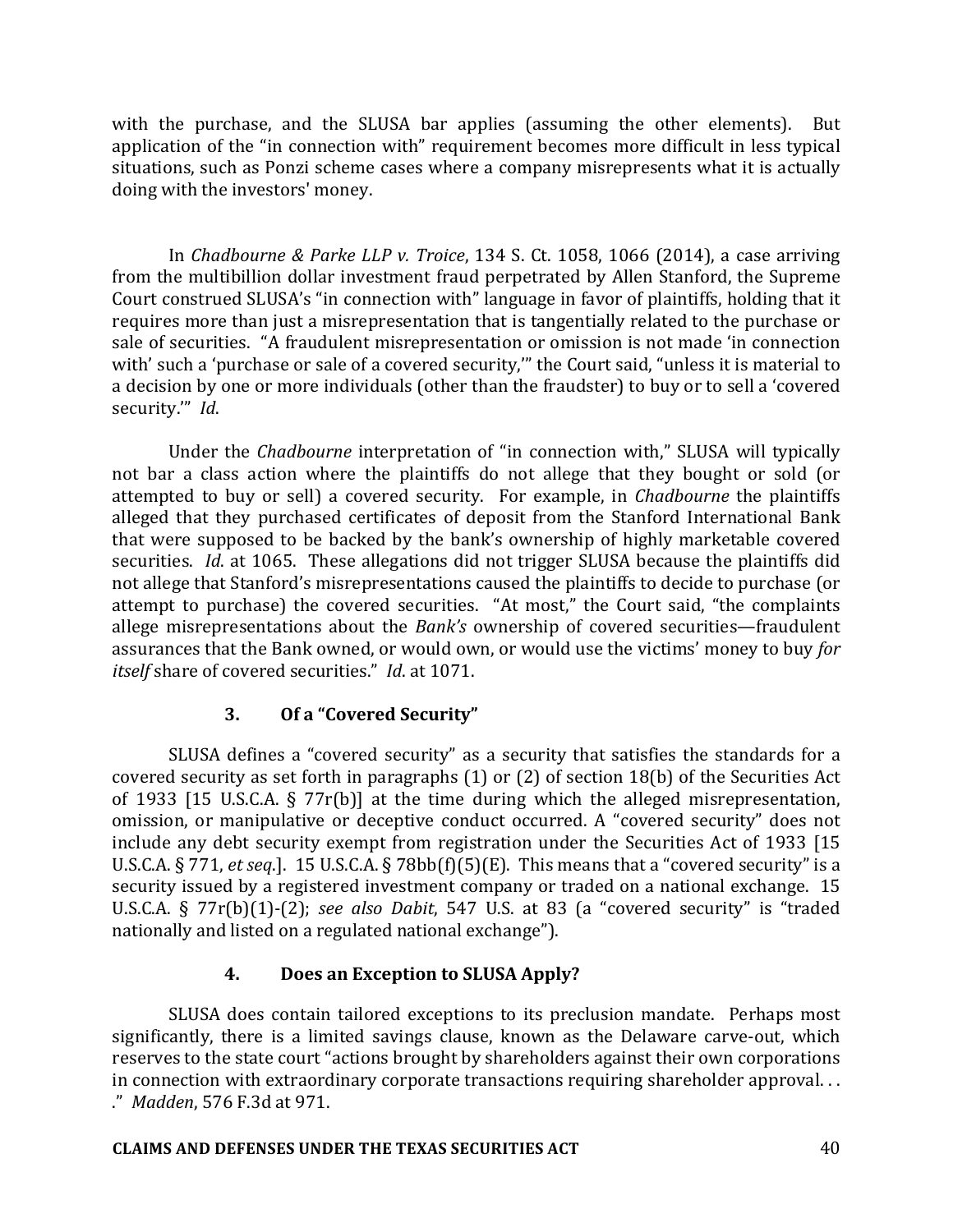with the purchase, and the SLUSA bar applies (assuming the other elements). But application of the "in connection with" requirement becomes more difficult in less typical situations, such as Ponzi scheme cases where a company misrepresents what it is actually doing with the investors' money.

In *Chadbourne & Parke LLP v. Troice*, 134 S. Ct. 1058, 1066 (2014), a case arriving from the multibillion dollar investment fraud perpetrated by Allen Stanford, the Supreme Court construed SLUSA's "in connection with" language in favor of plaintiffs, holding that it requires more than just a misrepresentation that is tangentially related to the purchase or sale of securities. "A fraudulent misrepresentation or omission is not made 'in connection with' such a 'purchase or sale of a covered security,'" the Court said, "unless it is material to a decision by one or more individuals (other than the fraudster) to buy or to sell a 'covered security.'" *Id*.

Under the *Chadbourne* interpretation of "in connection with," SLUSA will typically not bar a class action where the plaintiffs do not allege that they bought or sold (or attempted to buy or sell) a covered security. For example, in *Chadbourne* the plaintiffs alleged that they purchased certificates of deposit from the Stanford International Bank that were supposed to be backed by the bank's ownership of highly marketable covered securities. *Id*. at 1065. These allegations did not trigger SLUSA because the plaintiffs did not allege that Stanford's misrepresentations caused the plaintiffs to decide to purchase (or attempt to purchase) the covered securities. "At most," the Court said, "the complaints allege misrepresentations about the *Bank's* ownership of covered securities—fraudulent assurances that the Bank owned, or would own, or would use the victims' money to buy *for itself* share of covered securities." *Id*. at 1071.

### 3. Of a "Covered Security"

SLUSA defines a "covered security" as a security that satisfies the standards for a covered security as set forth in paragraphs (1) or (2) of section 18(b) of the Securities Act of 1933 [15 U.S.C.A. § 77r(b)] at the time during which the alleged misrepresentation, omission, or manipulative or deceptive conduct occurred. A "covered security" does not include any debt security exempt from registration under the Securities Act of 1933 [15 U.S.C.A. § 77l, *et seq*.]. 15 U.S.C.A. § 78bb(f)(5)(E). This means that a "covered security" is a security issued by a registered investment company or traded on a national exchange. 15 U.S.C.A. § 77r(b)(1)-(2); *see also Dabit*, 547 U.S. at 83 (a "covered security" is "traded nationally and listed on a regulated national exchange").

### 4. Does an Exception to SLUSA Apply?

SLUSA does contain tailored exceptions to its preclusion mandate. Perhaps most significantly, there is a limited savings clause, known as the Delaware carve-out, which reserves to the state court "actions brought by shareholders against their own corporations in connection with extraordinary corporate transactions requiring shareholder approval. . . ." *Madden*, 576 F.3d at 971.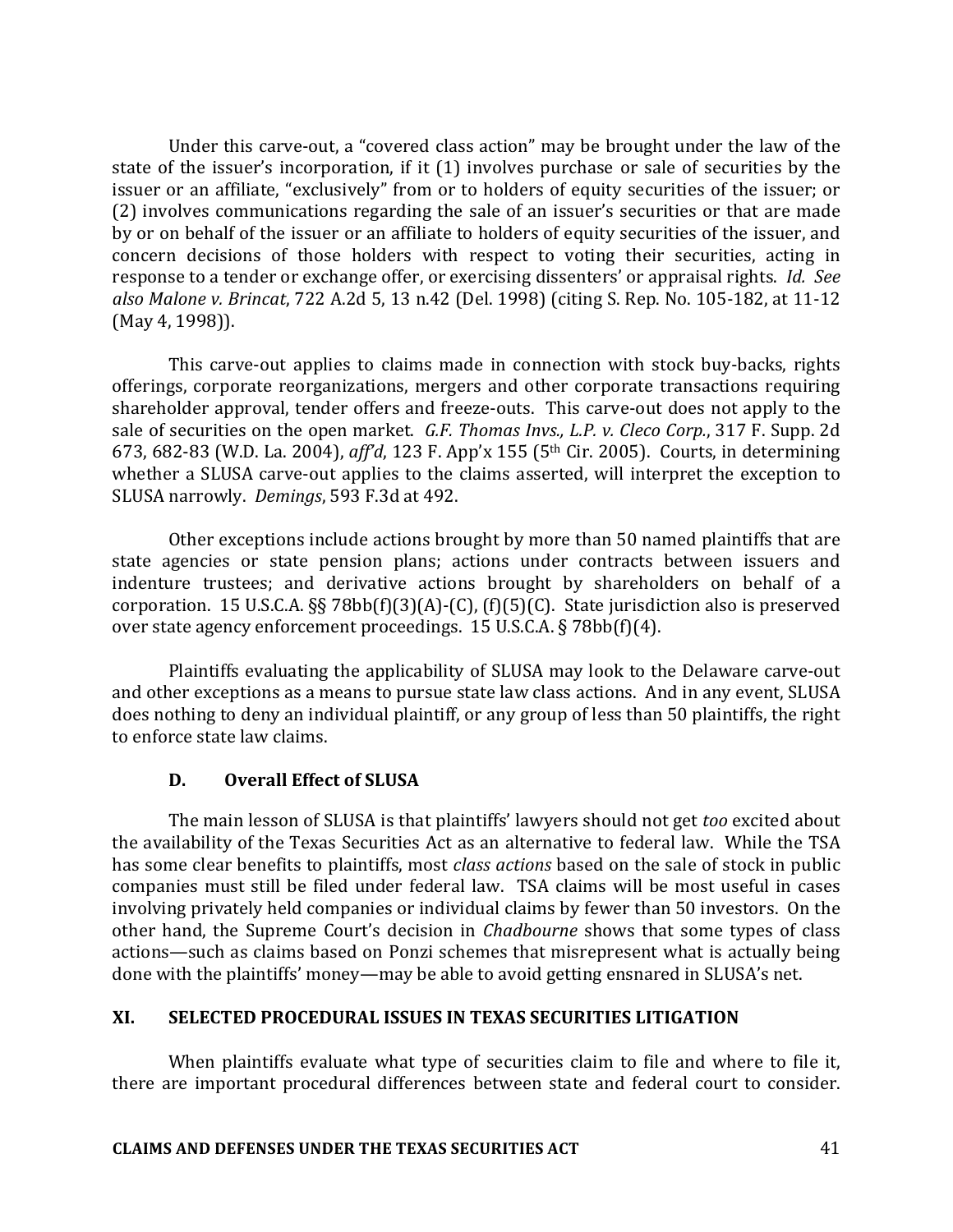Under this carve-out, a "covered class action" may be brought under the law of the state of the issuer's incorporation, if it (1) involves purchase or sale of securities by the issuer or an affiliate, "exclusively" from or to holders of equity securities of the issuer; or (2) involves communications regarding the sale of an issuer's securities or that are made by or on behalf of the issuer or an affiliate to holders of equity securities of the issuer, and concern decisions of those holders with respect to voting their securities, acting in response to a tender or exchange offer, or exercising dissenters' or appraisal rights. *Id. See also Malone v. Brincat*, 722 A.2d 5, 13 n.42 (Del. 1998) (citing S. Rep. No. 105-182, at 11-12 (May 4, 1998)).

This carve-out applies to claims made in connection with stock buy-backs, rights offerings, corporate reorganizations, mergers and other corporate transactions requiring shareholder approval, tender offers and freeze-outs. This carve-out does not apply to the sale of securities on the open market. *G.F. Thomas Invs., L.P. v. Cleco Corp.*, 317 F. Supp. 2d 673, 682-83 (W.D. La. 2004), *aff'd*, 123 F. App'x 155 (5th Cir. 2005). Courts, in determining whether a SLUSA carve-out applies to the claims asserted, will interpret the exception to SLUSA narrowly. *Demings*, 593 F.3d at 492.

Other exceptions include actions brought by more than 50 named plaintiffs that are state agencies or state pension plans; actions under contracts between issuers and indenture trustees; and derivative actions brought by shareholders on behalf of a corporation. 15 U.S.C.A. §§ 78bb(f)(3)(A)-(C), (f)(5)(C). State jurisdiction also is preserved over state agency enforcement proceedings. 15 U.S.C.A. § 78bb(f)(4).

Plaintiffs evaluating the applicability of SLUSA may look to the Delaware carve-out and other exceptions as a means to pursue state law class actions. And in any event, SLUSA does nothing to deny an individual plaintiff, or any group of less than 50 plaintiffs, the right to enforce state law claims.

### D. Overall Effect of SLUSA

The main lesson of SLUSA is that plaintiffs' lawyers should not get *too* excited about the availability of the Texas Securities Act as an alternative to federal law. While the TSA has some clear benefits to plaintiffs, most *class actions* based on the sale of stock in public companies must still be filed under federal law. TSA claims will be most useful in cases involving privately held companies or individual claims by fewer than 50 investors. On the other hand, the Supreme Court's decision in *Chadbourne* shows that some types of class actions—such as claims based on Ponzi schemes that misrepresent what is actually being done with the plaintiffs' money—may be able to avoid getting ensnared in SLUSA's net.

## XI. SELECTED PROCEDURAL ISSUES IN TEXAS SECURITIES LITIGATION

When plaintiffs evaluate what type of securities claim to file and where to file it, there are important procedural differences between state and federal court to consider.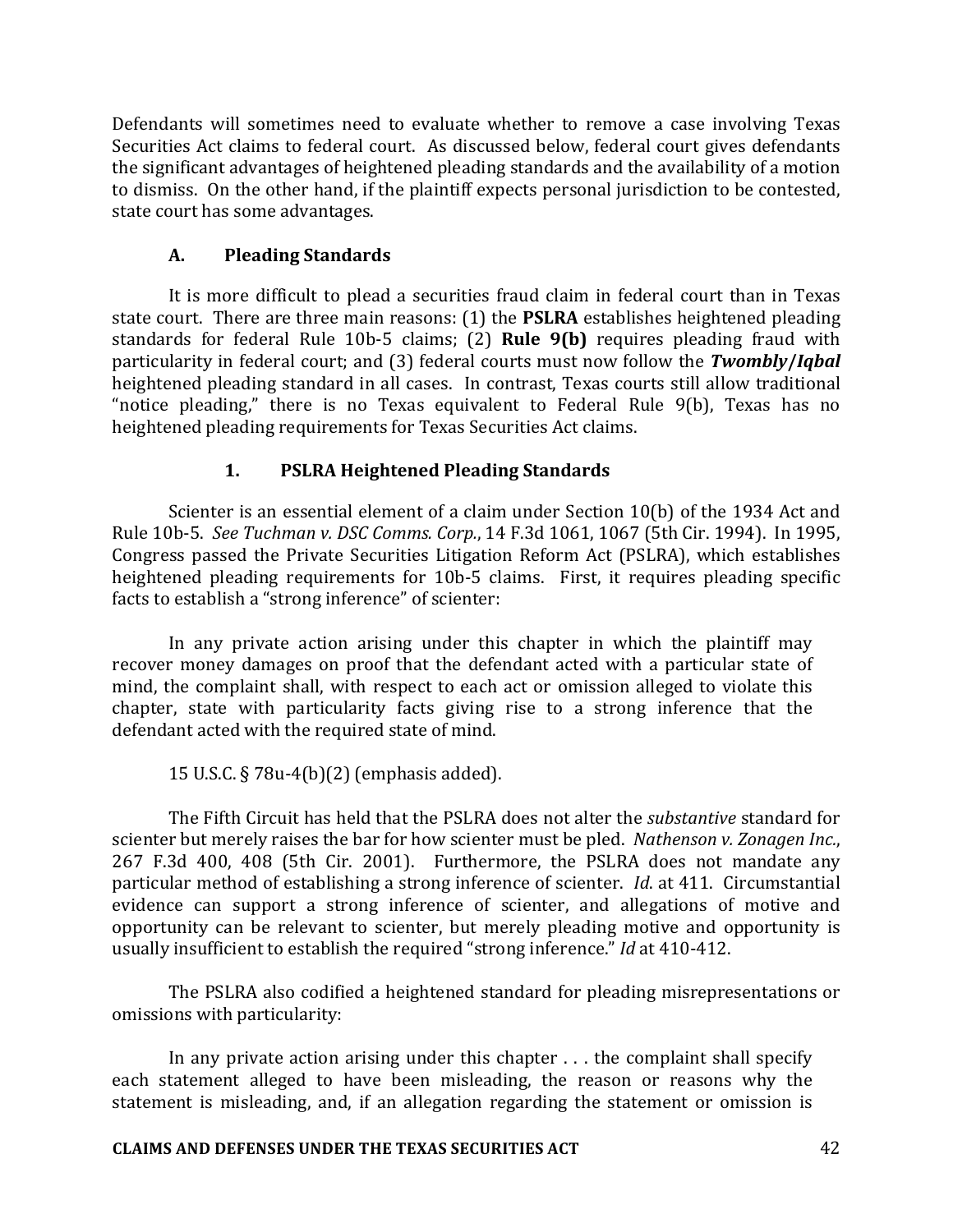Defendants will sometimes need to evaluate whether to remove a case involving Texas Securities Act claims to federal court. As discussed below, federal court gives defendants the significant advantages of heightened pleading standards and the availability of a motion to dismiss. On the other hand, if the plaintiff expects personal jurisdiction to be contested, state court has some advantages.

### A. Pleading Standards

It is more difficult to plead a securities fraud claim in federal court than in Texas state court. There are three main reasons: (1) the **PSLRA** establishes heightened pleading standards for federal Rule 10b-5 claims; (2) **Rule 9(b)** requires pleading fraud with particularity in federal court; and (3) federal courts must now follow the ***Twombly/Iqbal*** heightened pleading standard in all cases. In contrast, Texas courts still allow traditional "notice pleading," there is no Texas equivalent to Federal Rule 9(b), Texas has no heightened pleading requirements for Texas Securities Act claims.

#### 1. PSLRA Heightened Pleading Standards

Scienter is an essential element of a claim under Section 10(b) of the 1934 Act and Rule 10b-5. *See Tuchman v. DSC Comms. Corp.*, 14 F.3d 1061, 1067 (5th Cir. 1994). In 1995, Congress passed the Private Securities Litigation Reform Act (PSLRA), which establishes heightened pleading requirements for 10b-5 claims. First, it requires pleading specific facts to establish a "strong inference" of scienter:

> In any private action arising under this chapter in which the plaintiff may recover money damages on proof that the defendant acted with a particular state of mind, the complaint shall, with respect to each act or omission alleged to violate this chapter, state with particularity facts giving rise to a strong inference that the defendant acted with the required state of mind.
>
> 15 U.S.C. § 78u-4(b)(2) (emphasis added).

The Fifth Circuit has held that the PSLRA does not alter the *substantive* standard for scienter but merely raises the bar for how scienter must be pled. *Nathenson v. Zonagen Inc.*, 267 F.3d 400, 408 (5th Cir. 2001). Furthermore, the PSLRA does not mandate any particular method of establishing a strong inference of scienter. *Id*. at 411. Circumstantial evidence can support a strong inference of scienter, and allegations of motive and opportunity can be relevant to scienter, but merely pleading motive and opportunity is usually insufficient to establish the required "strong inference." *Id* at 410-412.

The PSLRA also codified a heightened standard for pleading misrepresentations or omissions with particularity:

> In any private action arising under this chapter . . . the complaint shall specify each statement alleged to have been misleading, the reason or reasons why the statement is misleading, and, if an allegation regarding the statement or omission is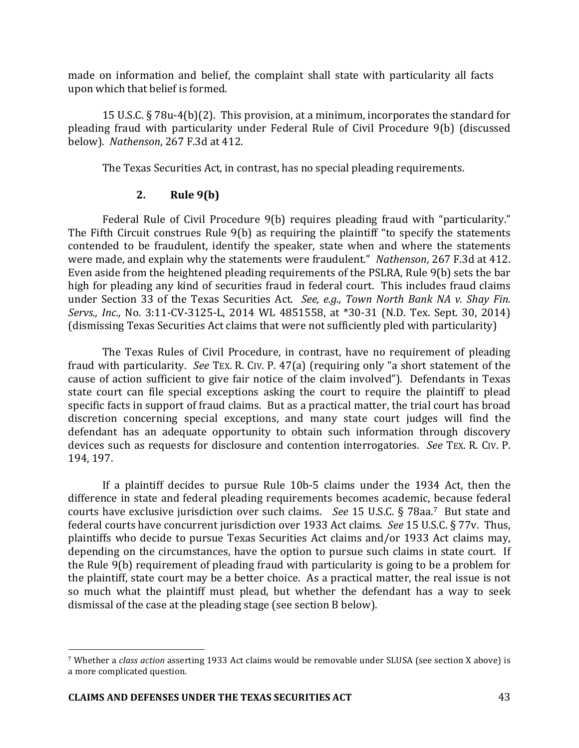made on information and belief, the complaint shall state with particularity all facts upon which that belief is formed.

15 U.S.C. § 78u-4(b)(2). This provision, at a minimum, incorporates the standard for pleading fraud with particularity under Federal Rule of Civil Procedure 9(b) (discussed below). *Nathenson*, 267 F.3d at 412.

The Texas Securities Act, in contrast, has no special pleading requirements.

### 2. Rule 9(b)

Federal Rule of Civil Procedure 9(b) requires pleading fraud with "particularity." The Fifth Circuit construes Rule 9(b) as requiring the plaintiff "to specify the statements contended to be fraudulent, identify the speaker, state when and where the statements were made, and explain why the statements were fraudulent." *Nathenson*, 267 F.3d at 412. Even aside from the heightened pleading requirements of the PSLRA, Rule 9(b) sets the bar high for pleading any kind of securities fraud in federal court. This includes fraud claims under Section 33 of the Texas Securities Act. *See, e.g., Town North Bank NA v. Shay Fin. Servs., Inc.,* No. 3:11-CV-3125-L, 2014 WL 4851558, at *30-31 (N.D. Tex. Sept. 30, 2014) (dismissing Texas Securities Act claims that were not sufficiently pled with particularity)

The Texas Rules of Civil Procedure, in contrast, have no requirement of pleading fraud with particularity. *See* TEX. R. CIV. P. 47(a) (requiring only "a short statement of the cause of action sufficient to give fair notice of the claim involved"). Defendants in Texas state court can file special exceptions asking the court to require the plaintiff to plead specific facts in support of fraud claims. But as a practical matter, the trial court has broad discretion concerning special exceptions, and many state court judges will find the defendant has an adequate opportunity to obtain such information through discovery devices such as requests for disclosure and contention interrogatories. *See* TEX. R. CIV. P. 194, 197.

If a plaintiff decides to pursue Rule 10b-5 claims under the 1934 Act, then the difference in state and federal pleading requirements becomes academic, because federal courts have exclusive jurisdiction over such claims. *See* 15 U.S.C. § 78aa.[7] But state and federal courts have concurrent jurisdiction over 1933 Act claims. *See* 15 U.S.C. § 77v. Thus, plaintiffs who decide to pursue Texas Securities Act claims and/or 1933 Act claims may, depending on the circumstances, have the option to pursue such claims in state court. If the Rule 9(b) requirement of pleading fraud with particularity is going to be a problem for the plaintiff, state court may be a better choice. As a practical matter, the real issue is not so much what the plaintiff must plead, but whether the defendant has a way to seek dismissal of the case at the pleading stage (see section B below).

[7] Whether a *class action* asserting 1933 Act claims would be removable under SLUSA (see section X above) is a more complicated question.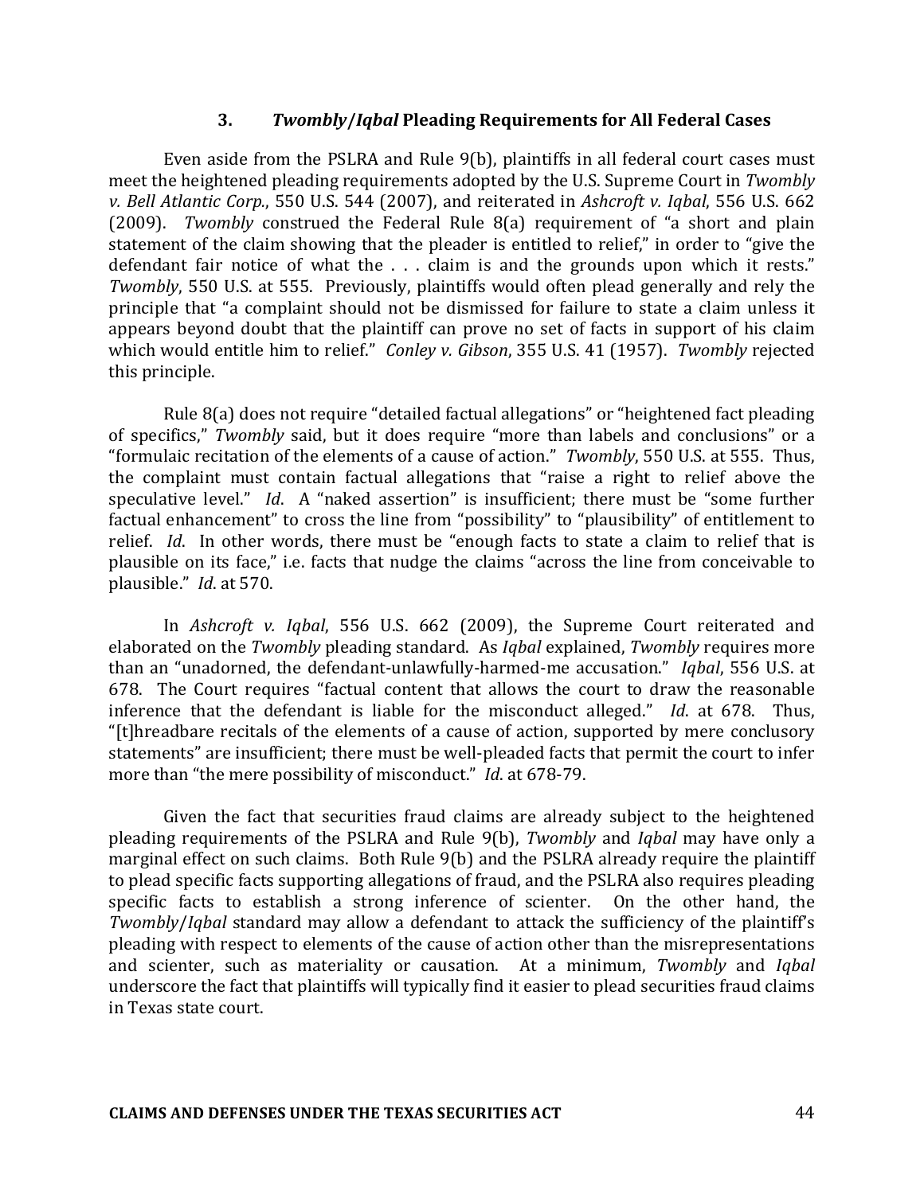### 3. *Twombly*/*Iqbal* Pleading Requirements for All Federal Cases

Even aside from the PSLRA and Rule 9(b), plaintiffs in all federal court cases must meet the heightened pleading requirements adopted by the U.S. Supreme Court in *Twombly v. Bell Atlantic Corp.*, 550 U.S. 544 (2007), and reiterated in *Ashcroft v. Iqbal*, 556 U.S. 662 (2009). *Twombly* construed the Federal Rule 8(a) requirement of "a short and plain statement of the claim showing that the pleader is entitled to relief," in order to "give the defendant fair notice of what the . . . claim is and the grounds upon which it rests." *Twombly*, 550 U.S. at 555. Previously, plaintiffs would often plead generally and rely the principle that "a complaint should not be dismissed for failure to state a claim unless it appears beyond doubt that the plaintiff can prove no set of facts in support of his claim which would entitle him to relief." *Conley v. Gibson*, 355 U.S. 41 (1957). *Twombly* rejected this principle.

Rule 8(a) does not require "detailed factual allegations" or "heightened fact pleading of specifics," *Twombly* said, but it does require "more than labels and conclusions" or a "formulaic recitation of the elements of a cause of action." *Twombly*, 550 U.S. at 555. Thus, the complaint must contain factual allegations that "raise a right to relief above the speculative level." *Id*. A "naked assertion" is insufficient; there must be "some further factual enhancement" to cross the line from "possibility" to "plausibility" of entitlement to relief. *Id*. In other words, there must be "enough facts to state a claim to relief that is plausible on its face," i.e. facts that nudge the claims "across the line from conceivable to plausible." *Id*. at 570.

In *Ashcroft v. Iqbal*, 556 U.S. 662 (2009), the Supreme Court reiterated and elaborated on the *Twombly* pleading standard. As *Iqbal* explained, *Twombly* requires more than an "unadorned, the defendant-unlawfully-harmed-me accusation." *Iqbal*, 556 U.S. at 678. The Court requires "factual content that allows the court to draw the reasonable inference that the defendant is liable for the misconduct alleged." *Id*. at 678. Thus, "[t]hreadbare recitals of the elements of a cause of action, supported by mere conclusory statements" are insufficient; there must be well-pleaded facts that permit the court to infer more than "the mere possibility of misconduct." *Id*. at 678-79.

Given the fact that securities fraud claims are already subject to the heightened pleading requirements of the PSLRA and Rule 9(b), *Twombly* and *Iqbal* may have only a marginal effect on such claims. Both Rule 9(b) and the PSLRA already require the plaintiff to plead specific facts supporting allegations of fraud, and the PSLRA also requires pleading specific facts to establish a strong inference of scienter. On the other hand, the *Twombly*/*Iqbal* standard may allow a defendant to attack the sufficiency of the plaintiff's pleading with respect to elements of the cause of action other than the misrepresentations and scienter, such as materiality or causation. At a minimum, *Twombly* and *Iqbal* underscore the fact that plaintiffs will typically find it easier to plead securities fraud claims in Texas state court.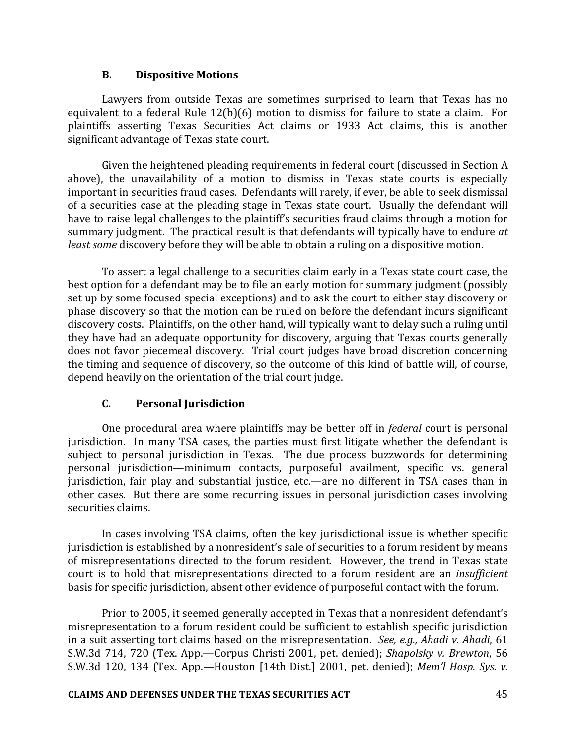### B. Dispositive Motions

Lawyers from outside Texas are sometimes surprised to learn that Texas has no equivalent to a federal Rule 12(b)(6) motion to dismiss for failure to state a claim. For plaintiffs asserting Texas Securities Act claims or 1933 Act claims, this is another significant advantage of Texas state court.

Given the heightened pleading requirements in federal court (discussed in Section A above), the unavailability of a motion to dismiss in Texas state courts is especially important in securities fraud cases. Defendants will rarely, if ever, be able to seek dismissal of a securities case at the pleading stage in Texas state court. Usually the defendant will have to raise legal challenges to the plaintiff's securities fraud claims through a motion for summary judgment. The practical result is that defendants will typically have to endure *at least some* discovery before they will be able to obtain a ruling on a dispositive motion.

To assert a legal challenge to a securities claim early in a Texas state court case, the best option for a defendant may be to file an early motion for summary judgment (possibly set up by some focused special exceptions) and to ask the court to either stay discovery or phase discovery so that the motion can be ruled on before the defendant incurs significant discovery costs. Plaintiffs, on the other hand, will typically want to delay such a ruling until they have had an adequate opportunity for discovery, arguing that Texas courts generally does not favor piecemeal discovery. Trial court judges have broad discretion concerning the timing and sequence of discovery, so the outcome of this kind of battle will, of course, depend heavily on the orientation of the trial court judge.

### C. Personal Jurisdiction

One procedural area where plaintiffs may be better off in *federal* court is personal jurisdiction. In many TSA cases, the parties must first litigate whether the defendant is subject to personal jurisdiction in Texas. The due process buzzwords for determining personal jurisdiction—minimum contacts, purposeful availment, specific vs. general jurisdiction, fair play and substantial justice, etc.—are no different in TSA cases than in other cases. But there are some recurring issues in personal jurisdiction cases involving securities claims.

In cases involving TSA claims, often the key jurisdictional issue is whether specific jurisdiction is established by a nonresident's sale of securities to a forum resident by means of misrepresentations directed to the forum resident. However, the trend in Texas state court is to hold that misrepresentations directed to a forum resident are an *insufficient* basis for specific jurisdiction, absent other evidence of purposeful contact with the forum.

Prior to 2005, it seemed generally accepted in Texas that a nonresident defendant's misrepresentation to a forum resident could be sufficient to establish specific jurisdiction in a suit asserting tort claims based on the misrepresentation. *See, e.g., Ahadi v. Ahadi*, 61 S.W.3d 714, 720 (Tex. App.—Corpus Christi 2001, pet. denied); *Shapolsky v. Brewton*, 56 S.W.3d 120, 134 (Tex. App.—Houston [14th Dist.] 2001, pet. denied); *Mem'l Hosp. Sys. v.*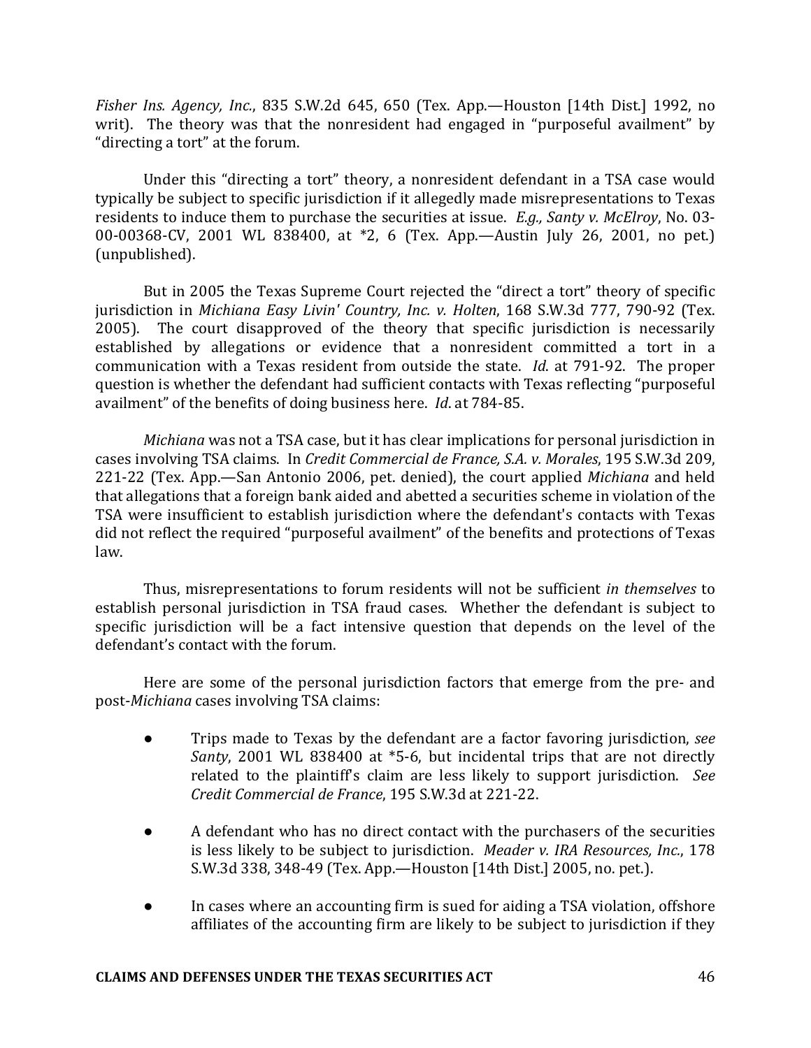*Fisher Ins. Agency, Inc.*, 835 S.W.2d 645, 650 (Tex. App.—Houston [14th Dist.] 1992, no writ). The theory was that the nonresident had engaged in "purposeful availment" by "directing a tort" at the forum.

Under this "directing a tort" theory, a nonresident defendant in a TSA case would typically be subject to specific jurisdiction if it allegedly made misrepresentations to Texas residents to induce them to purchase the securities at issue. *E.g., Santy v. McElroy*, No. 03-00-00368-CV, 2001 WL 838400, at *2, 6 (Tex. App.—Austin July 26, 2001, no pet.) (unpublished).

But in 2005 the Texas Supreme Court rejected the "direct a tort" theory of specific jurisdiction in *Michiana Easy Livin' Country, Inc. v. Holten*, 168 S.W.3d 777, 790-92 (Tex. 2005). The court disapproved of the theory that specific jurisdiction is necessarily established by allegations or evidence that a nonresident committed a tort in a communication with a Texas resident from outside the state. *Id*. at 791-92. The proper question is whether the defendant had sufficient contacts with Texas reflecting "purposeful availment" of the benefits of doing business here. *Id*. at 784-85.

*Michiana* was not a TSA case, but it has clear implications for personal jurisdiction in cases involving TSA claims. In *Credit Commercial de France, S.A. v. Morales*, 195 S.W.3d 209, 221-22 (Tex. App.—San Antonio 2006, pet. denied), the court applied *Michiana* and held that allegations that a foreign bank aided and abetted a securities scheme in violation of the TSA were insufficient to establish jurisdiction where the defendant's contacts with Texas did not reflect the required "purposeful availment" of the benefits and protections of Texas law.

Thus, misrepresentations to forum residents will not be sufficient *in themselves* to establish personal jurisdiction in TSA fraud cases. Whether the defendant is subject to specific jurisdiction will be a fact intensive question that depends on the level of the defendant's contact with the forum.

Here are some of the personal jurisdiction factors that emerge from the pre- and post-*Michiana* cases involving TSA claims:

- Trips made to Texas by the defendant are a factor favoring jurisdiction, *see Santy*, 2001 WL 838400 at *5-6, but incidental trips that are not directly related to the plaintiff's claim are less likely to support jurisdiction. *See Credit Commercial de France*, 195 S.W.3d at 221-22.
- A defendant who has no direct contact with the purchasers of the securities is less likely to be subject to jurisdiction. *Meader v. IRA Resources, Inc.*, 178 S.W.3d 338, 348-49 (Tex. App.—Houston [14th Dist.] 2005, no. pet.).
- In cases where an accounting firm is sued for aiding a TSA violation, offshore affiliates of the accounting firm are likely to be subject to jurisdiction if they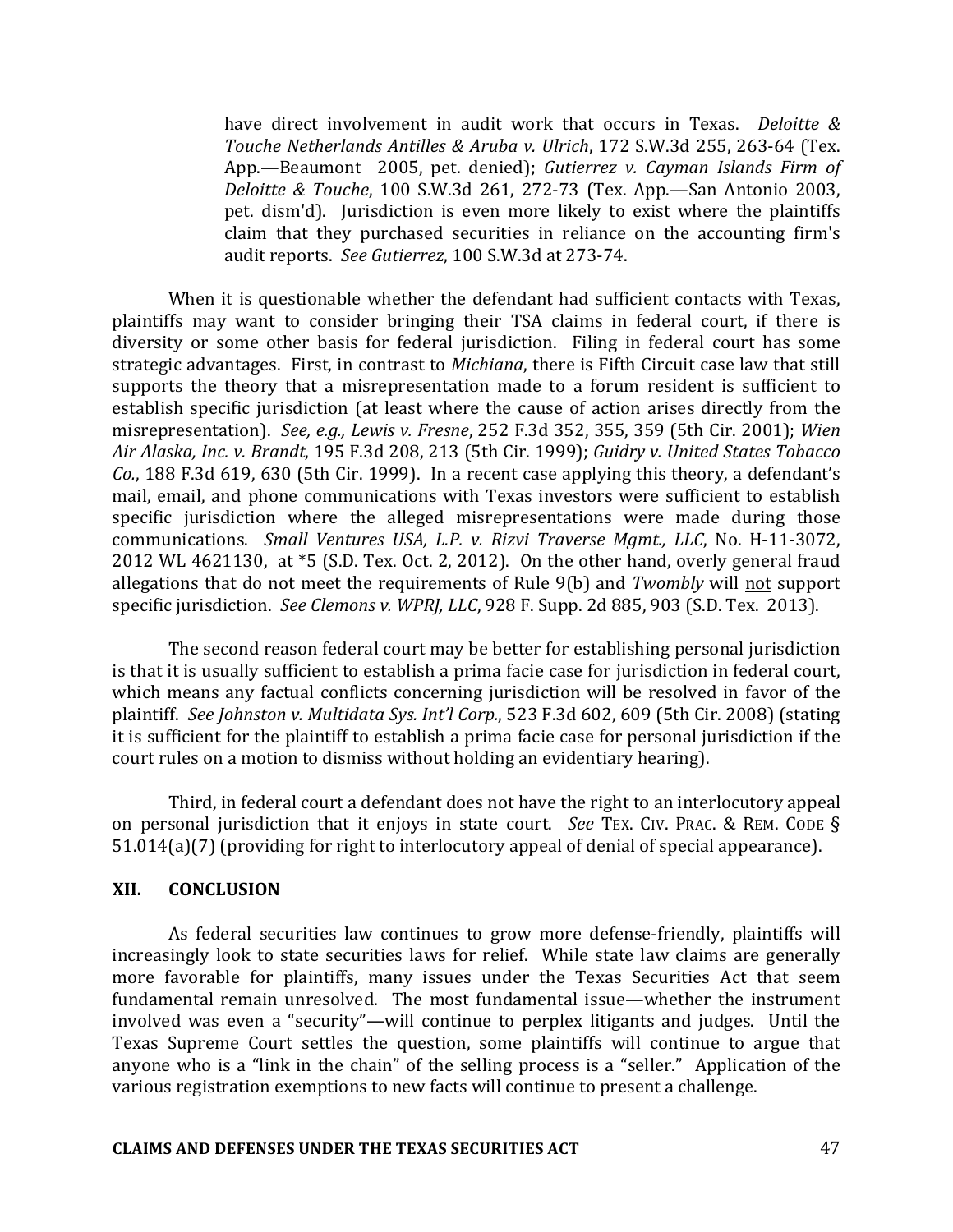have direct involvement in audit work that occurs in Texas. *Deloitte & Touche Netherlands Antilles & Aruba v. Ulrich*, 172 S.W.3d 255, 263-64 (Tex. App.—Beaumont 2005, pet. denied); *Gutierrez v. Cayman Islands Firm of Deloitte & Touche*, 100 S.W.3d 261, 272-73 (Tex. App.—San Antonio 2003, pet. dism'd). Jurisdiction is even more likely to exist where the plaintiffs claim that they purchased securities in reliance on the accounting firm's audit reports. *See Gutierrez*, 100 S.W.3d at 273-74.

When it is questionable whether the defendant had sufficient contacts with Texas, plaintiffs may want to consider bringing their TSA claims in federal court, if there is diversity or some other basis for federal jurisdiction. Filing in federal court has some strategic advantages. First, in contrast to *Michiana*, there is Fifth Circuit case law that still supports the theory that a misrepresentation made to a forum resident is sufficient to establish specific jurisdiction (at least where the cause of action arises directly from the misrepresentation). *See, e.g., Lewis v. Fresne*, 252 F.3d 352, 355, 359 (5th Cir. 2001); *Wien Air Alaska, Inc. v. Brandt*, 195 F.3d 208, 213 (5th Cir. 1999); *Guidry v. United States Tobacco Co.*, 188 F.3d 619, 630 (5th Cir. 1999). In a recent case applying this theory, a defendant's mail, email, and phone communications with Texas investors were sufficient to establish specific jurisdiction where the alleged misrepresentations were made during those communications. *Small Ventures USA, L.P. v. Rizvi Traverse Mgmt., LLC*, No. H-11-3072, 2012 WL 4621130, at *5 (S.D. Tex. Oct. 2, 2012). On the other hand, overly general fraud allegations that do not meet the requirements of Rule 9(b) and *Twombly* will <u>not</u> support specific jurisdiction. *See Clemons v. WPRJ, LLC*, 928 F. Supp. 2d 885, 903 (S.D. Tex. 2013).

The second reason federal court may be better for establishing personal jurisdiction is that it is usually sufficient to establish a prima facie case for jurisdiction in federal court, which means any factual conflicts concerning jurisdiction will be resolved in favor of the plaintiff. *See Johnston v. Multidata Sys. Int'l Corp.*, 523 F.3d 602, 609 (5th Cir. 2008) (stating it is sufficient for the plaintiff to establish a prima facie case for personal jurisdiction if the court rules on a motion to dismiss without holding an evidentiary hearing).

Third, in federal court a defendant does not have the right to an interlocutory appeal on personal jurisdiction that it enjoys in state court. *See* TEX. CIV. PRAC. & REM. CODE § 51.014(a)(7) (providing for right to interlocutory appeal of denial of special appearance).

## XII. CONCLUSION

As federal securities law continues to grow more defense-friendly, plaintiffs will increasingly look to state securities laws for relief. While state law claims are generally more favorable for plaintiffs, many issues under the Texas Securities Act that seem fundamental remain unresolved. The most fundamental issue—whether the instrument involved was even a "security"—will continue to perplex litigants and judges. Until the Texas Supreme Court settles the question, some plaintiffs will continue to argue that anyone who is a "link in the chain" of the selling process is a "seller." Application of the various registration exemptions to new facts will continue to present a challenge.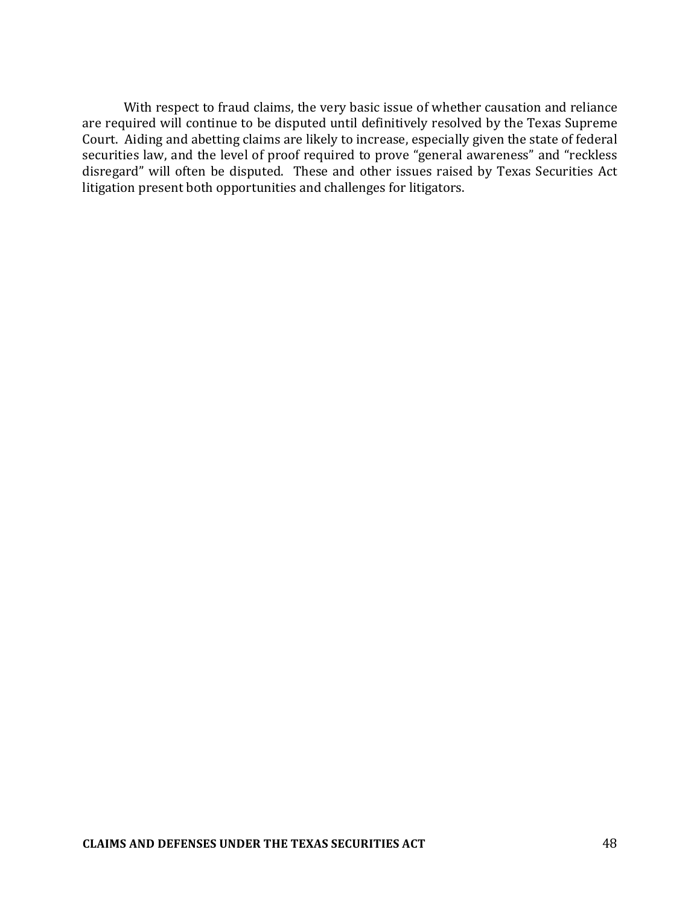With respect to fraud claims, the very basic issue of whether causation and reliance are required will continue to be disputed until definitively resolved by the Texas Supreme Court. Aiding and abetting claims are likely to increase, especially given the state of federal securities law, and the level of proof required to prove "general awareness" and "reckless disregard" will often be disputed. These and other issues raised by Texas Securities Act litigation present both opportunities and challenges for litigators.